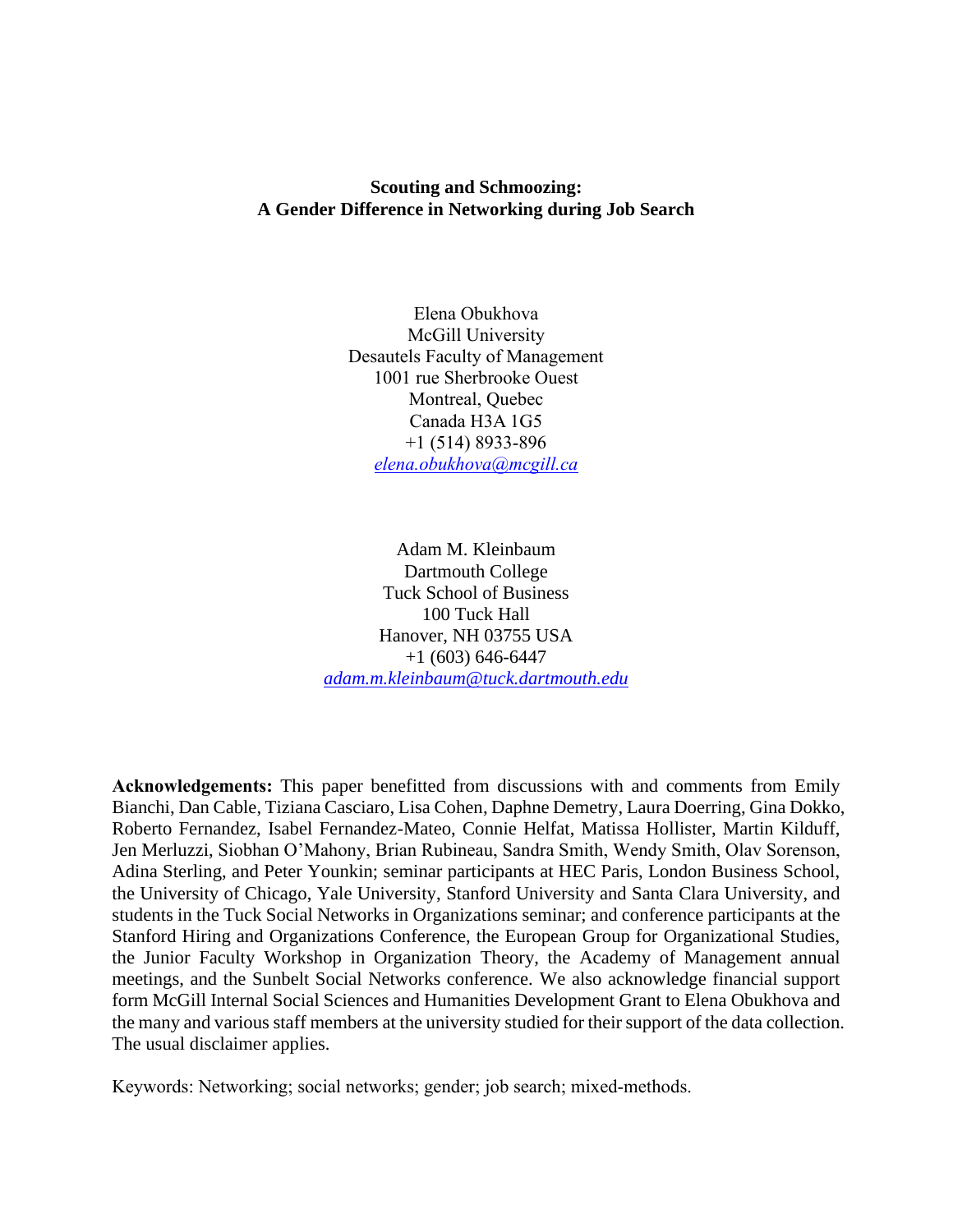**Scouting and Schmoozing:**
**A Gender Difference in Networking during Job Search**

Elena Obukhova
McGill University
Desautels Faculty of Management
1001 rue Sherbrooke Ouest
Montreal, Quebec
Canada H3A 1G5
+1 (514) 8933-896
*elena.obukhova@mcgill.ca*

Adam M. Kleinbaum
Dartmouth College
Tuck School of Business
100 Tuck Hall
Hanover, NH 03755 USA
+1 (603) 646-6447
*adam.m.kleinbaum@tuck.dartmouth.edu*

**Acknowledgements:** This paper benefitted from discussions with and comments from Emily Bianchi, Dan Cable, Tiziana Casciaro, Lisa Cohen, Daphne Demetry, Laura Doerring, Gina Dokko, Roberto Fernandez, Isabel Fernandez-Mateo, Connie Helfat, Matissa Hollister, Martin Kilduff, Jen Merluzzi, Siobhan O'Mahony, Brian Rubineau, Sandra Smith, Wendy Smith, Olav Sorenson, Adina Sterling, and Peter Younkin; seminar participants at HEC Paris, London Business School, the University of Chicago, Yale University, Stanford University and Santa Clara University, and students in the Tuck Social Networks in Organizations seminar; and conference participants at the Stanford Hiring and Organizations Conference, the European Group for Organizational Studies, the Junior Faculty Workshop in Organization Theory, the Academy of Management annual meetings, and the Sunbelt Social Networks conference. We also acknowledge financial support form McGill Internal Social Sciences and Humanities Development Grant to Elena Obukhova and the many and various staff members at the university studied for their support of the data collection. The usual disclaimer applies.

Keywords: Networking; social networks; gender; job search; mixed-methods.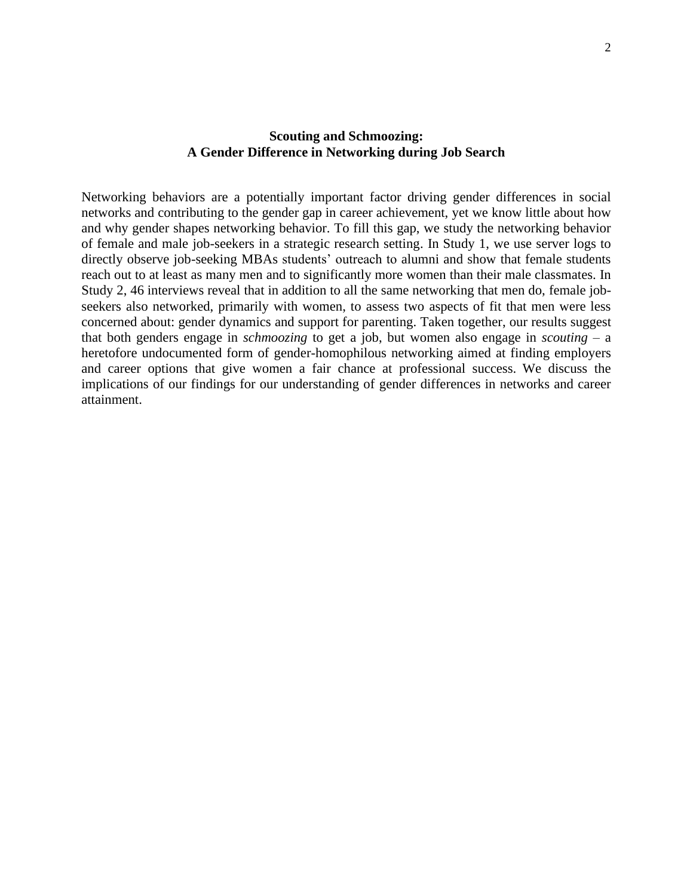# Scouting and Schmoozing:
# A Gender Difference in Networking during Job Search

Networking behaviors are a potentially important factor driving gender differences in social networks and contributing to the gender gap in career achievement, yet we know little about how and why gender shapes networking behavior. To fill this gap, we study the networking behavior of female and male job-seekers in a strategic research setting. In Study 1, we use server logs to directly observe job-seeking MBAs students' outreach to alumni and show that female students reach out to at least as many men and to significantly more women than their male classmates. In Study 2, 46 interviews reveal that in addition to all the same networking that men do, female job-seekers also networked, primarily with women, to assess two aspects of fit that men were less concerned about: gender dynamics and support for parenting. Taken together, our results suggest that both genders engage in *schmoozing* to get a job, but women also engage in *scouting* – a heretofore undocumented form of gender-homophilous networking aimed at finding employers and career options that give women a fair chance at professional success. We discuss the implications of our findings for our understanding of gender differences in networks and career attainment.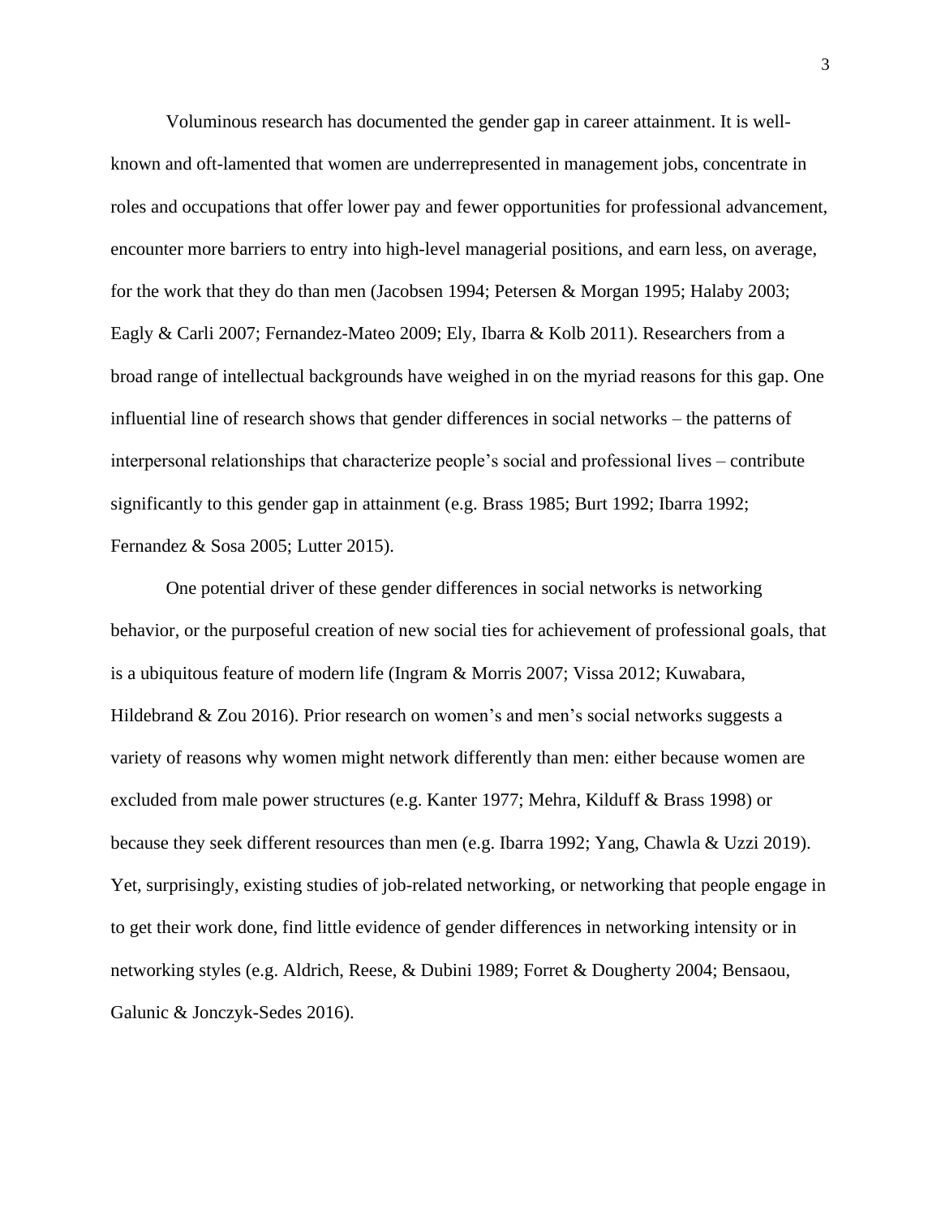Voluminous research has documented the gender gap in career attainment. It is well-known and oft-lamented that women are underrepresented in management jobs, concentrate in roles and occupations that offer lower pay and fewer opportunities for professional advancement, encounter more barriers to entry into high-level managerial positions, and earn less, on average, for the work that they do than men (Jacobsen 1994; Petersen & Morgan 1995; Halaby 2003; Eagly & Carli 2007; Fernandez-Mateo 2009; Ely, Ibarra & Kolb 2011). Researchers from a broad range of intellectual backgrounds have weighed in on the myriad reasons for this gap. One influential line of research shows that gender differences in social networks – the patterns of interpersonal relationships that characterize people's social and professional lives – contribute significantly to this gender gap in attainment (e.g. Brass 1985; Burt 1992; Ibarra 1992; Fernandez & Sosa 2005; Lutter 2015).

One potential driver of these gender differences in social networks is networking behavior, or the purposeful creation of new social ties for achievement of professional goals, that is a ubiquitous feature of modern life (Ingram & Morris 2007; Vissa 2012; Kuwabara, Hildebrand & Zou 2016). Prior research on women's and men's social networks suggests a variety of reasons why women might network differently than men: either because women are excluded from male power structures (e.g. Kanter 1977; Mehra, Kilduff & Brass 1998) or because they seek different resources than men (e.g. Ibarra 1992; Yang, Chawla & Uzzi 2019). Yet, surprisingly, existing studies of job-related networking, or networking that people engage in to get their work done, find little evidence of gender differences in networking intensity or in networking styles (e.g. Aldrich, Reese, & Dubini 1989; Forret & Dougherty 2004; Bensaou, Galunic & Jonczyk-Sedes 2016).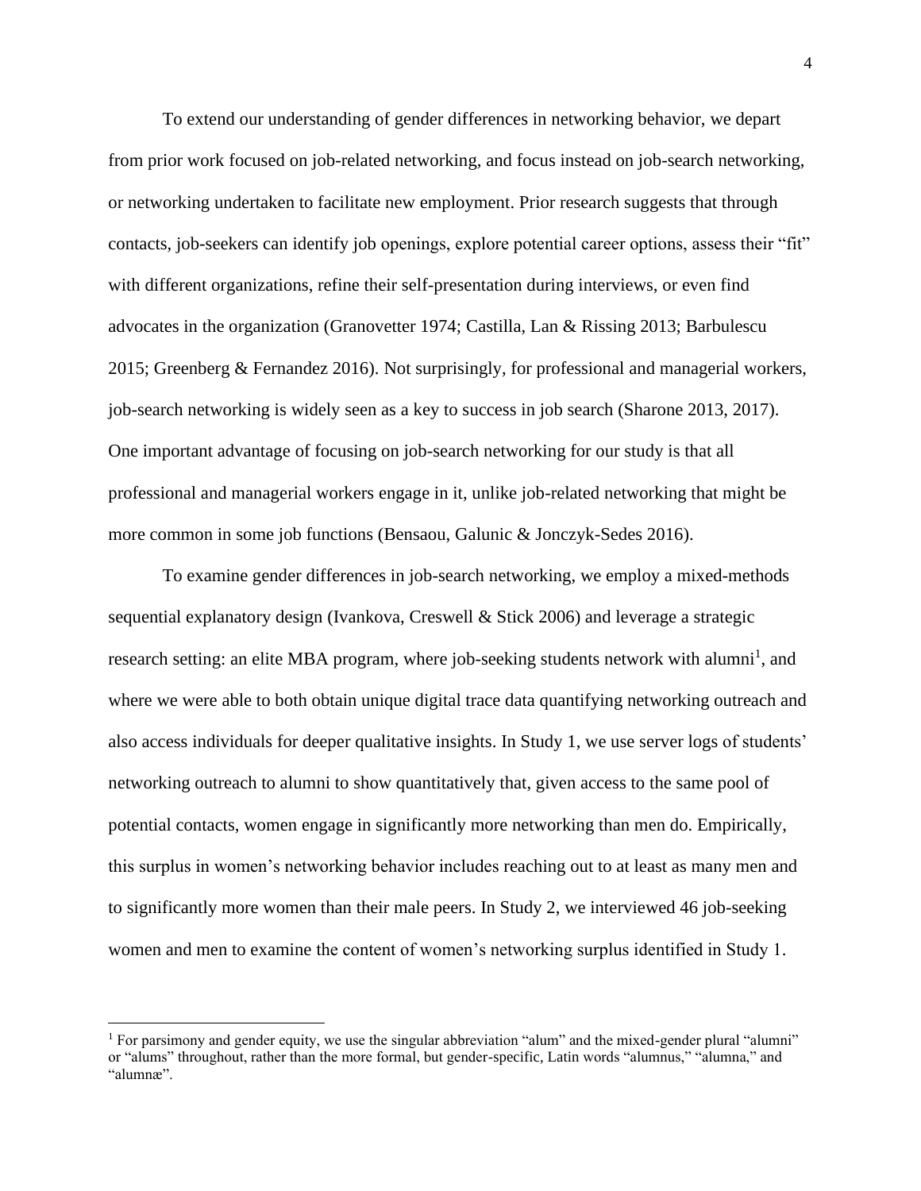To extend our understanding of gender differences in networking behavior, we depart from prior work focused on job-related networking, and focus instead on job-search networking, or networking undertaken to facilitate new employment. Prior research suggests that through contacts, job-seekers can identify job openings, explore potential career options, assess their "fit" with different organizations, refine their self-presentation during interviews, or even find advocates in the organization (Granovetter 1974; Castilla, Lan & Rissing 2013; Barbulescu 2015; Greenberg & Fernandez 2016). Not surprisingly, for professional and managerial workers, job-search networking is widely seen as a key to success in job search (Sharone 2013, 2017). One important advantage of focusing on job-search networking for our study is that all professional and managerial workers engage in it, unlike job-related networking that might be more common in some job functions (Bensaou, Galunic & Jonczyk-Sedes 2016).

To examine gender differences in job-search networking, we employ a mixed-methods sequential explanatory design (Ivankova, Creswell & Stick 2006) and leverage a strategic research setting: an elite MBA program, where job-seeking students network with alumni[1], and where we were able to both obtain unique digital trace data quantifying networking outreach and also access individuals for deeper qualitative insights. In Study 1, we use server logs of students' networking outreach to alumni to show quantitatively that, given access to the same pool of potential contacts, women engage in significantly more networking than men do. Empirically, this surplus in women's networking behavior includes reaching out to at least as many men and to significantly more women than their male peers. In Study 2, we interviewed 46 job-seeking women and men to examine the content of women's networking surplus identified in Study 1.

[1] For parsimony and gender equity, we use the singular abbreviation "alum" and the mixed-gender plural "alumni" or "alums" throughout, rather than the more formal, but gender-specific, Latin words "alumnus," "alumna," and "alumnæ".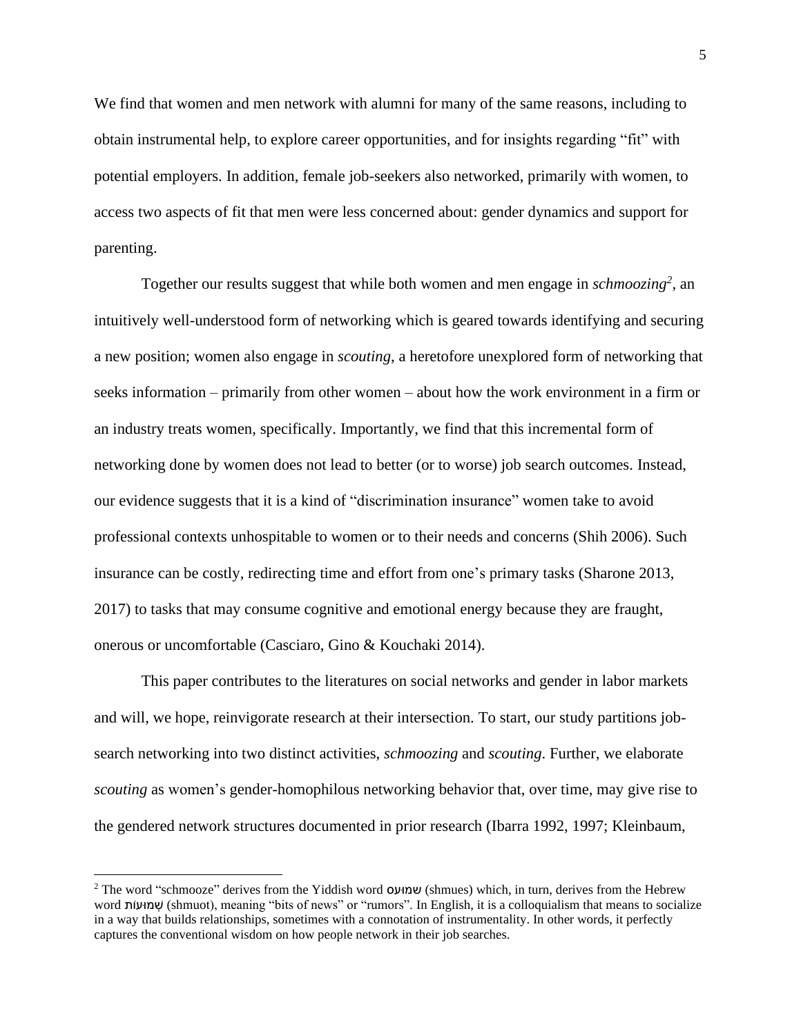We find that women and men network with alumni for many of the same reasons, including to obtain instrumental help, to explore career opportunities, and for insights regarding "fit" with potential employers. In addition, female job-seekers also networked, primarily with women, to access two aspects of fit that men were less concerned about: gender dynamics and support for parenting.

Together our results suggest that while both women and men engage in *schmoozing*[2], an intuitively well-understood form of networking which is geared towards identifying and securing a new position; women also engage in *scouting*, a heretofore unexplored form of networking that seeks information – primarily from other women – about how the work environment in a firm or an industry treats women, specifically. Importantly, we find that this incremental form of networking done by women does not lead to better (or to worse) job search outcomes. Instead, our evidence suggests that it is a kind of "discrimination insurance" women take to avoid professional contexts unhospitable to women or to their needs and concerns (Shih 2006). Such insurance can be costly, redirecting time and effort from one's primary tasks (Sharone 2013, 2017) to tasks that may consume cognitive and emotional energy because they are fraught, onerous or uncomfortable (Casciaro, Gino & Kouchaki 2014).

This paper contributes to the literatures on social networks and gender in labor markets and will, we hope, reinvigorate research at their intersection. To start, our study partitions job-search networking into two distinct activities, *schmoozing* and *scouting*. Further, we elaborate *scouting* as women's gender-homophilous networking behavior that, over time, may give rise to the gendered network structures documented in prior research (Ibarra 1992, 1997; Kleinbaum,

[2] The word "schmooze" derives from the Yiddish word שמועס (shmues) which, in turn, derives from the Hebrew word שְׁמוּעוֹת (shmuot), meaning "bits of news" or "rumors". In English, it is a colloquialism that means to socialize in a way that builds relationships, sometimes with a connotation of instrumentality. In other words, it perfectly captures the conventional wisdom on how people network in their job searches.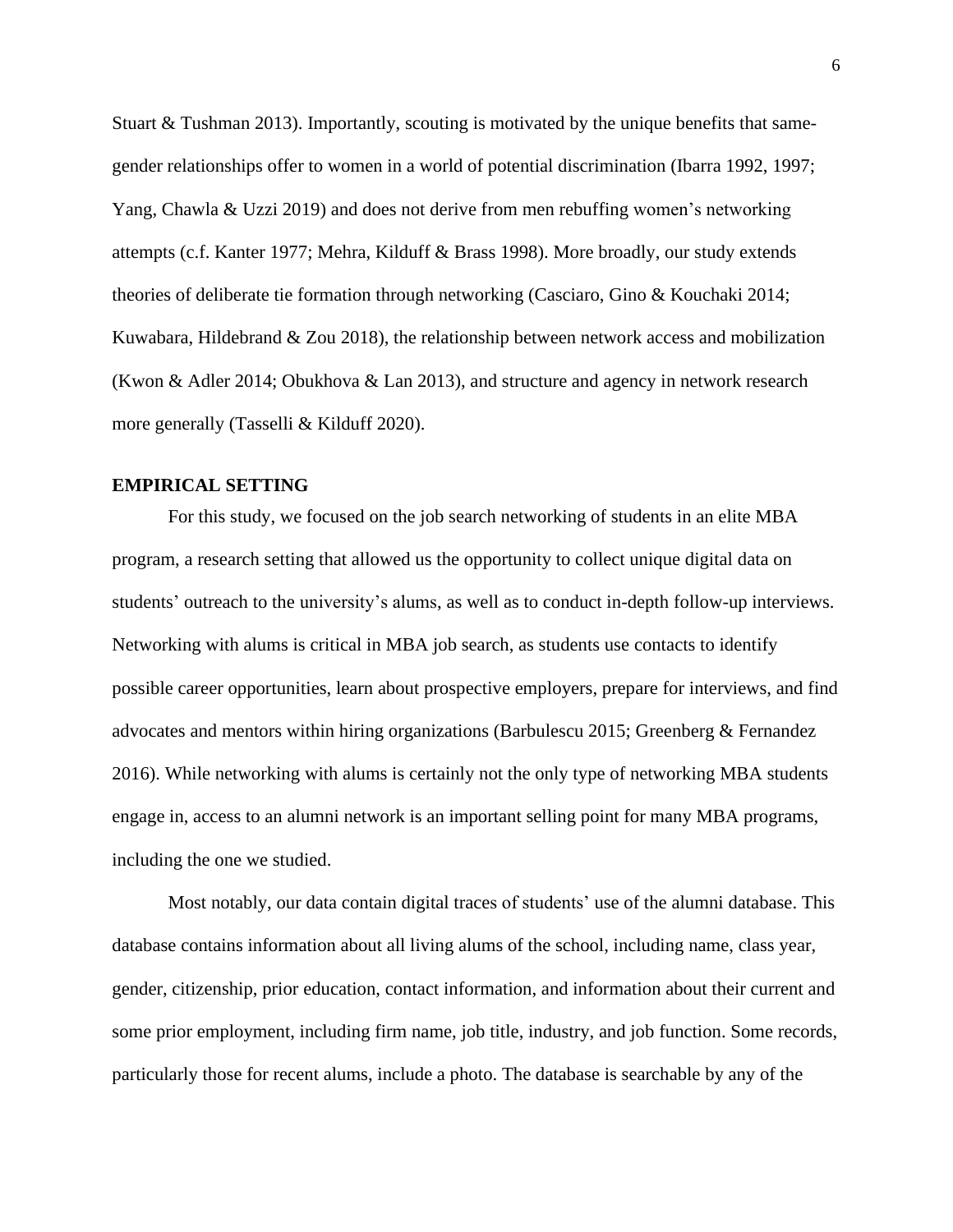Stuart & Tushman 2013). Importantly, scouting is motivated by the unique benefits that same-gender relationships offer to women in a world of potential discrimination (Ibarra 1992, 1997; Yang, Chawla & Uzzi 2019) and does not derive from men rebuffing women's networking attempts (c.f. Kanter 1977; Mehra, Kilduff & Brass 1998). More broadly, our study extends theories of deliberate tie formation through networking (Casciaro, Gino & Kouchaki 2014; Kuwabara, Hildebrand & Zou 2018), the relationship between network access and mobilization (Kwon & Adler 2014; Obukhova & Lan 2013), and structure and agency in network research more generally (Tasselli & Kilduff 2020).

## EMPIRICAL SETTING

For this study, we focused on the job search networking of students in an elite MBA program, a research setting that allowed us the opportunity to collect unique digital data on students' outreach to the university's alums, as well as to conduct in-depth follow-up interviews. Networking with alums is critical in MBA job search, as students use contacts to identify possible career opportunities, learn about prospective employers, prepare for interviews, and find advocates and mentors within hiring organizations (Barbulescu 2015; Greenberg & Fernandez 2016). While networking with alums is certainly not the only type of networking MBA students engage in, access to an alumni network is an important selling point for many MBA programs, including the one we studied.

Most notably, our data contain digital traces of students' use of the alumni database. This database contains information about all living alums of the school, including name, class year, gender, citizenship, prior education, contact information, and information about their current and some prior employment, including firm name, job title, industry, and job function. Some records, particularly those for recent alums, include a photo. The database is searchable by any of the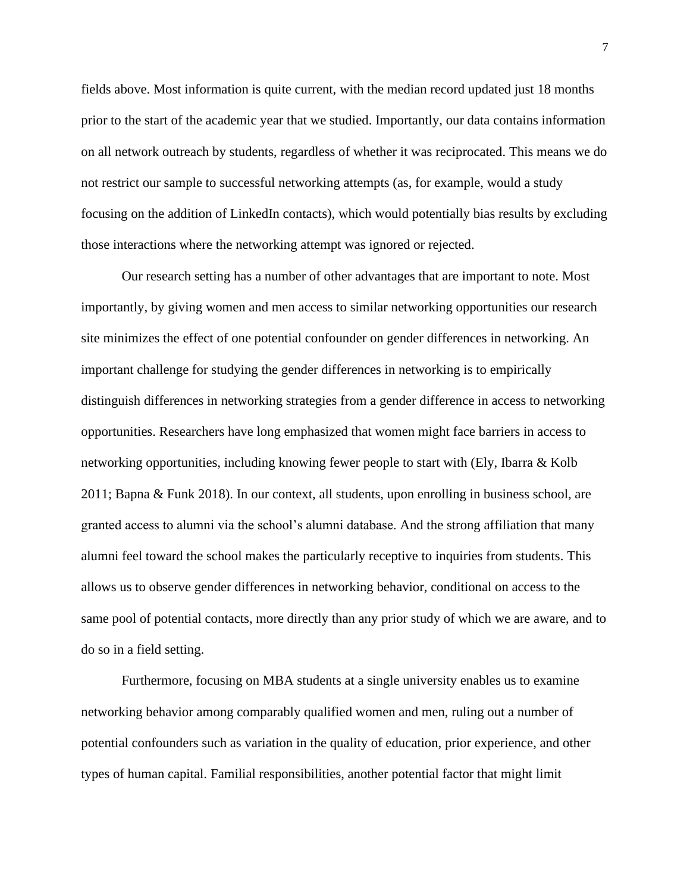fields above. Most information is quite current, with the median record updated just 18 months prior to the start of the academic year that we studied. Importantly, our data contains information on all network outreach by students, regardless of whether it was reciprocated. This means we do not restrict our sample to successful networking attempts (as, for example, would a study focusing on the addition of LinkedIn contacts), which would potentially bias results by excluding those interactions where the networking attempt was ignored or rejected.

Our research setting has a number of other advantages that are important to note. Most importantly, by giving women and men access to similar networking opportunities our research site minimizes the effect of one potential confounder on gender differences in networking. An important challenge for studying the gender differences in networking is to empirically distinguish differences in networking strategies from a gender difference in access to networking opportunities. Researchers have long emphasized that women might face barriers in access to networking opportunities, including knowing fewer people to start with (Ely, Ibarra & Kolb 2011; Bapna & Funk 2018). In our context, all students, upon enrolling in business school, are granted access to alumni via the school's alumni database. And the strong affiliation that many alumni feel toward the school makes the particularly receptive to inquiries from students. This allows us to observe gender differences in networking behavior, conditional on access to the same pool of potential contacts, more directly than any prior study of which we are aware, and to do so in a field setting.

Furthermore, focusing on MBA students at a single university enables us to examine networking behavior among comparably qualified women and men, ruling out a number of potential confounders such as variation in the quality of education, prior experience, and other types of human capital. Familial responsibilities, another potential factor that might limit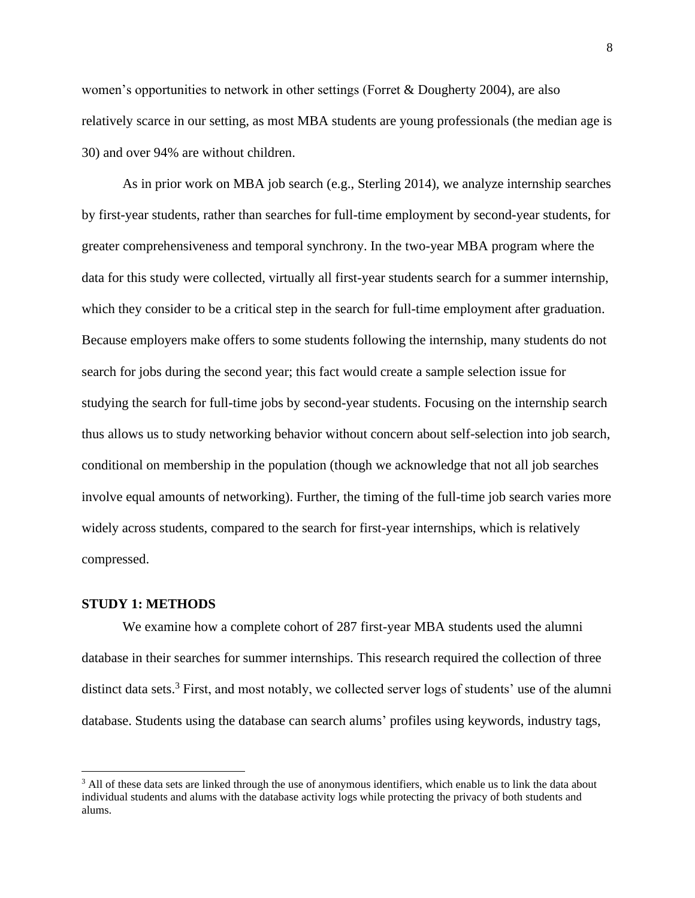women's opportunities to network in other settings (Forret & Dougherty 2004), are also relatively scarce in our setting, as most MBA students are young professionals (the median age is 30) and over 94% are without children.

As in prior work on MBA job search (e.g., Sterling 2014), we analyze internship searches by first-year students, rather than searches for full-time employment by second-year students, for greater comprehensiveness and temporal synchrony. In the two-year MBA program where the data for this study were collected, virtually all first-year students search for a summer internship, which they consider to be a critical step in the search for full-time employment after graduation. Because employers make offers to some students following the internship, many students do not search for jobs during the second year; this fact would create a sample selection issue for studying the search for full-time jobs by second-year students. Focusing on the internship search thus allows us to study networking behavior without concern about self-selection into job search, conditional on membership in the population (though we acknowledge that not all job searches involve equal amounts of networking). Further, the timing of the full-time job search varies more widely across students, compared to the search for first-year internships, which is relatively compressed.

## STUDY 1: METHODS

We examine how a complete cohort of 287 first-year MBA students used the alumni database in their searches for summer internships. This research required the collection of three distinct data sets.[3] First, and most notably, we collected server logs of students' use of the alumni database. Students using the database can search alums' profiles using keywords, industry tags,

[3] All of these data sets are linked through the use of anonymous identifiers, which enable us to link the data about individual students and alums with the database activity logs while protecting the privacy of both students and alums.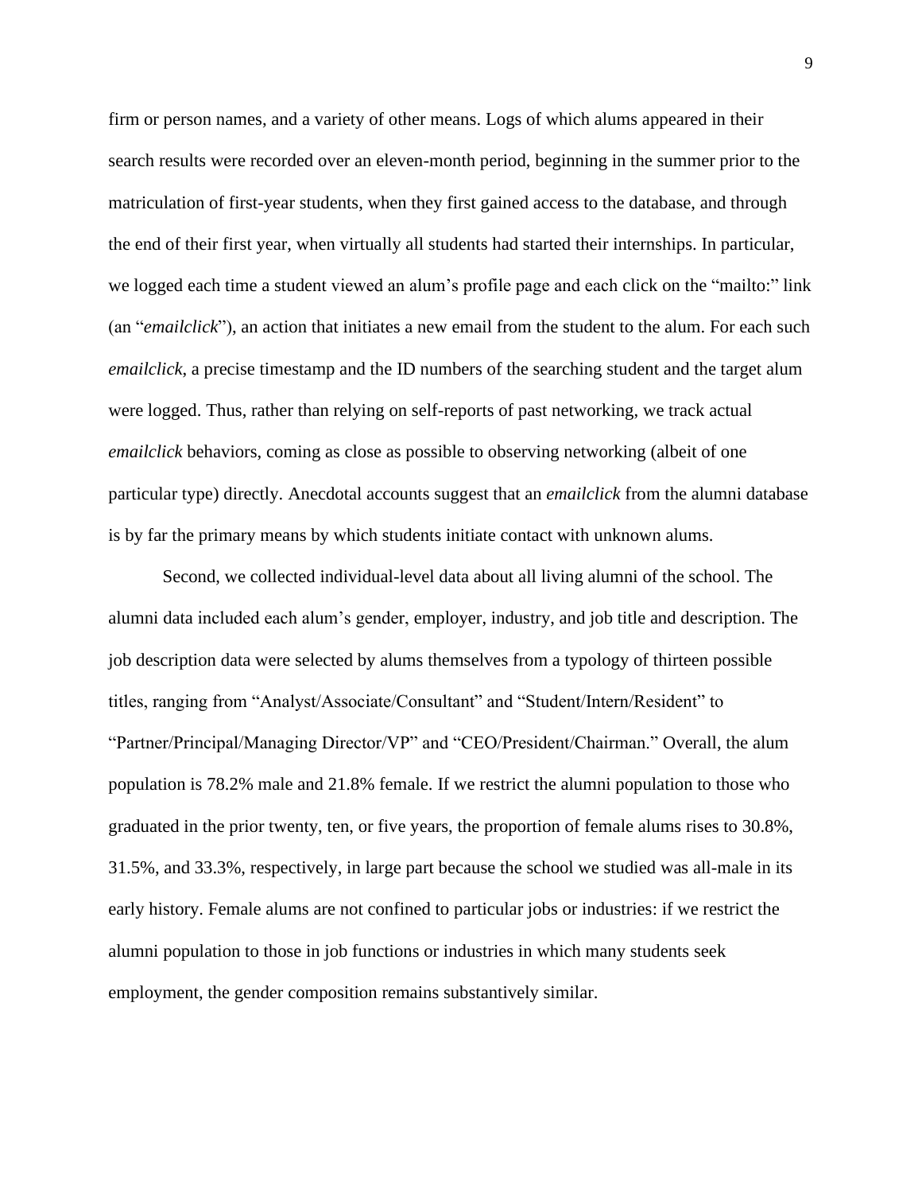firm or person names, and a variety of other means. Logs of which alums appeared in their search results were recorded over an eleven-month period, beginning in the summer prior to the matriculation of first-year students, when they first gained access to the database, and through the end of their first year, when virtually all students had started their internships. In particular, we logged each time a student viewed an alum's profile page and each click on the "mailto:" link (an "*emailclick*"), an action that initiates a new email from the student to the alum. For each such *emailclick*, a precise timestamp and the ID numbers of the searching student and the target alum were logged. Thus, rather than relying on self-reports of past networking, we track actual *emailclick* behaviors, coming as close as possible to observing networking (albeit of one particular type) directly. Anecdotal accounts suggest that an *emailclick* from the alumni database is by far the primary means by which students initiate contact with unknown alums.

Second, we collected individual-level data about all living alumni of the school. The alumni data included each alum's gender, employer, industry, and job title and description. The job description data were selected by alums themselves from a typology of thirteen possible titles, ranging from "Analyst/Associate/Consultant" and "Student/Intern/Resident" to "Partner/Principal/Managing Director/VP" and "CEO/President/Chairman." Overall, the alum population is 78.2% male and 21.8% female. If we restrict the alumni population to those who graduated in the prior twenty, ten, or five years, the proportion of female alums rises to 30.8%, 31.5%, and 33.3%, respectively, in large part because the school we studied was all-male in its early history. Female alums are not confined to particular jobs or industries: if we restrict the alumni population to those in job functions or industries in which many students seek employment, the gender composition remains substantively similar.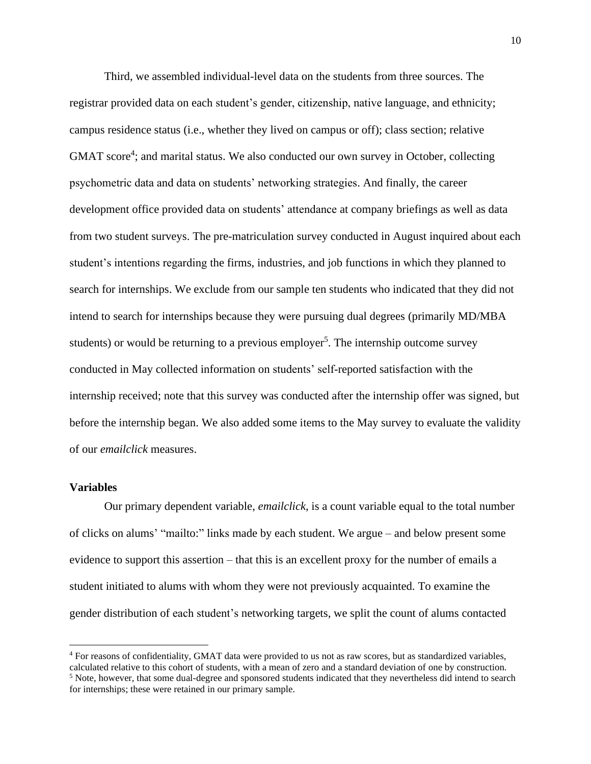Third, we assembled individual-level data on the students from three sources. The registrar provided data on each student's gender, citizenship, native language, and ethnicity; campus residence status (i.e., whether they lived on campus or off); class section; relative GMAT score[4]; and marital status. We also conducted our own survey in October, collecting psychometric data and data on students' networking strategies. And finally, the career development office provided data on students' attendance at company briefings as well as data from two student surveys. The pre-matriculation survey conducted in August inquired about each student's intentions regarding the firms, industries, and job functions in which they planned to search for internships. We exclude from our sample ten students who indicated that they did not intend to search for internships because they were pursuing dual degrees (primarily MD/MBA students) or would be returning to a previous employer[5]. The internship outcome survey conducted in May collected information on students' self-reported satisfaction with the internship received; note that this survey was conducted after the internship offer was signed, but before the internship began. We also added some items to the May survey to evaluate the validity of our *emailclick* measures.

**Variables**

Our primary dependent variable, *emailclick*, is a count variable equal to the total number of clicks on alums' "mailto:" links made by each student. We argue – and below present some evidence to support this assertion – that this is an excellent proxy for the number of emails a student initiated to alums with whom they were not previously acquainted. To examine the gender distribution of each student's networking targets, we split the count of alums contacted

[4] For reasons of confidentiality, GMAT data were provided to us not as raw scores, but as standardized variables, calculated relative to this cohort of students, with a mean of zero and a standard deviation of one by construction.
[5] Note, however, that some dual-degree and sponsored students indicated that they nevertheless did intend to search for internships; these were retained in our primary sample.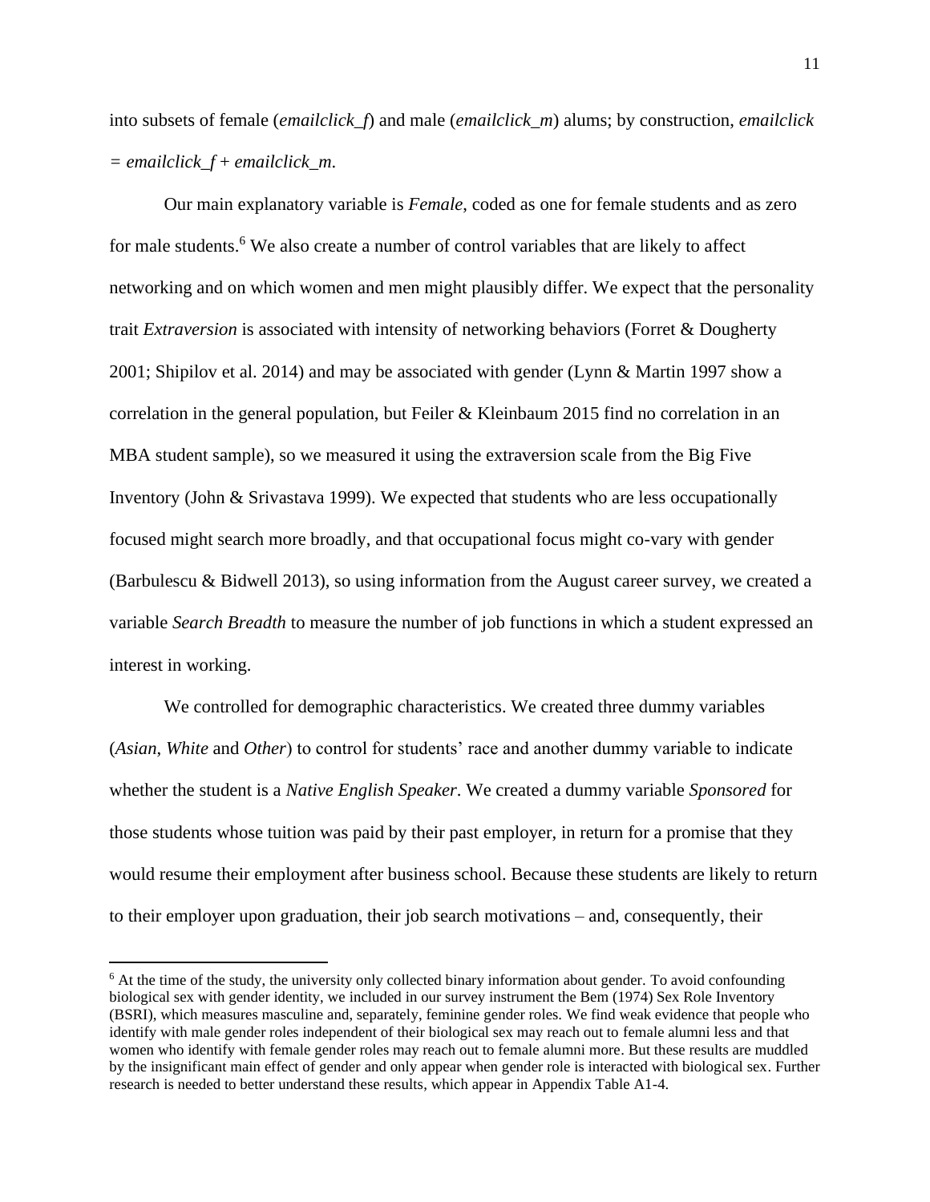into subsets of female (*emailclick_f*) and male (*emailclick_m*) alums; by construction, *emailclick = emailclick_f + emailclick_m*.

Our main explanatory variable is *Female*, coded as one for female students and as zero for male students.[6] We also create a number of control variables that are likely to affect networking and on which women and men might plausibly differ. We expect that the personality trait *Extraversion* is associated with intensity of networking behaviors (Forret & Dougherty 2001; Shipilov et al. 2014) and may be associated with gender (Lynn & Martin 1997 show a correlation in the general population, but Feiler & Kleinbaum 2015 find no correlation in an MBA student sample), so we measured it using the extraversion scale from the Big Five Inventory (John & Srivastava 1999). We expected that students who are less occupationally focused might search more broadly, and that occupational focus might co-vary with gender (Barbulescu & Bidwell 2013), so using information from the August career survey, we created a variable *Search Breadth* to measure the number of job functions in which a student expressed an interest in working.

We controlled for demographic characteristics. We created three dummy variables (*Asian*, *White* and *Other*) to control for students' race and another dummy variable to indicate whether the student is a *Native English Speaker*. We created a dummy variable *Sponsored* for those students whose tuition was paid by their past employer, in return for a promise that they would resume their employment after business school. Because these students are likely to return to their employer upon graduation, their job search motivations – and, consequently, their

[6] At the time of the study, the university only collected binary information about gender. To avoid confounding biological sex with gender identity, we included in our survey instrument the Bem (1974) Sex Role Inventory (BSRI), which measures masculine and, separately, feminine gender roles. We find weak evidence that people who identify with male gender roles independent of their biological sex may reach out to female alumni less and that women who identify with female gender roles may reach out to female alumni more. But these results are muddled by the insignificant main effect of gender and only appear when gender role is interacted with biological sex. Further research is needed to better understand these results, which appear in Appendix Table A1-4.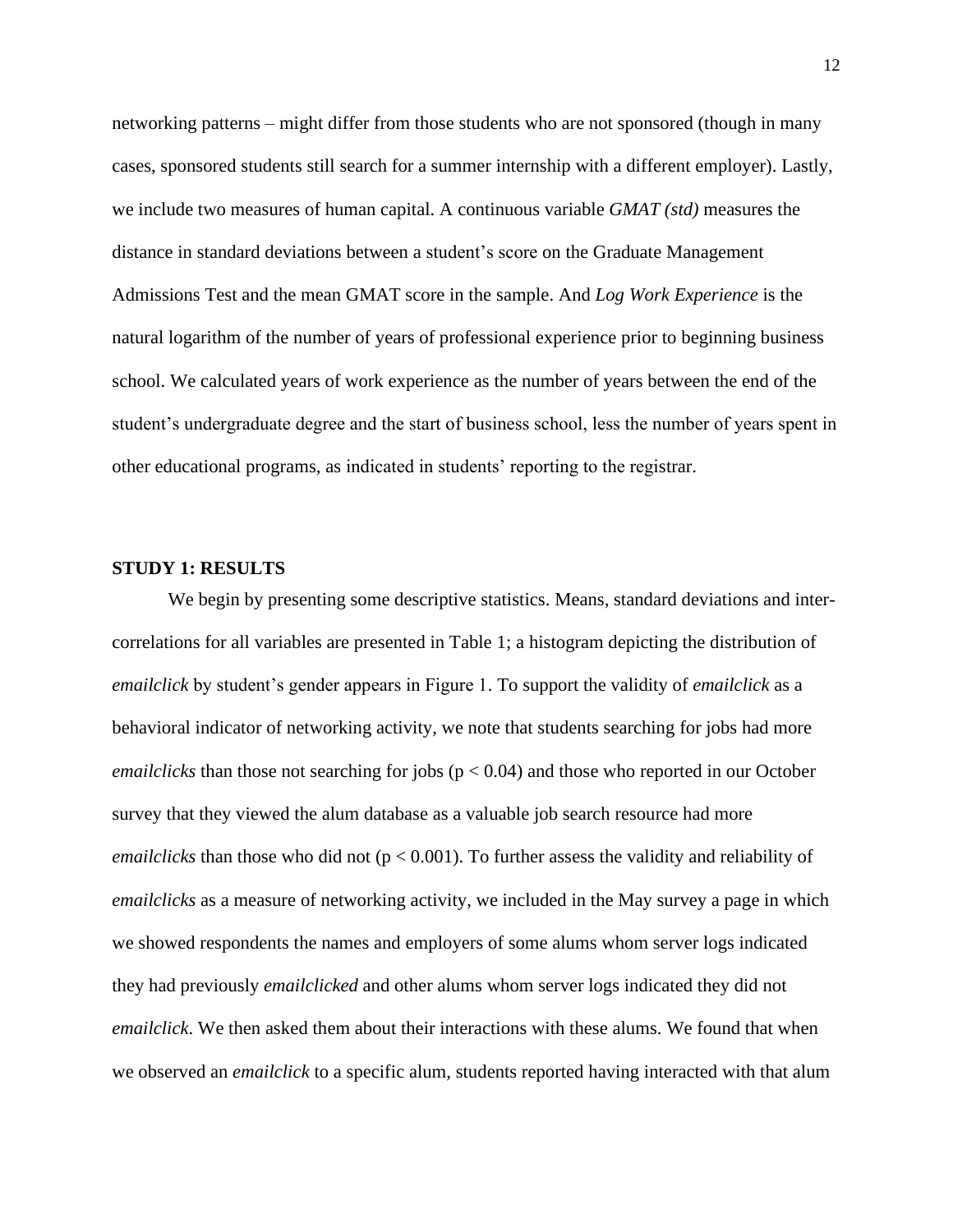networking patterns – might differ from those students who are not sponsored (though in many cases, sponsored students still search for a summer internship with a different employer). Lastly, we include two measures of human capital. A continuous variable *GMAT (std)* measures the distance in standard deviations between a student's score on the Graduate Management Admissions Test and the mean GMAT score in the sample. And *Log Work Experience* is the natural logarithm of the number of years of professional experience prior to beginning business school. We calculated years of work experience as the number of years between the end of the student's undergraduate degree and the start of business school, less the number of years spent in other educational programs, as indicated in students' reporting to the registrar.

## STUDY 1: RESULTS

We begin by presenting some descriptive statistics. Means, standard deviations and inter-correlations for all variables are presented in Table 1; a histogram depicting the distribution of *emailclick* by student's gender appears in Figure 1. To support the validity of *emailclick* as a behavioral indicator of networking activity, we note that students searching for jobs had more *emailclicks* than those not searching for jobs ($p < 0.04$) and those who reported in our October survey that they viewed the alum database as a valuable job search resource had more *emailclicks* than those who did not ($p < 0.001$). To further assess the validity and reliability of *emailclicks* as a measure of networking activity, we included in the May survey a page in which we showed respondents the names and employers of some alums whom server logs indicated they had previously *emailclicked* and other alums whom server logs indicated they did not *emailclick*. We then asked them about their interactions with these alums. We found that when we observed an *emailclick* to a specific alum, students reported having interacted with that alum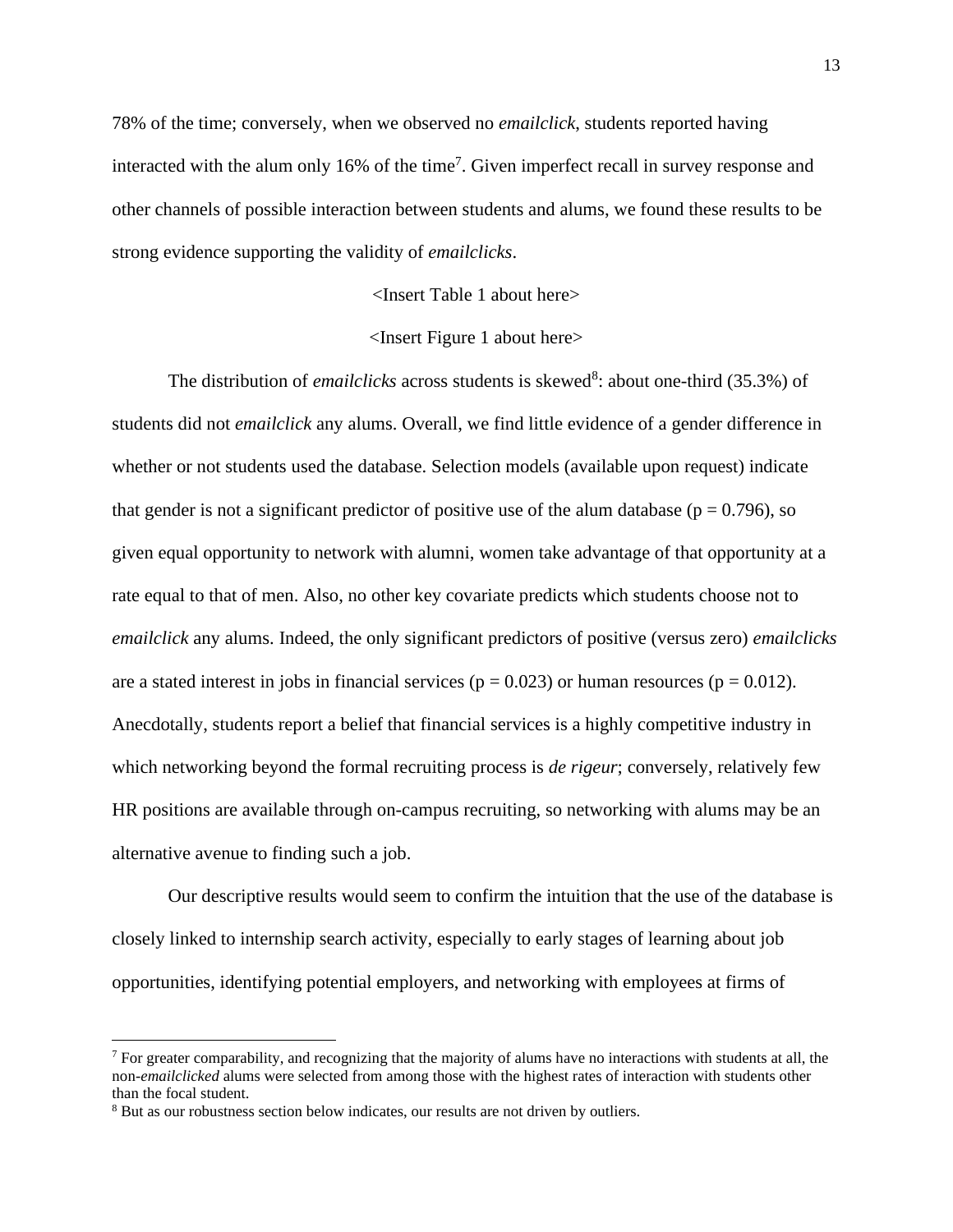78% of the time; conversely, when we observed no *emailclick*, students reported having interacted with the alum only 16% of the time[7]. Given imperfect recall in survey response and other channels of possible interaction between students and alums, we found these results to be strong evidence supporting the validity of *emailclicks*.

<Insert Table 1 about here>

<Insert Figure 1 about here>

The distribution of *emailclicks* across students is skewed[8]: about one-third (35.3%) of students did not *emailclick* any alums. Overall, we find little evidence of a gender difference in whether or not students used the database. Selection models (available upon request) indicate that gender is not a significant predictor of positive use of the alum database ($p = 0.796$), so given equal opportunity to network with alumni, women take advantage of that opportunity at a rate equal to that of men. Also, no other key covariate predicts which students choose not to *emailclick* any alums. Indeed, the only significant predictors of positive (versus zero) *emailclicks* are a stated interest in jobs in financial services ($p = 0.023$) or human resources ($p = 0.012$). Anecdotally, students report a belief that financial services is a highly competitive industry in which networking beyond the formal recruiting process is *de rigeur*; conversely, relatively few HR positions are available through on-campus recruiting, so networking with alums may be an alternative avenue to finding such a job.

Our descriptive results would seem to confirm the intuition that the use of the database is closely linked to internship search activity, especially to early stages of learning about job opportunities, identifying potential employers, and networking with employees at firms of

---

[7] For greater comparability, and recognizing that the majority of alums have no interactions with students at all, the non-*emailclicked* alums were selected from among those with the highest rates of interaction with students other than the focal student.

[8] But as our robustness section below indicates, our results are not driven by outliers.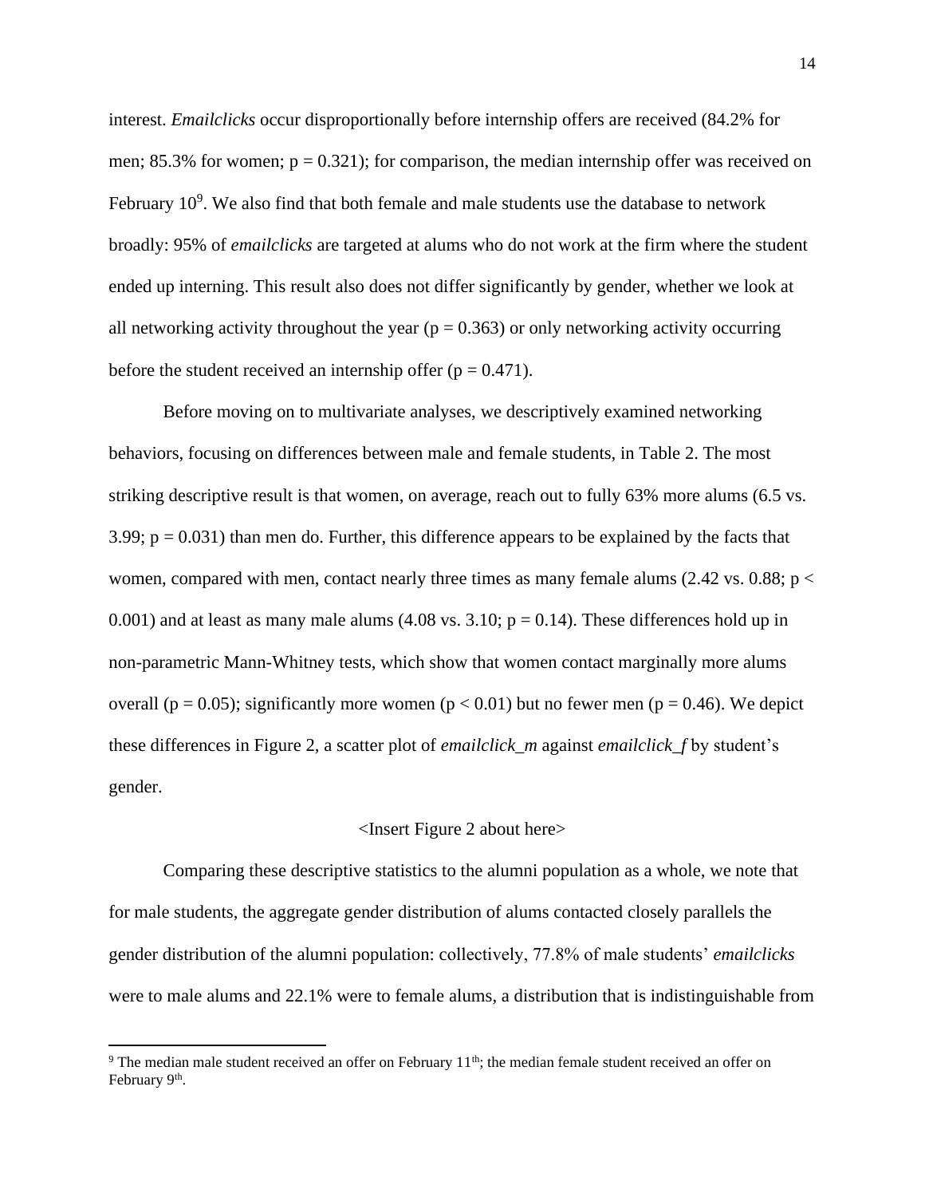interest. *Emailclicks* occur disproportionally before internship offers are received (84.2% for men; 85.3% for women; $p = 0.321$); for comparison, the median internship offer was received on February 10[9]. We also find that both female and male students use the database to network broadly: 95% of *emailclicks* are targeted at alums who do not work at the firm where the student ended up interning. This result also does not differ significantly by gender, whether we look at all networking activity throughout the year ($p = 0.363$) or only networking activity occurring before the student received an internship offer ($p = 0.471$).

Before moving on to multivariate analyses, we descriptively examined networking behaviors, focusing on differences between male and female students, in Table 2. The most striking descriptive result is that women, on average, reach out to fully 63% more alums (6.5 vs. 3.99; $p = 0.031$) than men do. Further, this difference appears to be explained by the facts that women, compared with men, contact nearly three times as many female alums (2.42 vs. 0.88; $p < 0.001$) and at least as many male alums (4.08 vs. 3.10; $p = 0.14$). These differences hold up in non-parametric Mann-Whitney tests, which show that women contact marginally more alums overall ($p = 0.05$); significantly more women ($p < 0.01$) but no fewer men ($p = 0.46$). We depict these differences in Figure 2, a scatter plot of *emailclick_m* against *emailclick_f* by student's gender.

<Insert Figure 2 about here>

Comparing these descriptive statistics to the alumni population as a whole, we note that for male students, the aggregate gender distribution of alums contacted closely parallels the gender distribution of the alumni population: collectively, 77.8% of male students' *emailclicks* were to male alums and 22.1% were to female alums, a distribution that is indistinguishable from

[9] The median male student received an offer on February 11th; the median female student received an offer on February 9th.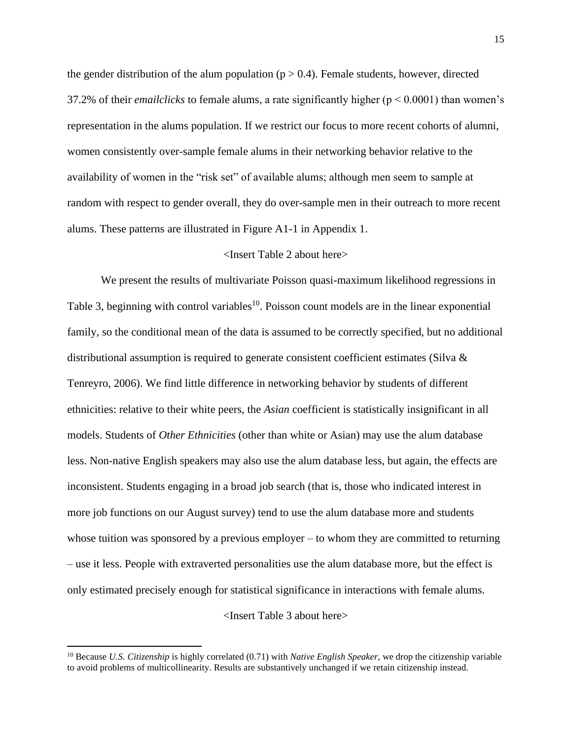the gender distribution of the alum population ($p > 0.4$). Female students, however, directed 37.2% of their *emailclicks* to female alums, a rate significantly higher ($p < 0.0001$) than women's representation in the alums population. If we restrict our focus to more recent cohorts of alumni, women consistently over-sample female alums in their networking behavior relative to the availability of women in the "risk set" of available alums; although men seem to sample at random with respect to gender overall, they do over-sample men in their outreach to more recent alums. These patterns are illustrated in Figure A1-1 in Appendix 1.

<Insert Table 2 about here>

We present the results of multivariate Poisson quasi-maximum likelihood regressions in Table 3, beginning with control variables[10]. Poisson count models are in the linear exponential family, so the conditional mean of the data is assumed to be correctly specified, but no additional distributional assumption is required to generate consistent coefficient estimates (Silva & Tenreyro, 2006). We find little difference in networking behavior by students of different ethnicities: relative to their white peers, the *Asian* coefficient is statistically insignificant in all models. Students of *Other Ethnicities* (other than white or Asian) may use the alum database less. Non-native English speakers may also use the alum database less, but again, the effects are inconsistent. Students engaging in a broad job search (that is, those who indicated interest in more job functions on our August survey) tend to use the alum database more and students whose tuition was sponsored by a previous employer – to whom they are committed to returning – use it less. People with extraverted personalities use the alum database more, but the effect is only estimated precisely enough for statistical significance in interactions with female alums.

<Insert Table 3 about here>

[10] Because *U.S. Citizenship* is highly correlated (0.71) with *Native English Speaker*, we drop the citizenship variable to avoid problems of multicollinearity. Results are substantively unchanged if we retain citizenship instead.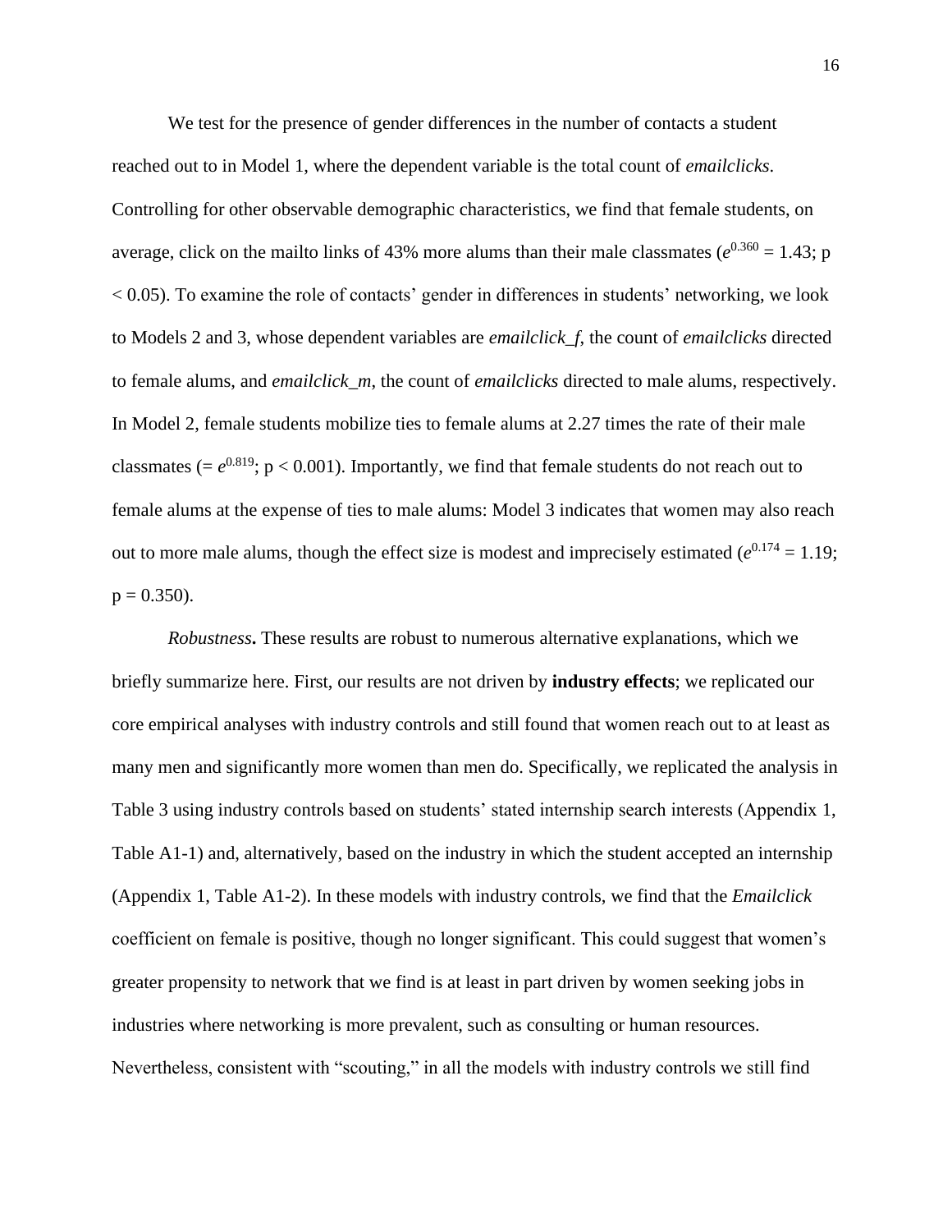We test for the presence of gender differences in the number of contacts a student reached out to in Model 1, where the dependent variable is the total count of *emailclicks*. Controlling for other observable demographic characteristics, we find that female students, on average, click on the mailto links of 43% more alums than their male classmates ($e^{0.360} = 1.43$; $p < 0.05$). To examine the role of contacts' gender in differences in students' networking, we look to Models 2 and 3, whose dependent variables are *emailclick_f*, the count of *emailclicks* directed to female alums, and *emailclick_m*, the count of *emailclicks* directed to male alums, respectively. In Model 2, female students mobilize ties to female alums at 2.27 times the rate of their male classmates ($= e^{0.819}$; $p < 0.001$). Importantly, we find that female students do not reach out to female alums at the expense of ties to male alums: Model 3 indicates that women may also reach out to more male alums, though the effect size is modest and imprecisely estimated ($e^{0.174} = 1.19$; $p = 0.350$).

*Robustness***.** These results are robust to numerous alternative explanations, which we briefly summarize here. First, our results are not driven by **industry effects**; we replicated our core empirical analyses with industry controls and still found that women reach out to at least as many men and significantly more women than men do. Specifically, we replicated the analysis in Table 3 using industry controls based on students' stated internship search interests (Appendix 1, Table A1-1) and, alternatively, based on the industry in which the student accepted an internship (Appendix 1, Table A1-2). In these models with industry controls, we find that the *Emailclick* coefficient on female is positive, though no longer significant. This could suggest that women's greater propensity to network that we find is at least in part driven by women seeking jobs in industries where networking is more prevalent, such as consulting or human resources. Nevertheless, consistent with "scouting," in all the models with industry controls we still find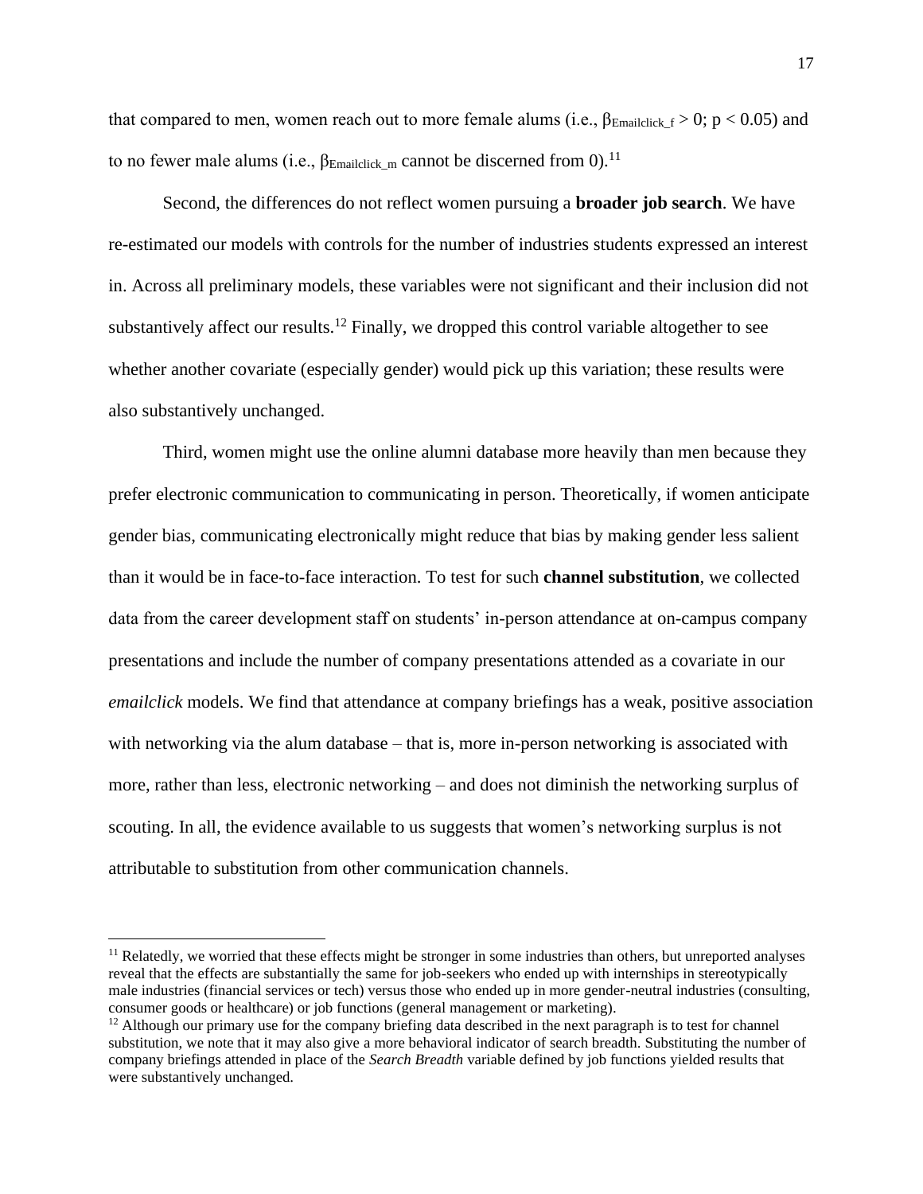that compared to men, women reach out to more female alums (i.e., $\beta_{Emailclick\_f} > 0$; $p < 0.05$) and to no fewer male alums (i.e., $\beta_{Emailclick\_m}$ cannot be discerned from 0).[11]

Second, the differences do not reflect women pursuing a **broader job search**. We have re-estimated our models with controls for the number of industries students expressed an interest in. Across all preliminary models, these variables were not significant and their inclusion did not substantively affect our results.[12] Finally, we dropped this control variable altogether to see whether another covariate (especially gender) would pick up this variation; these results were also substantively unchanged.

Third, women might use the online alumni database more heavily than men because they prefer electronic communication to communicating in person. Theoretically, if women anticipate gender bias, communicating electronically might reduce that bias by making gender less salient than it would be in face-to-face interaction. To test for such **channel substitution**, we collected data from the career development staff on students' in-person attendance at on-campus company presentations and include the number of company presentations attended as a covariate in our *emailclick* models. We find that attendance at company briefings has a weak, positive association with networking via the alum database – that is, more in-person networking is associated with more, rather than less, electronic networking – and does not diminish the networking surplus of scouting. In all, the evidence available to us suggests that women's networking surplus is not attributable to substitution from other communication channels.

---

[11] Relatedly, we worried that these effects might be stronger in some industries than others, but unreported analyses reveal that the effects are substantially the same for job-seekers who ended up with internships in stereotypically male industries (financial services or tech) versus those who ended up in more gender-neutral industries (consulting, consumer goods or healthcare) or job functions (general management or marketing).

[12] Although our primary use for the company briefing data described in the next paragraph is to test for channel substitution, we note that it may also give a more behavioral indicator of search breadth. Substituting the number of company briefings attended in place of the *Search Breadth* variable defined by job functions yielded results that were substantively unchanged.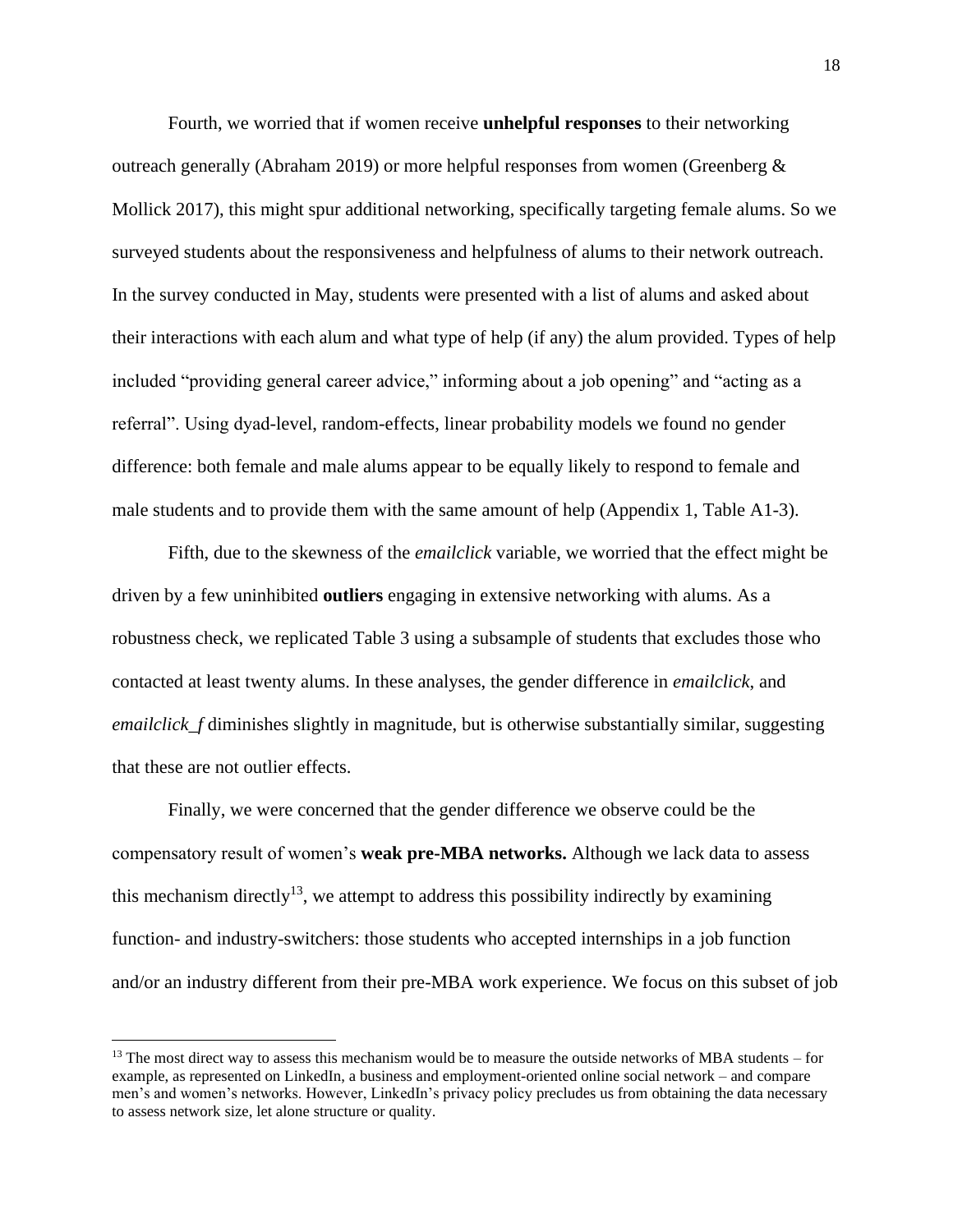Fourth, we worried that if women receive **unhelpful responses** to their networking outreach generally (Abraham 2019) or more helpful responses from women (Greenberg & Mollick 2017), this might spur additional networking, specifically targeting female alums. So we surveyed students about the responsiveness and helpfulness of alums to their network outreach. In the survey conducted in May, students were presented with a list of alums and asked about their interactions with each alum and what type of help (if any) the alum provided. Types of help included "providing general career advice," informing about a job opening" and "acting as a referral". Using dyad-level, random-effects, linear probability models we found no gender difference: both female and male alums appear to be equally likely to respond to female and male students and to provide them with the same amount of help (Appendix 1, Table A1-3).

Fifth, due to the skewness of the *emailclick* variable, we worried that the effect might be driven by a few uninhibited **outliers** engaging in extensive networking with alums. As a robustness check, we replicated Table 3 using a subsample of students that excludes those who contacted at least twenty alums. In these analyses, the gender difference in *emailclick*, and *emailclick_f* diminishes slightly in magnitude, but is otherwise substantially similar, suggesting that these are not outlier effects.

Finally, we were concerned that the gender difference we observe could be the compensatory result of women's **weak pre-MBA networks.** Although we lack data to assess this mechanism directly[13], we attempt to address this possibility indirectly by examining function- and industry-switchers: those students who accepted internships in a job function and/or an industry different from their pre-MBA work experience. We focus on this subset of job

[13] The most direct way to assess this mechanism would be to measure the outside networks of MBA students – for example, as represented on LinkedIn, a business and employment-oriented online social network – and compare men's and women's networks. However, LinkedIn's privacy policy precludes us from obtaining the data necessary to assess network size, let alone structure or quality.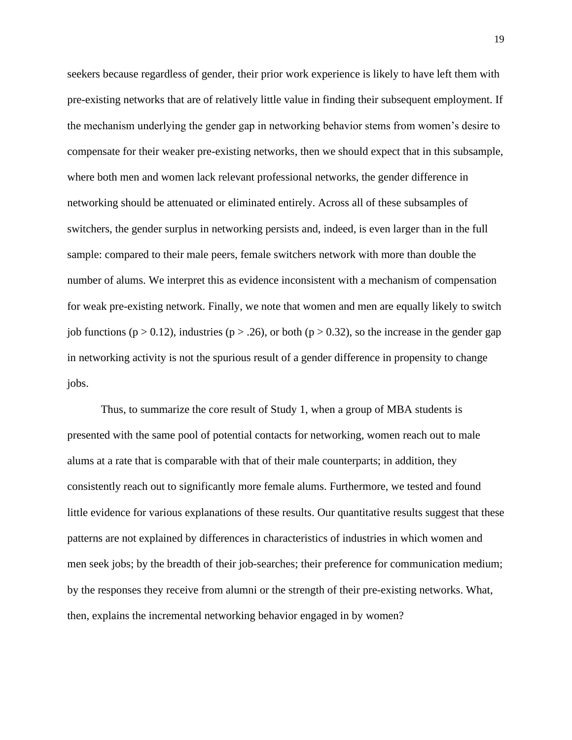seekers because regardless of gender, their prior work experience is likely to have left them with pre-existing networks that are of relatively little value in finding their subsequent employment. If the mechanism underlying the gender gap in networking behavior stems from women's desire to compensate for their weaker pre-existing networks, then we should expect that in this subsample, where both men and women lack relevant professional networks, the gender difference in networking should be attenuated or eliminated entirely. Across all of these subsamples of switchers, the gender surplus in networking persists and, indeed, is even larger than in the full sample: compared to their male peers, female switchers network with more than double the number of alums. We interpret this as evidence inconsistent with a mechanism of compensation for weak pre-existing network. Finally, we note that women and men are equally likely to switch job functions ($p > 0.12$), industries ($p > .26$), or both ($p > 0.32$), so the increase in the gender gap in networking activity is not the spurious result of a gender difference in propensity to change jobs.

Thus, to summarize the core result of Study 1, when a group of MBA students is presented with the same pool of potential contacts for networking, women reach out to male alums at a rate that is comparable with that of their male counterparts; in addition, they consistently reach out to significantly more female alums. Furthermore, we tested and found little evidence for various explanations of these results. Our quantitative results suggest that these patterns are not explained by differences in characteristics of industries in which women and men seek jobs; by the breadth of their job-searches; their preference for communication medium; by the responses they receive from alumni or the strength of their pre-existing networks. What, then, explains the incremental networking behavior engaged in by women?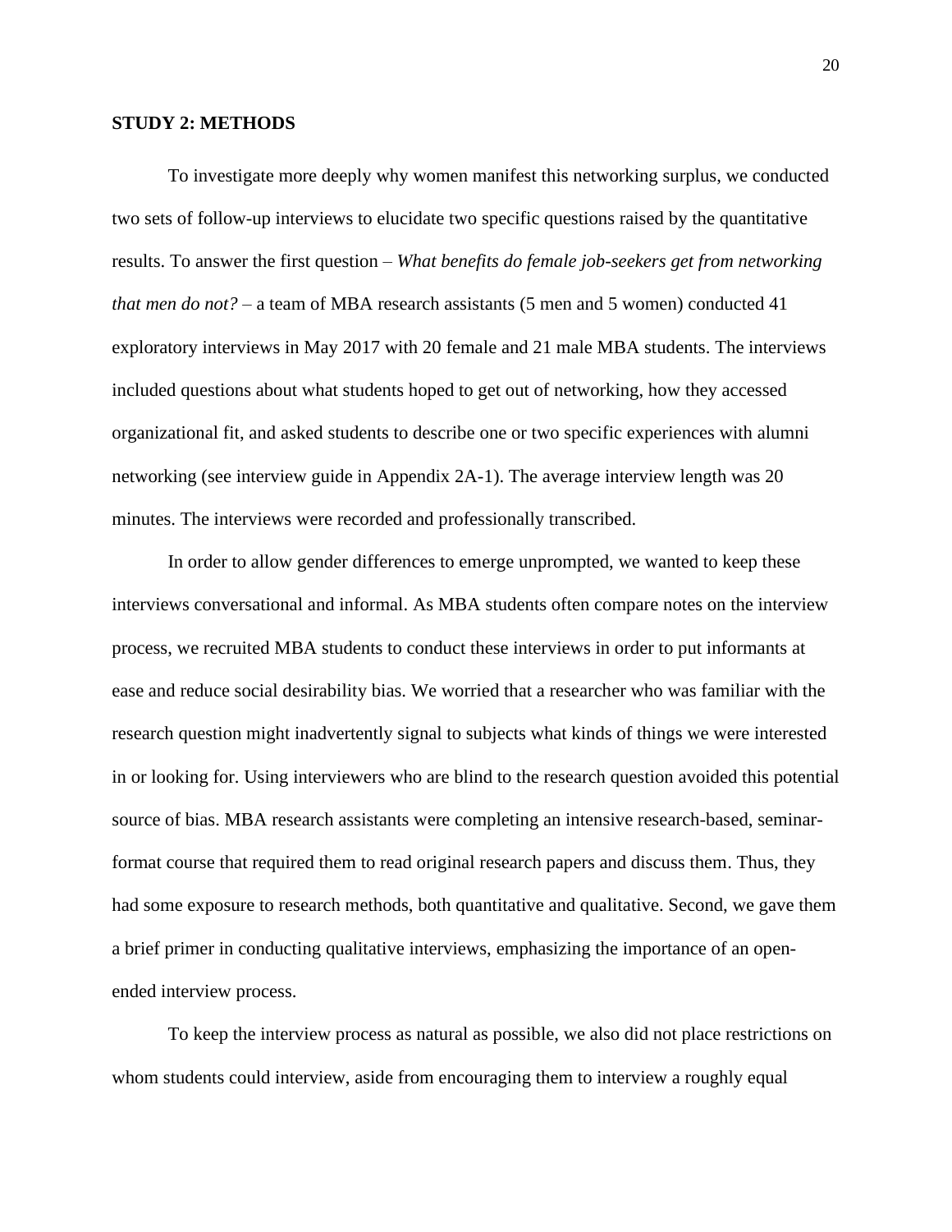**STUDY 2: METHODS**

To investigate more deeply why women manifest this networking surplus, we conducted two sets of follow-up interviews to elucidate two specific questions raised by the quantitative results. To answer the first question – *What benefits do female job-seekers get from networking that men do not?* – a team of MBA research assistants (5 men and 5 women) conducted 41 exploratory interviews in May 2017 with 20 female and 21 male MBA students. The interviews included questions about what students hoped to get out of networking, how they accessed organizational fit, and asked students to describe one or two specific experiences with alumni networking (see interview guide in Appendix 2A-1). The average interview length was 20 minutes. The interviews were recorded and professionally transcribed.

In order to allow gender differences to emerge unprompted, we wanted to keep these interviews conversational and informal. As MBA students often compare notes on the interview process, we recruited MBA students to conduct these interviews in order to put informants at ease and reduce social desirability bias. We worried that a researcher who was familiar with the research question might inadvertently signal to subjects what kinds of things we were interested in or looking for. Using interviewers who are blind to the research question avoided this potential source of bias. MBA research assistants were completing an intensive research-based, seminar-format course that required them to read original research papers and discuss them. Thus, they had some exposure to research methods, both quantitative and qualitative. Second, we gave them a brief primer in conducting qualitative interviews, emphasizing the importance of an open-ended interview process.

To keep the interview process as natural as possible, we also did not place restrictions on whom students could interview, aside from encouraging them to interview a roughly equal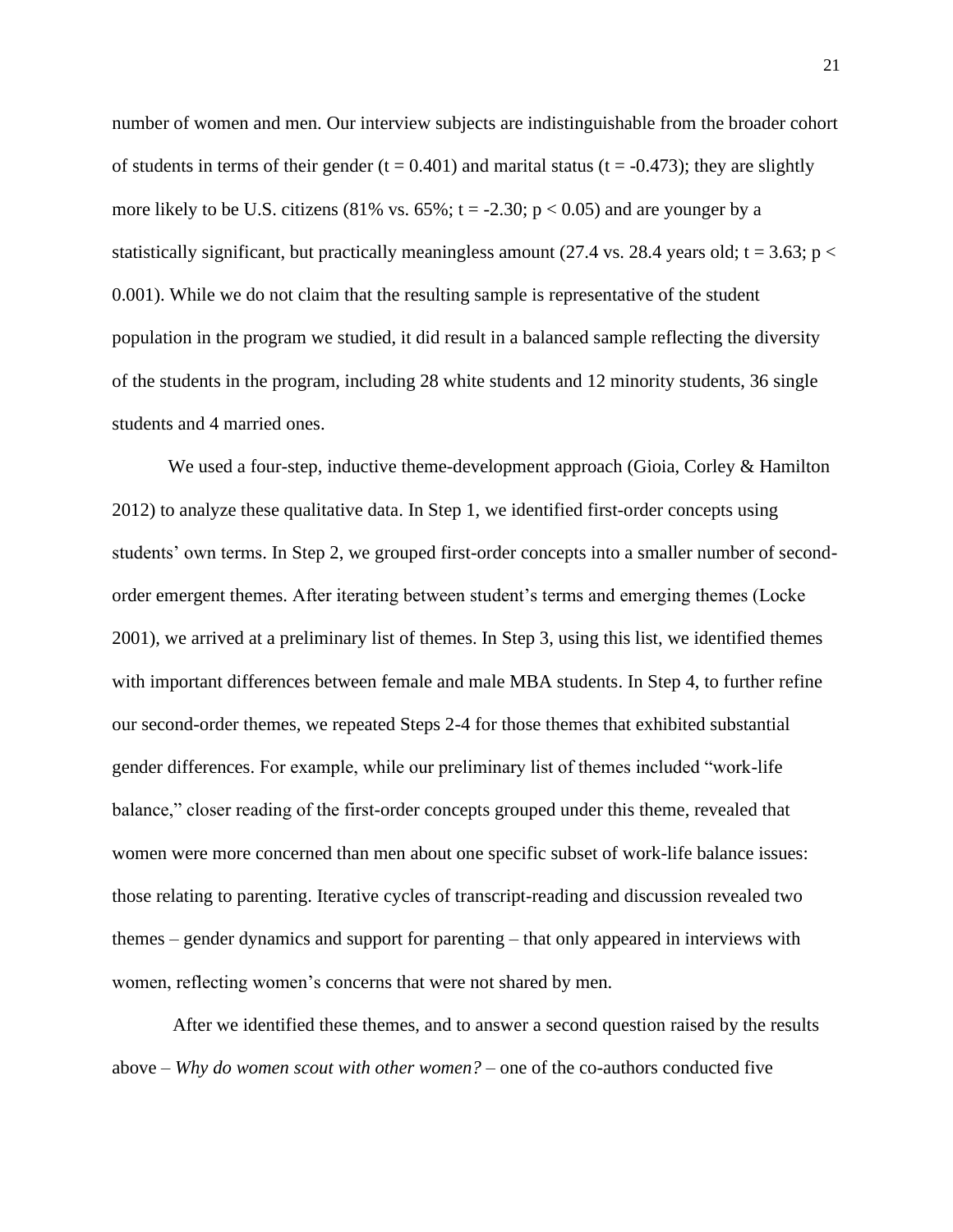number of women and men. Our interview subjects are indistinguishable from the broader cohort of students in terms of their gender ($t = 0.401$) and marital status ($t = -0.473$); they are slightly more likely to be U.S. citizens (81% vs. 65%; $t = -2.30$; $p < 0.05$) and are younger by a statistically significant, but practically meaningless amount (27.4 vs. 28.4 years old; $t = 3.63$; $p < 0.001$). While we do not claim that the resulting sample is representative of the student population in the program we studied, it did result in a balanced sample reflecting the diversity of the students in the program, including 28 white students and 12 minority students, 36 single students and 4 married ones.

We used a four-step, inductive theme-development approach (Gioia, Corley & Hamilton 2012) to analyze these qualitative data. In Step 1, we identified first-order concepts using students' own terms. In Step 2, we grouped first-order concepts into a smaller number of second-order emergent themes. After iterating between student's terms and emerging themes (Locke 2001), we arrived at a preliminary list of themes. In Step 3, using this list, we identified themes with important differences between female and male MBA students. In Step 4, to further refine our second-order themes, we repeated Steps 2-4 for those themes that exhibited substantial gender differences. For example, while our preliminary list of themes included "work-life balance," closer reading of the first-order concepts grouped under this theme, revealed that women were more concerned than men about one specific subset of work-life balance issues: those relating to parenting. Iterative cycles of transcript-reading and discussion revealed two themes – gender dynamics and support for parenting – that only appeared in interviews with women, reflecting women's concerns that were not shared by men.

After we identified these themes, and to answer a second question raised by the results above – *Why do women scout with other women?* – one of the co-authors conducted five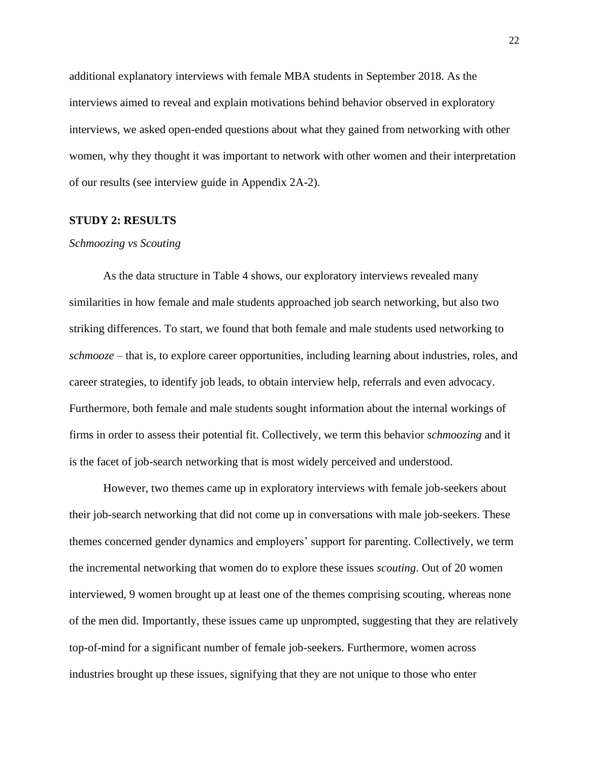additional explanatory interviews with female MBA students in September 2018. As the interviews aimed to reveal and explain motivations behind behavior observed in exploratory interviews, we asked open-ended questions about what they gained from networking with other women, why they thought it was important to network with other women and their interpretation of our results (see interview guide in Appendix 2A-2).

## STUDY 2: RESULTS

### *Schmoozing vs Scouting*

As the data structure in Table 4 shows, our exploratory interviews revealed many similarities in how female and male students approached job search networking, but also two striking differences. To start, we found that both female and male students used networking to *schmooze* – that is, to explore career opportunities, including learning about industries, roles, and career strategies, to identify job leads, to obtain interview help, referrals and even advocacy. Furthermore, both female and male students sought information about the internal workings of firms in order to assess their potential fit. Collectively, we term this behavior *schmoozing* and it is the facet of job-search networking that is most widely perceived and understood.

However, two themes came up in exploratory interviews with female job-seekers about their job-search networking that did not come up in conversations with male job-seekers. These themes concerned gender dynamics and employers' support for parenting. Collectively, we term the incremental networking that women do to explore these issues *scouting*. Out of 20 women interviewed, 9 women brought up at least one of the themes comprising scouting, whereas none of the men did. Importantly, these issues came up unprompted, suggesting that they are relatively top-of-mind for a significant number of female job-seekers. Furthermore, women across industries brought up these issues, signifying that they are not unique to those who enter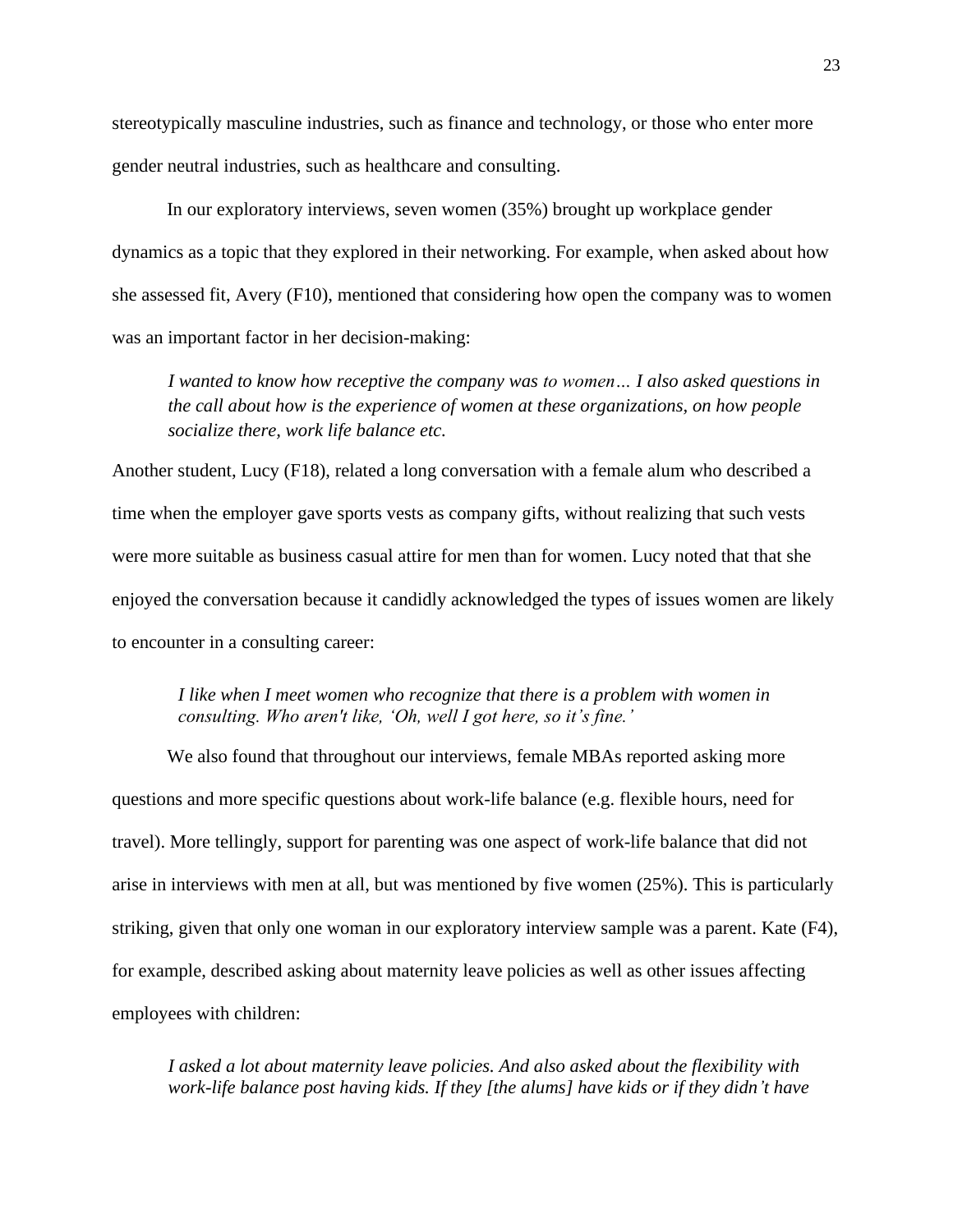stereotypically masculine industries, such as finance and technology, or those who enter more gender neutral industries, such as healthcare and consulting.

In our exploratory interviews, seven women (35%) brought up workplace gender dynamics as a topic that they explored in their networking. For example, when asked about how she assessed fit, Avery (F10), mentioned that considering how open the company was to women was an important factor in her decision-making:

> *I wanted to know how receptive the company was to women… I also asked questions in the call about how is the experience of women at these organizations, on how people socialize there, work life balance etc.*

Another student, Lucy (F18), related a long conversation with a female alum who described a time when the employer gave sports vests as company gifts, without realizing that such vests were more suitable as business casual attire for men than for women. Lucy noted that that she enjoyed the conversation because it candidly acknowledged the types of issues women are likely to encounter in a consulting career:

> *I like when I meet women who recognize that there is a problem with women in consulting. Who aren't like, 'Oh, well I got here, so it's fine.'*

We also found that throughout our interviews, female MBAs reported asking more questions and more specific questions about work-life balance (e.g. flexible hours, need for travel). More tellingly, support for parenting was one aspect of work-life balance that did not arise in interviews with men at all, but was mentioned by five women (25%). This is particularly striking, given that only one woman in our exploratory interview sample was a parent. Kate (F4), for example, described asking about maternity leave policies as well as other issues affecting employees with children:

> *I asked a lot about maternity leave policies. And also asked about the flexibility with work-life balance post having kids. If they [the alums] have kids or if they didn't have*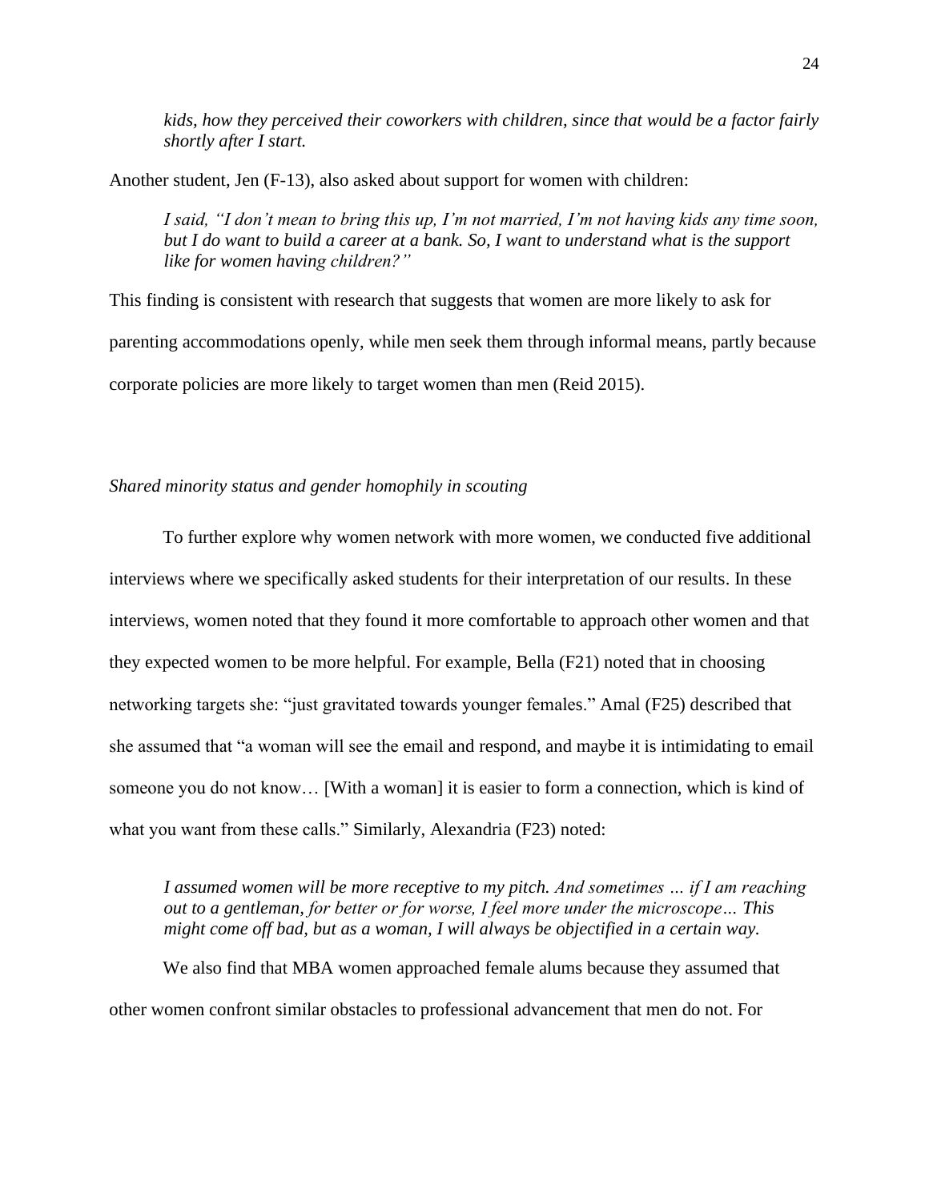*kids, how they perceived their coworkers with children, since that would be a factor fairly shortly after I start.*

Another student, Jen (F-13), also asked about support for women with children:

> *I said, "I don't mean to bring this up, I'm not married, I'm not having kids any time soon, but I do want to build a career at a bank. So, I want to understand what is the support like for women having children?"*

This finding is consistent with research that suggests that women are more likely to ask for parenting accommodations openly, while men seek them through informal means, partly because corporate policies are more likely to target women than men (Reid 2015).

*Shared minority status and gender homophily in scouting*

To further explore why women network with more women, we conducted five additional interviews where we specifically asked students for their interpretation of our results. In these interviews, women noted that they found it more comfortable to approach other women and that they expected women to be more helpful. For example, Bella (F21) noted that in choosing networking targets she: "just gravitated towards younger females." Amal (F25) described that she assumed that "a woman will see the email and respond, and maybe it is intimidating to email someone you do not know… [With a woman] it is easier to form a connection, which is kind of what you want from these calls." Similarly, Alexandria (F23) noted:

> *I assumed women will be more receptive to my pitch. And sometimes … if I am reaching out to a gentleman, for better or for worse, I feel more under the microscope… This might come off bad, but as a woman, I will always be objectified in a certain way.*

We also find that MBA women approached female alums because they assumed that other women confront similar obstacles to professional advancement that men do not. For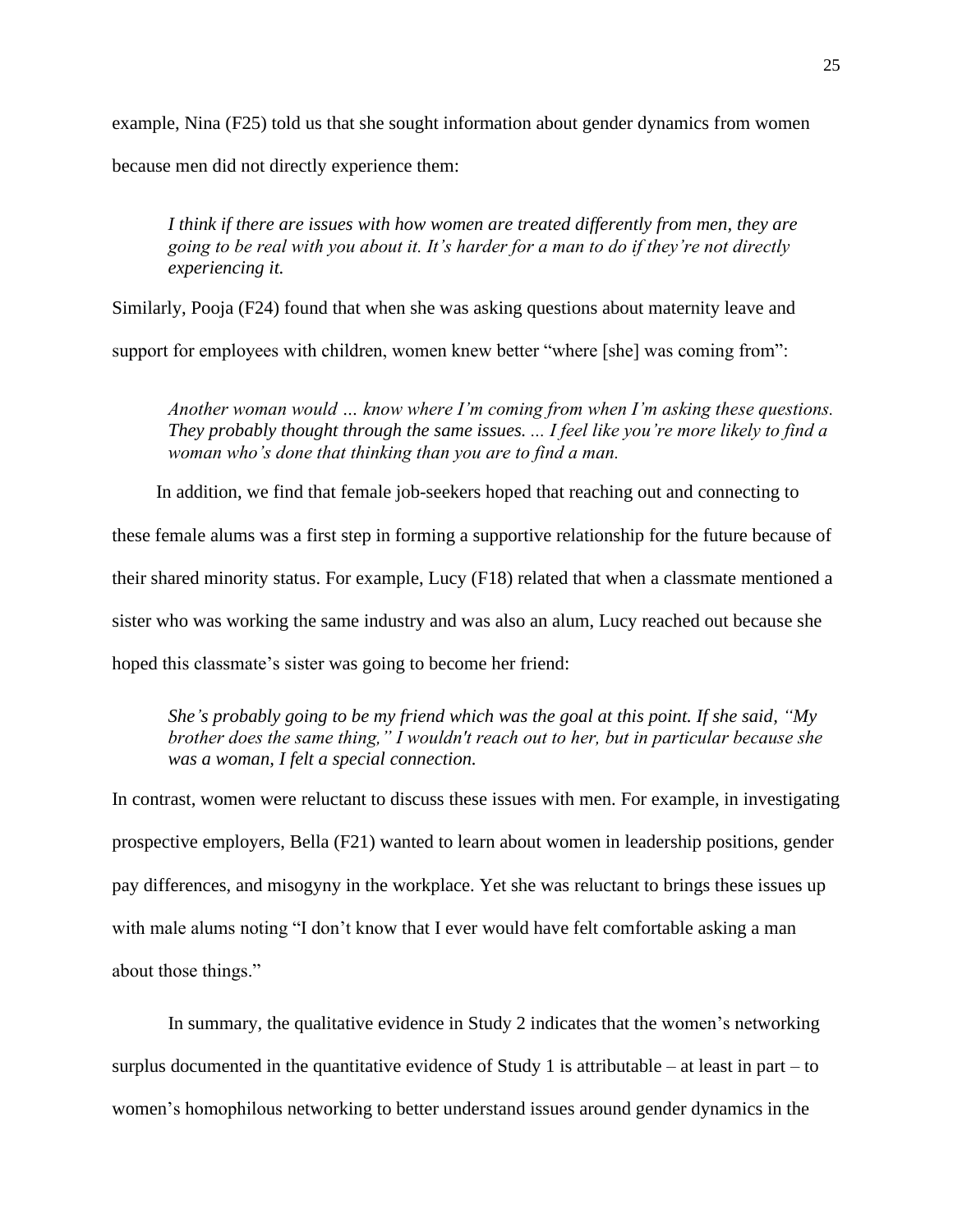example, Nina (F25) told us that she sought information about gender dynamics from women because men did not directly experience them:

> *I think if there are issues with how women are treated differently from men, they are going to be real with you about it. It's harder for a man to do if they're not directly experiencing it.*

Similarly, Pooja (F24) found that when she was asking questions about maternity leave and support for employees with children, women knew better "where [she] was coming from":

> *Another woman would … know where I'm coming from when I'm asking these questions. They probably thought through the same issues. ... I feel like you're more likely to find a woman who's done that thinking than you are to find a man.*

In addition, we find that female job-seekers hoped that reaching out and connecting to these female alums was a first step in forming a supportive relationship for the future because of their shared minority status. For example, Lucy (F18) related that when a classmate mentioned a sister who was working the same industry and was also an alum, Lucy reached out because she hoped this classmate's sister was going to become her friend:

> *She's probably going to be my friend which was the goal at this point. If she said, "My brother does the same thing," I wouldn't reach out to her, but in particular because she was a woman, I felt a special connection.*

In contrast, women were reluctant to discuss these issues with men. For example, in investigating prospective employers, Bella (F21) wanted to learn about women in leadership positions, gender pay differences, and misogyny in the workplace. Yet she was reluctant to brings these issues up with male alums noting "I don't know that I ever would have felt comfortable asking a man about those things."

In summary, the qualitative evidence in Study 2 indicates that the women's networking surplus documented in the quantitative evidence of Study 1 is attributable – at least in part – to women's homophilous networking to better understand issues around gender dynamics in the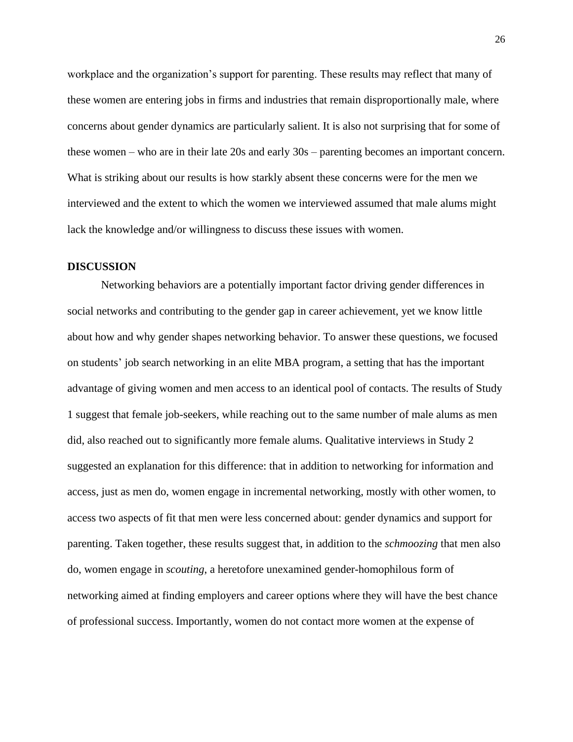workplace and the organization's support for parenting. These results may reflect that many of these women are entering jobs in firms and industries that remain disproportionally male, where concerns about gender dynamics are particularly salient. It is also not surprising that for some of these women – who are in their late 20s and early 30s – parenting becomes an important concern. What is striking about our results is how starkly absent these concerns were for the men we interviewed and the extent to which the women we interviewed assumed that male alums might lack the knowledge and/or willingness to discuss these issues with women.

## DISCUSSION

Networking behaviors are a potentially important factor driving gender differences in social networks and contributing to the gender gap in career achievement, yet we know little about how and why gender shapes networking behavior. To answer these questions, we focused on students' job search networking in an elite MBA program, a setting that has the important advantage of giving women and men access to an identical pool of contacts. The results of Study 1 suggest that female job-seekers, while reaching out to the same number of male alums as men did, also reached out to significantly more female alums. Qualitative interviews in Study 2 suggested an explanation for this difference: that in addition to networking for information and access, just as men do, women engage in incremental networking, mostly with other women, to access two aspects of fit that men were less concerned about: gender dynamics and support for parenting. Taken together, these results suggest that, in addition to the *schmoozing* that men also do, women engage in *scouting*, a heretofore unexamined gender-homophilous form of networking aimed at finding employers and career options where they will have the best chance of professional success. Importantly, women do not contact more women at the expense of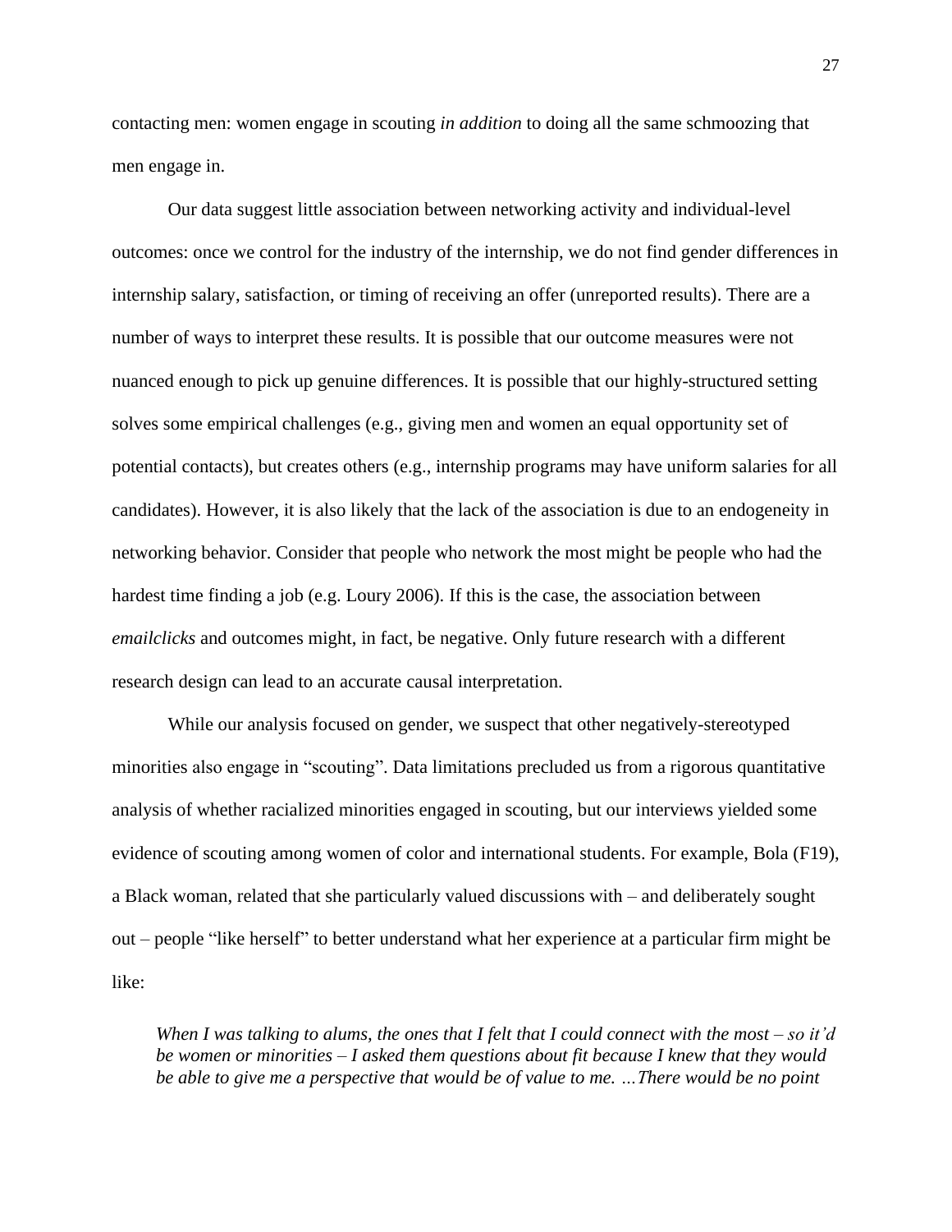contacting men: women engage in scouting *in addition* to doing all the same schmoozing that men engage in.

Our data suggest little association between networking activity and individual-level outcomes: once we control for the industry of the internship, we do not find gender differences in internship salary, satisfaction, or timing of receiving an offer (unreported results). There are a number of ways to interpret these results. It is possible that our outcome measures were not nuanced enough to pick up genuine differences. It is possible that our highly-structured setting solves some empirical challenges (e.g., giving men and women an equal opportunity set of potential contacts), but creates others (e.g., internship programs may have uniform salaries for all candidates). However, it is also likely that the lack of the association is due to an endogeneity in networking behavior. Consider that people who network the most might be people who had the hardest time finding a job (e.g. Loury 2006). If this is the case, the association between *emailclicks* and outcomes might, in fact, be negative. Only future research with a different research design can lead to an accurate causal interpretation.

While our analysis focused on gender, we suspect that other negatively-stereotyped minorities also engage in "scouting". Data limitations precluded us from a rigorous quantitative analysis of whether racialized minorities engaged in scouting, but our interviews yielded some evidence of scouting among women of color and international students. For example, Bola (F19), a Black woman, related that she particularly valued discussions with – and deliberately sought out – people "like herself" to better understand what her experience at a particular firm might be like:

> *When I was talking to alums, the ones that I felt that I could connect with the most – so it'd be women or minorities – I asked them questions about fit because I knew that they would be able to give me a perspective that would be of value to me. …There would be no point*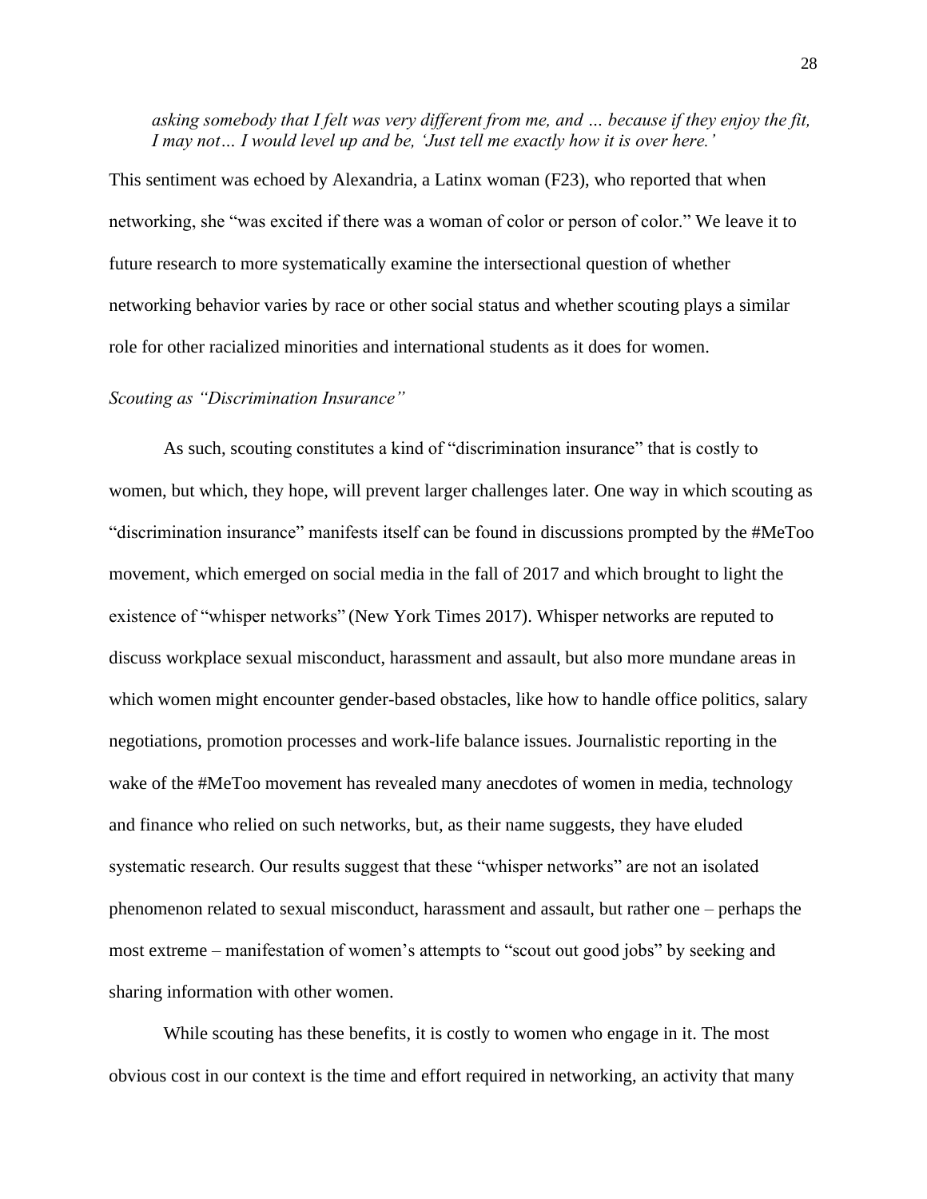> *asking somebody that I felt was very different from me, and … because if they enjoy the fit, I may not… I would level up and be, 'Just tell me exactly how it is over here.'*

This sentiment was echoed by Alexandria, a Latinx woman (F23), who reported that when networking, she "was excited if there was a woman of color or person of color." We leave it to future research to more systematically examine the intersectional question of whether networking behavior varies by race or other social status and whether scouting plays a similar role for other racialized minorities and international students as it does for women.

### *Scouting as "Discrimination Insurance"*

As such, scouting constitutes a kind of "discrimination insurance" that is costly to women, but which, they hope, will prevent larger challenges later. One way in which scouting as "discrimination insurance" manifests itself can be found in discussions prompted by the #MeToo movement, which emerged on social media in the fall of 2017 and which brought to light the existence of "whisper networks" (New York Times 2017). Whisper networks are reputed to discuss workplace sexual misconduct, harassment and assault, but also more mundane areas in which women might encounter gender-based obstacles, like how to handle office politics, salary negotiations, promotion processes and work-life balance issues. Journalistic reporting in the wake of the #MeToo movement has revealed many anecdotes of women in media, technology and finance who relied on such networks, but, as their name suggests, they have eluded systematic research. Our results suggest that these "whisper networks" are not an isolated phenomenon related to sexual misconduct, harassment and assault, but rather one – perhaps the most extreme – manifestation of women's attempts to "scout out good jobs" by seeking and sharing information with other women.

While scouting has these benefits, it is costly to women who engage in it. The most obvious cost in our context is the time and effort required in networking, an activity that many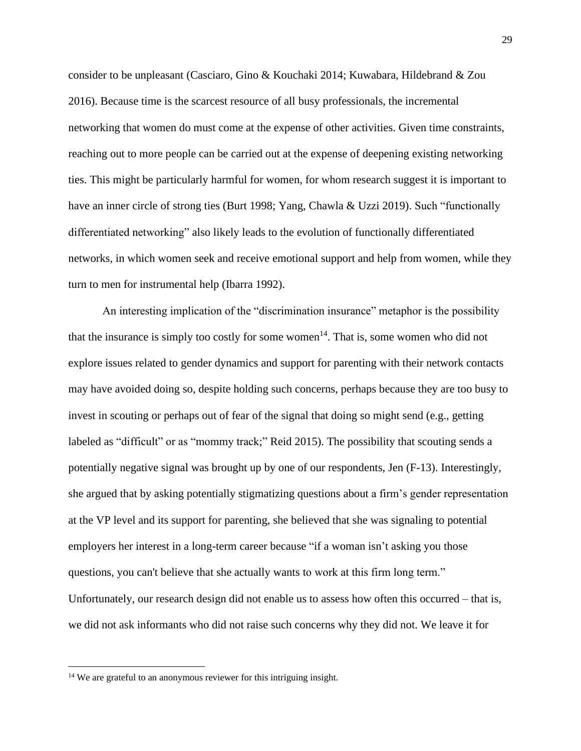consider to be unpleasant (Casciaro, Gino & Kouchaki 2014; Kuwabara, Hildebrand & Zou 2016). Because time is the scarcest resource of all busy professionals, the incremental networking that women do must come at the expense of other activities. Given time constraints, reaching out to more people can be carried out at the expense of deepening existing networking ties. This might be particularly harmful for women, for whom research suggest it is important to have an inner circle of strong ties (Burt 1998; Yang, Chawla & Uzzi 2019). Such "functionally differentiated networking" also likely leads to the evolution of functionally differentiated networks, in which women seek and receive emotional support and help from women, while they turn to men for instrumental help (Ibarra 1992).

An interesting implication of the "discrimination insurance" metaphor is the possibility that the insurance is simply too costly for some women[14]. That is, some women who did not explore issues related to gender dynamics and support for parenting with their network contacts may have avoided doing so, despite holding such concerns, perhaps because they are too busy to invest in scouting or perhaps out of fear of the signal that doing so might send (e.g., getting labeled as "difficult" or as "mommy track;" Reid 2015). The possibility that scouting sends a potentially negative signal was brought up by one of our respondents, Jen (F-13). Interestingly, she argued that by asking potentially stigmatizing questions about a firm's gender representation at the VP level and its support for parenting, she believed that she was signaling to potential employers her interest in a long-term career because "if a woman isn't asking you those questions, you can't believe that she actually wants to work at this firm long term." Unfortunately, our research design did not enable us to assess how often this occurred – that is, we did not ask informants who did not raise such concerns why they did not. We leave it for

[14] We are grateful to an anonymous reviewer for this intriguing insight.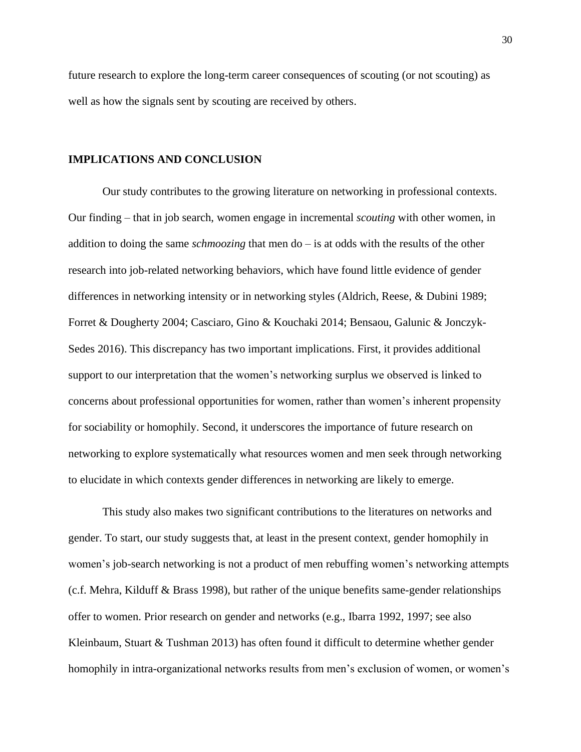future research to explore the long-term career consequences of scouting (or not scouting) as well as how the signals sent by scouting are received by others.

## IMPLICATIONS AND CONCLUSION

Our study contributes to the growing literature on networking in professional contexts. Our finding – that in job search, women engage in incremental *scouting* with other women, in addition to doing the same *schmoozing* that men do – is at odds with the results of the other research into job-related networking behaviors, which have found little evidence of gender differences in networking intensity or in networking styles (Aldrich, Reese, & Dubini 1989; Forret & Dougherty 2004; Casciaro, Gino & Kouchaki 2014; Bensaou, Galunic & Jonczyk-Sedes 2016). This discrepancy has two important implications. First, it provides additional support to our interpretation that the women's networking surplus we observed is linked to concerns about professional opportunities for women, rather than women's inherent propensity for sociability or homophily. Second, it underscores the importance of future research on networking to explore systematically what resources women and men seek through networking to elucidate in which contexts gender differences in networking are likely to emerge.

This study also makes two significant contributions to the literatures on networks and gender. To start, our study suggests that, at least in the present context, gender homophily in women's job-search networking is not a product of men rebuffing women's networking attempts (c.f. Mehra, Kilduff & Brass 1998), but rather of the unique benefits same-gender relationships offer to women. Prior research on gender and networks (e.g., Ibarra 1992, 1997; see also Kleinbaum, Stuart & Tushman 2013) has often found it difficult to determine whether gender homophily in intra-organizational networks results from men's exclusion of women, or women's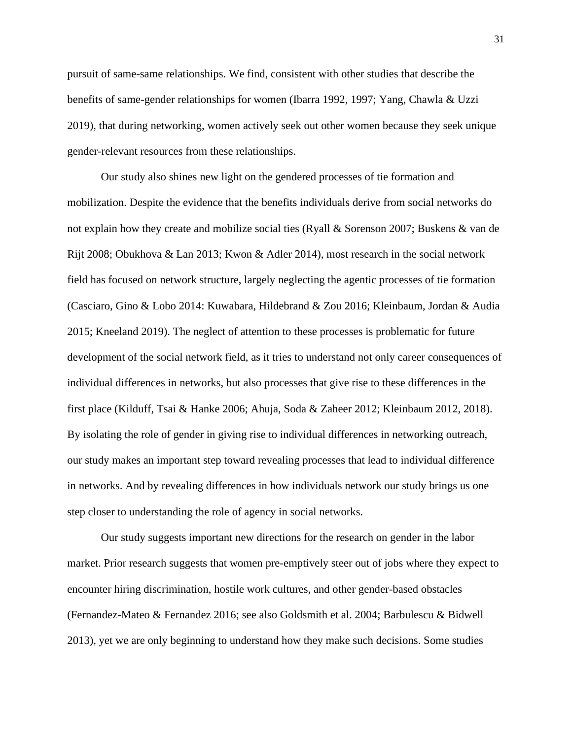pursuit of same-same relationships. We find, consistent with other studies that describe the benefits of same-gender relationships for women (Ibarra 1992, 1997; Yang, Chawla & Uzzi 2019), that during networking, women actively seek out other women because they seek unique gender-relevant resources from these relationships.

Our study also shines new light on the gendered processes of tie formation and mobilization. Despite the evidence that the benefits individuals derive from social networks do not explain how they create and mobilize social ties (Ryall & Sorenson 2007; Buskens & van de Rijt 2008; Obukhova & Lan 2013; Kwon & Adler 2014), most research in the social network field has focused on network structure, largely neglecting the agentic processes of tie formation (Casciaro, Gino & Lobo 2014: Kuwabara, Hildebrand & Zou 2016; Kleinbaum, Jordan & Audia 2015; Kneeland 2019). The neglect of attention to these processes is problematic for future development of the social network field, as it tries to understand not only career consequences of individual differences in networks, but also processes that give rise to these differences in the first place (Kilduff, Tsai & Hanke 2006; Ahuja, Soda & Zaheer 2012; Kleinbaum 2012, 2018). By isolating the role of gender in giving rise to individual differences in networking outreach, our study makes an important step toward revealing processes that lead to individual difference in networks. And by revealing differences in how individuals network our study brings us one step closer to understanding the role of agency in social networks.

Our study suggests important new directions for the research on gender in the labor market. Prior research suggests that women pre-emptively steer out of jobs where they expect to encounter hiring discrimination, hostile work cultures, and other gender-based obstacles (Fernandez-Mateo & Fernandez 2016; see also Goldsmith et al. 2004; Barbulescu & Bidwell 2013), yet we are only beginning to understand how they make such decisions. Some studies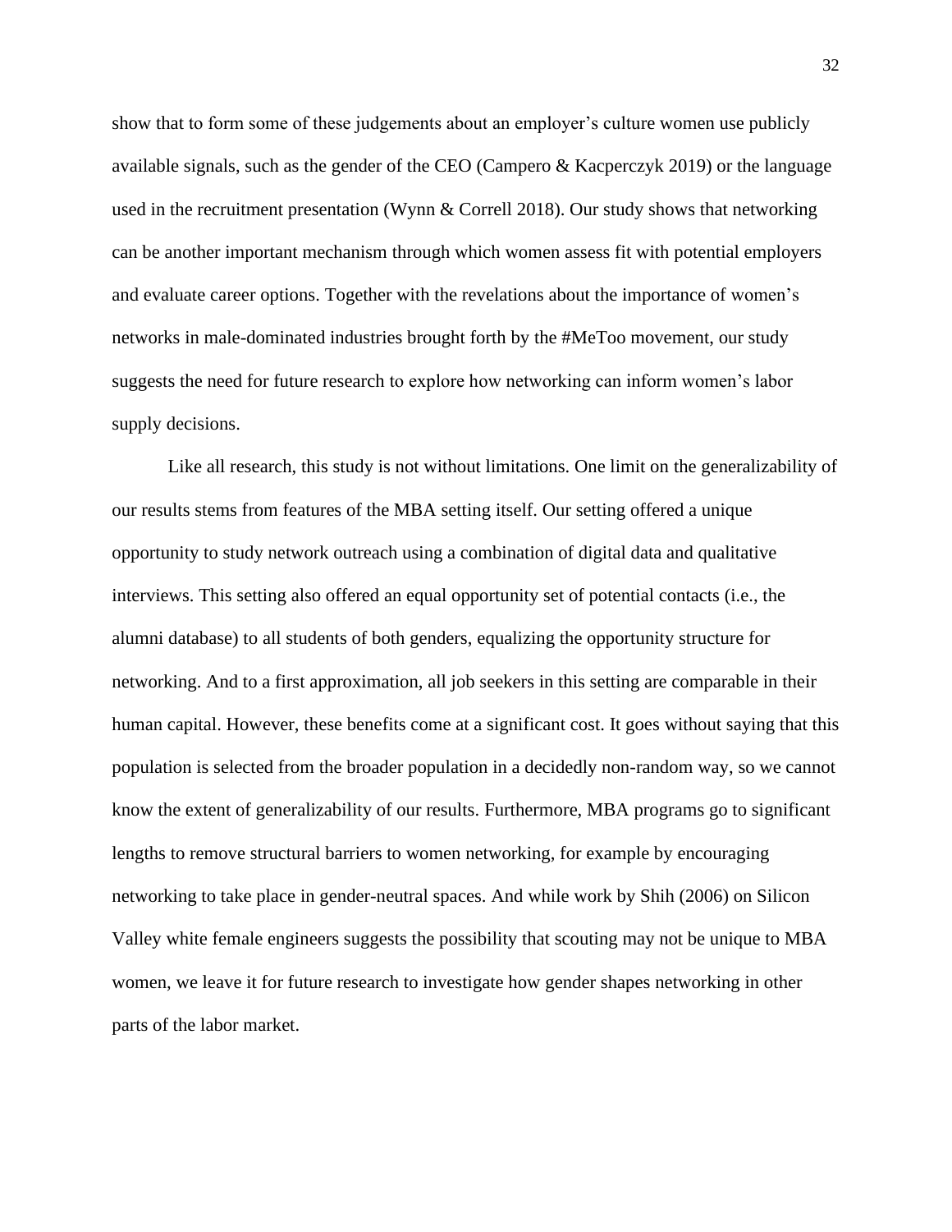show that to form some of these judgements about an employer's culture women use publicly available signals, such as the gender of the CEO (Campero & Kacperczyk 2019) or the language used in the recruitment presentation (Wynn & Correll 2018). Our study shows that networking can be another important mechanism through which women assess fit with potential employers and evaluate career options. Together with the revelations about the importance of women's networks in male-dominated industries brought forth by the #MeToo movement, our study suggests the need for future research to explore how networking can inform women's labor supply decisions.

Like all research, this study is not without limitations. One limit on the generalizability of our results stems from features of the MBA setting itself. Our setting offered a unique opportunity to study network outreach using a combination of digital data and qualitative interviews. This setting also offered an equal opportunity set of potential contacts (i.e., the alumni database) to all students of both genders, equalizing the opportunity structure for networking. And to a first approximation, all job seekers in this setting are comparable in their human capital. However, these benefits come at a significant cost. It goes without saying that this population is selected from the broader population in a decidedly non-random way, so we cannot know the extent of generalizability of our results. Furthermore, MBA programs go to significant lengths to remove structural barriers to women networking, for example by encouraging networking to take place in gender-neutral spaces. And while work by Shih (2006) on Silicon Valley white female engineers suggests the possibility that scouting may not be unique to MBA women, we leave it for future research to investigate how gender shapes networking in other parts of the labor market.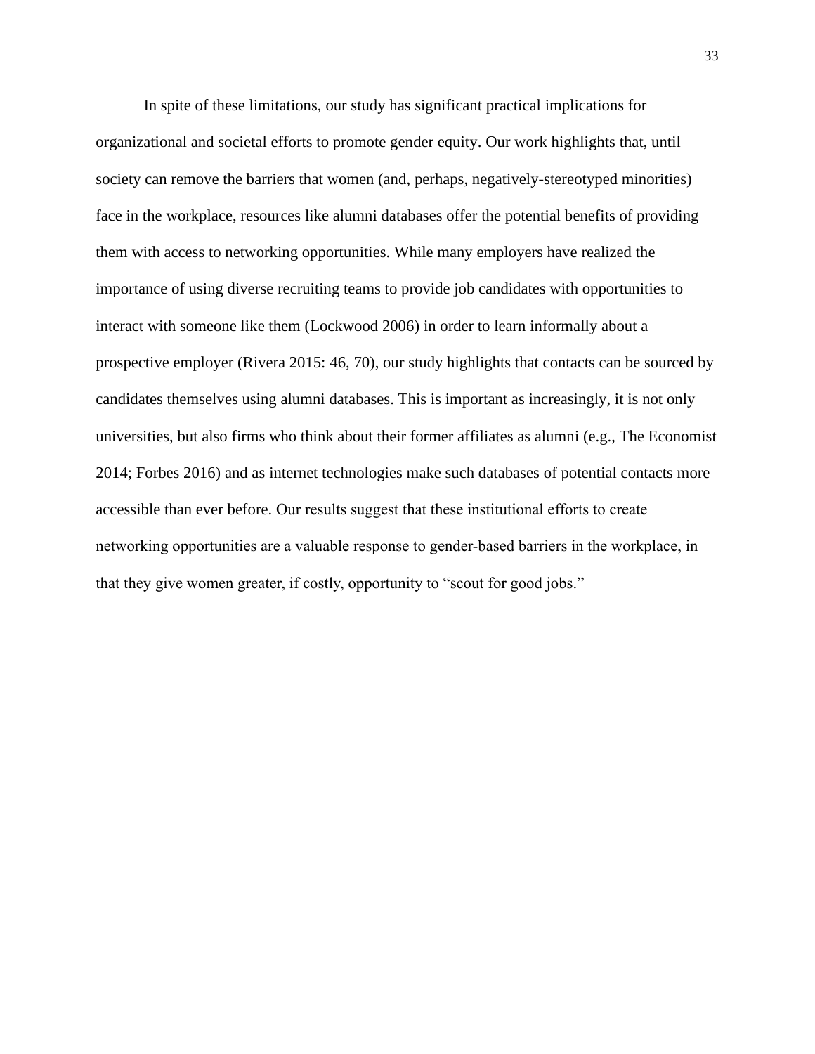In spite of these limitations, our study has significant practical implications for organizational and societal efforts to promote gender equity. Our work highlights that, until society can remove the barriers that women (and, perhaps, negatively-stereotyped minorities) face in the workplace, resources like alumni databases offer the potential benefits of providing them with access to networking opportunities. While many employers have realized the importance of using diverse recruiting teams to provide job candidates with opportunities to interact with someone like them (Lockwood 2006) in order to learn informally about a prospective employer (Rivera 2015: 46, 70), our study highlights that contacts can be sourced by candidates themselves using alumni databases. This is important as increasingly, it is not only universities, but also firms who think about their former affiliates as alumni (e.g., The Economist 2014; Forbes 2016) and as internet technologies make such databases of potential contacts more accessible than ever before. Our results suggest that these institutional efforts to create networking opportunities are a valuable response to gender-based barriers in the workplace, in that they give women greater, if costly, opportunity to "scout for good jobs."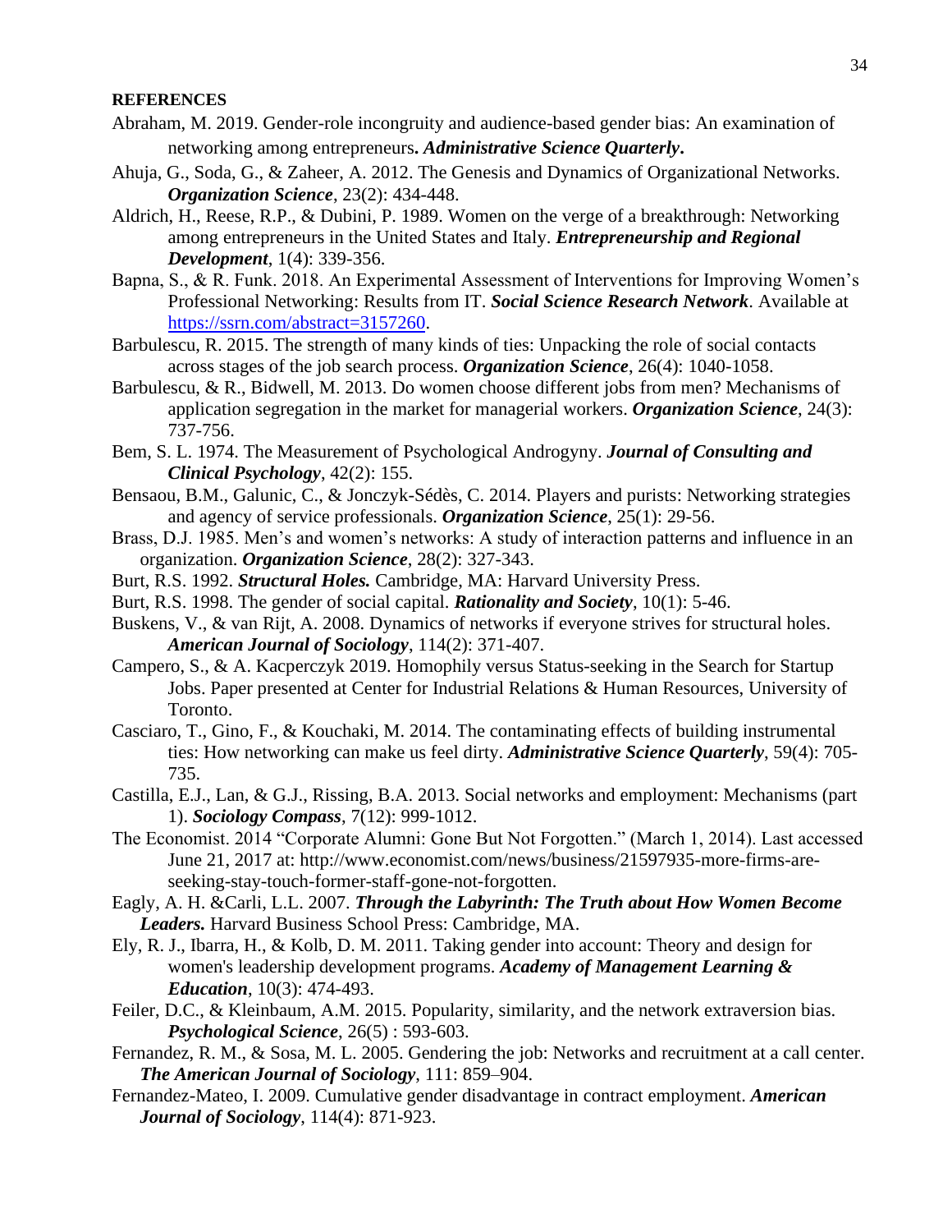**REFERENCES**

Abraham, M. 2019. Gender-role incongruity and audience-based gender bias: An examination of networking among entrepreneurs**.** ***Administrative Science Quarterly*****.**

Ahuja, G., Soda, G., & Zaheer, A. 2012. The Genesis and Dynamics of Organizational Networks. ***Organization Science***, 23(2): 434-448.

Aldrich, H., Reese, R.P., & Dubini, P. 1989. Women on the verge of a breakthrough: Networking among entrepreneurs in the United States and Italy. ***Entrepreneurship and Regional Development***, 1(4): 339-356.

Bapna, S., & R. Funk. 2018. An Experimental Assessment of Interventions for Improving Women's Professional Networking: Results from IT. ***Social Science Research Network***. Available at https://ssrn.com/abstract=3157260.

Barbulescu, R. 2015. The strength of many kinds of ties: Unpacking the role of social contacts across stages of the job search process. ***Organization Science***, 26(4): 1040-1058.

Barbulescu, & R., Bidwell, M. 2013. Do women choose different jobs from men? Mechanisms of application segregation in the market for managerial workers. ***Organization Science***, 24(3): 737-756.

Bem, S. L. 1974. The Measurement of Psychological Androgyny. ***Journal of Consulting and Clinical Psychology***, 42(2): 155.

Bensaou, B.M., Galunic, C., & Jonczyk-Sédès, C. 2014. Players and purists: Networking strategies and agency of service professionals. ***Organization Science***, 25(1): 29-56.

Brass, D.J. 1985. Men's and women's networks: A study of interaction patterns and influence in an organization. ***Organization Science***, 28(2): 327-343.

Burt, R.S. 1992. ***Structural Holes.*** Cambridge, MA: Harvard University Press.

Burt, R.S. 1998. The gender of social capital. ***Rationality and Society***, 10(1): 5-46.

Buskens, V., & van Rijt, A. 2008. Dynamics of networks if everyone strives for structural holes. ***American Journal of Sociology***, 114(2): 371-407.

Campero, S., & A. Kacperczyk 2019. Homophily versus Status-seeking in the Search for Startup Jobs. Paper presented at Center for Industrial Relations & Human Resources, University of Toronto.

Casciaro, T., Gino, F., & Kouchaki, M. 2014. The contaminating effects of building instrumental ties: How networking can make us feel dirty. ***Administrative Science Quarterly***, 59(4): 705-735.

Castilla, E.J., Lan, & G.J., Rissing, B.A. 2013. Social networks and employment: Mechanisms (part 1). ***Sociology Compass***, 7(12): 999-1012.

The Economist. 2014 "Corporate Alumni: Gone But Not Forgotten." (March 1, 2014). Last accessed June 21, 2017 at: http://www.economist.com/news/business/21597935-more-firms-are-seeking-stay-touch-former-staff-gone-not-forgotten.

Eagly, A. H. &Carli, L.L. 2007. ***Through the Labyrinth: The Truth about How Women Become Leaders.*** Harvard Business School Press: Cambridge, MA.

Ely, R. J., Ibarra, H., & Kolb, D. M. 2011. Taking gender into account: Theory and design for women's leadership development programs. ***Academy of Management Learning & Education***, 10(3): 474-493.

Feiler, D.C., & Kleinbaum, A.M. 2015. Popularity, similarity, and the network extraversion bias. ***Psychological Science***, 26(5) : 593-603.

Fernandez, R. M., & Sosa, M. L. 2005. Gendering the job: Networks and recruitment at a call center. ***The American Journal of Sociology***, 111: 859–904.

Fernandez-Mateo, I. 2009. Cumulative gender disadvantage in contract employment. ***American Journal of Sociology***, 114(4): 871-923.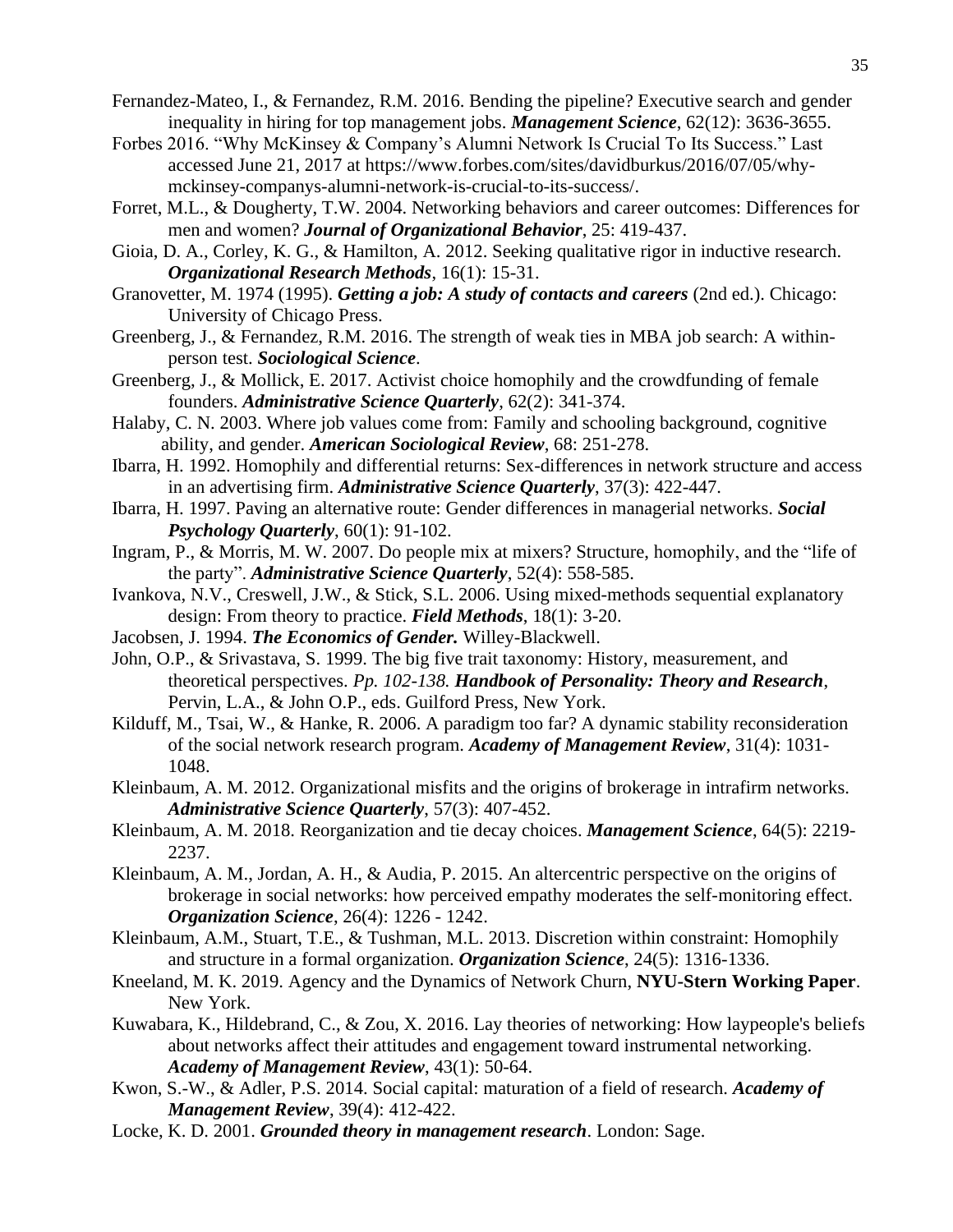Fernandez-Mateo, I., & Fernandez, R.M. 2016. Bending the pipeline? Executive search and gender inequality in hiring for top management jobs. ***Management Science***, 62(12): 3636-3655.

Forbes 2016. "Why McKinsey & Company's Alumni Network Is Crucial To Its Success." Last accessed June 21, 2017 at https://www.forbes.com/sites/davidburkus/2016/07/05/why-mckinsey-companys-alumni-network-is-crucial-to-its-success/.

Forret, M.L., & Dougherty, T.W. 2004. Networking behaviors and career outcomes: Differences for men and women? ***Journal of Organizational Behavior***, 25: 419-437.

Gioia, D. A., Corley, K. G., & Hamilton, A. 2012. Seeking qualitative rigor in inductive research. ***Organizational Research Methods***, 16(1): 15-31.

Granovetter, M. 1974 (1995). ***Getting a job: A study of contacts and careers*** (2nd ed.). Chicago: University of Chicago Press.

Greenberg, J., & Fernandez, R.M. 2016. The strength of weak ties in MBA job search: A within-person test. ***Sociological Science***.

Greenberg, J., & Mollick, E. 2017. Activist choice homophily and the crowdfunding of female founders. ***Administrative Science Quarterly***, 62(2): 341-374.

Halaby, C. N. 2003. Where job values come from: Family and schooling background, cognitive ability, and gender. ***American Sociological Review***, 68: 251-278.

Ibarra, H. 1992. Homophily and differential returns: Sex-differences in network structure and access in an advertising firm. ***Administrative Science Quarterly***, 37(3): 422-447.

Ibarra, H. 1997. Paving an alternative route: Gender differences in managerial networks. ***Social Psychology Quarterly***, 60(1): 91-102.

Ingram, P., & Morris, M. W. 2007. Do people mix at mixers? Structure, homophily, and the "life of the party". ***Administrative Science Quarterly***, 52(4): 558-585.

Ivankova, N.V., Creswell, J.W., & Stick, S.L. 2006. Using mixed-methods sequential explanatory design: From theory to practice. ***Field Methods***, 18(1): 3-20.

Jacobsen, J. 1994. ***The Economics of Gender.*** Willey-Blackwell.

John, O.P., & Srivastava, S. 1999. The big five trait taxonomy: History, measurement, and theoretical perspectives. *Pp. 102-138.* ***Handbook of Personality: Theory and Research***, Pervin, L.A., & John O.P., eds. Guilford Press, New York.

Kilduff, M., Tsai, W., & Hanke, R. 2006. A paradigm too far? A dynamic stability reconsideration of the social network research program. ***Academy of Management Review***, 31(4): 1031-1048.

Kleinbaum, A. M. 2012. Organizational misfits and the origins of brokerage in intrafirm networks. ***Administrative Science Quarterly***, 57(3): 407-452.

Kleinbaum, A. M. 2018. Reorganization and tie decay choices. ***Management Science***, 64(5): 2219-2237.

Kleinbaum, A. M., Jordan, A. H., & Audia, P. 2015. An altercentric perspective on the origins of brokerage in social networks: how perceived empathy moderates the self-monitoring effect. ***Organization Science***, 26(4): 1226 - 1242.

Kleinbaum, A.M., Stuart, T.E., & Tushman, M.L. 2013. Discretion within constraint: Homophily and structure in a formal organization. ***Organization Science***, 24(5): 1316-1336.

Kneeland, M. K. 2019. Agency and the Dynamics of Network Churn, **NYU-Stern Working Paper**. New York.

Kuwabara, K., Hildebrand, C., & Zou, X. 2016. Lay theories of networking: How laypeople's beliefs about networks affect their attitudes and engagement toward instrumental networking. ***Academy of Management Review***, 43(1): 50-64.

Kwon, S.-W., & Adler, P.S. 2014. Social capital: maturation of a field of research. ***Academy of Management Review***, 39(4): 412-422.

Locke, K. D. 2001. ***Grounded theory in management research***. London: Sage.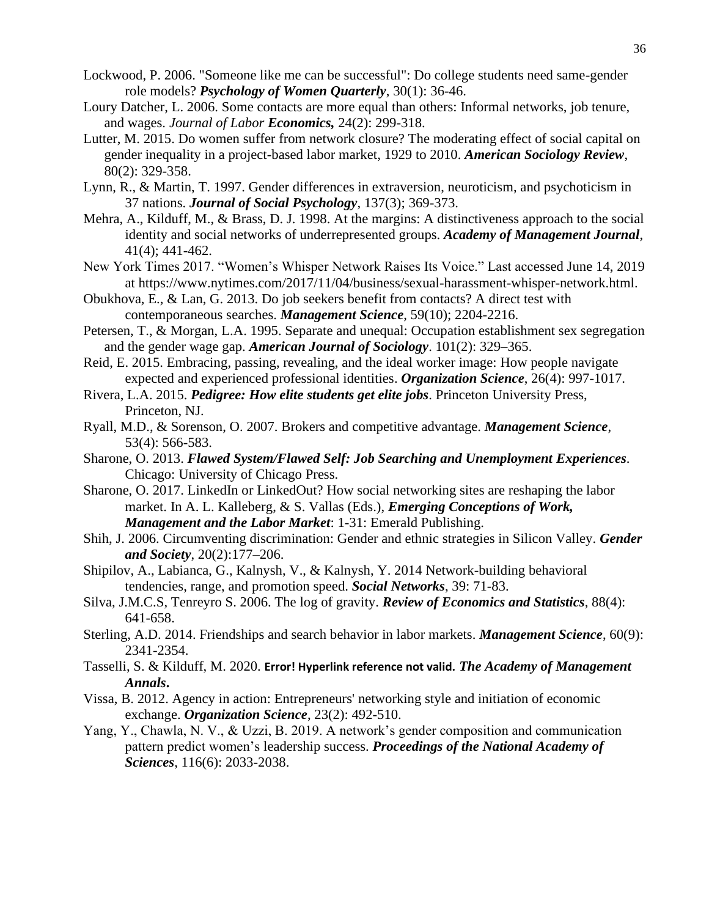Lockwood, P. 2006. "Someone like me can be successful": Do college students need same-gender role models? ***Psychology of Women Quarterly***, 30(1): 36-46.

Loury Datcher, L. 2006. Some contacts are more equal than others: Informal networks, job tenure, and wages. *Journal of Labor* ***Economics,*** 24(2): 299-318.

Lutter, M. 2015. Do women suffer from network closure? The moderating effect of social capital on gender inequality in a project-based labor market, 1929 to 2010. ***American Sociology Review***, 80(2): 329-358.

Lynn, R., & Martin, T. 1997. Gender differences in extraversion, neuroticism, and psychoticism in 37 nations. ***Journal of Social Psychology***, 137(3); 369-373.

Mehra, A., Kilduff, M., & Brass, D. J. 1998. At the margins: A distinctiveness approach to the social identity and social networks of underrepresented groups. ***Academy of Management Journal***, 41(4); 441-462.

New York Times 2017. "Women's Whisper Network Raises Its Voice." Last accessed June 14, 2019 at https://www.nytimes.com/2017/11/04/business/sexual-harassment-whisper-network.html.

Obukhova, E., & Lan, G. 2013. Do job seekers benefit from contacts? A direct test with contemporaneous searches. ***Management Science***, 59(10); 2204-2216.

Petersen, T., & Morgan, L.A. 1995. Separate and unequal: Occupation establishment sex segregation and the gender wage gap. ***American Journal of Sociology***. 101(2): 329–365.

Reid, E. 2015. Embracing, passing, revealing, and the ideal worker image: How people navigate expected and experienced professional identities. ***Organization Science***, 26(4): 997-1017.

Rivera, L.A. 2015. ***Pedigree: How elite students get elite jobs***. Princeton University Press, Princeton, NJ.

Ryall, M.D., & Sorenson, O. 2007. Brokers and competitive advantage. ***Management Science***, 53(4): 566-583.

Sharone, O. 2013. ***Flawed System/Flawed Self: Job Searching and Unemployment Experiences***. Chicago: University of Chicago Press.

Sharone, O. 2017. LinkedIn or LinkedOut? How social networking sites are reshaping the labor market. In A. L. Kalleberg, & S. Vallas (Eds.), ***Emerging Conceptions of Work, Management and the Labor Market***: 1-31: Emerald Publishing.

Shih, J. 2006. Circumventing discrimination: Gender and ethnic strategies in Silicon Valley. ***Gender and Society***, 20(2):177–206.

Shipilov, A., Labianca, G., Kalnysh, V., & Kalnysh, Y. 2014 Network-building behavioral tendencies, range, and promotion speed. ***Social Networks***, 39: 71-83.

Silva, J.M.C.S, Tenreyro S. 2006. The log of gravity. ***Review of Economics and Statistics***, 88(4): 641-658.

Sterling, A.D. 2014. Friendships and search behavior in labor markets. ***Management Science***, 60(9): 2341-2354.

Tasselli, S. & Kilduff, M. 2020. **Error! Hyperlink reference not valid.** ***The Academy of Management Annals***.

Vissa, B. 2012. Agency in action: Entrepreneurs' networking style and initiation of economic exchange. ***Organization Science***, 23(2): 492-510.

Yang, Y., Chawla, N. V., & Uzzi, B. 2019. A network's gender composition and communication pattern predict women's leadership success. ***Proceedings of the National Academy of Sciences***, 116(6): 2033-2038.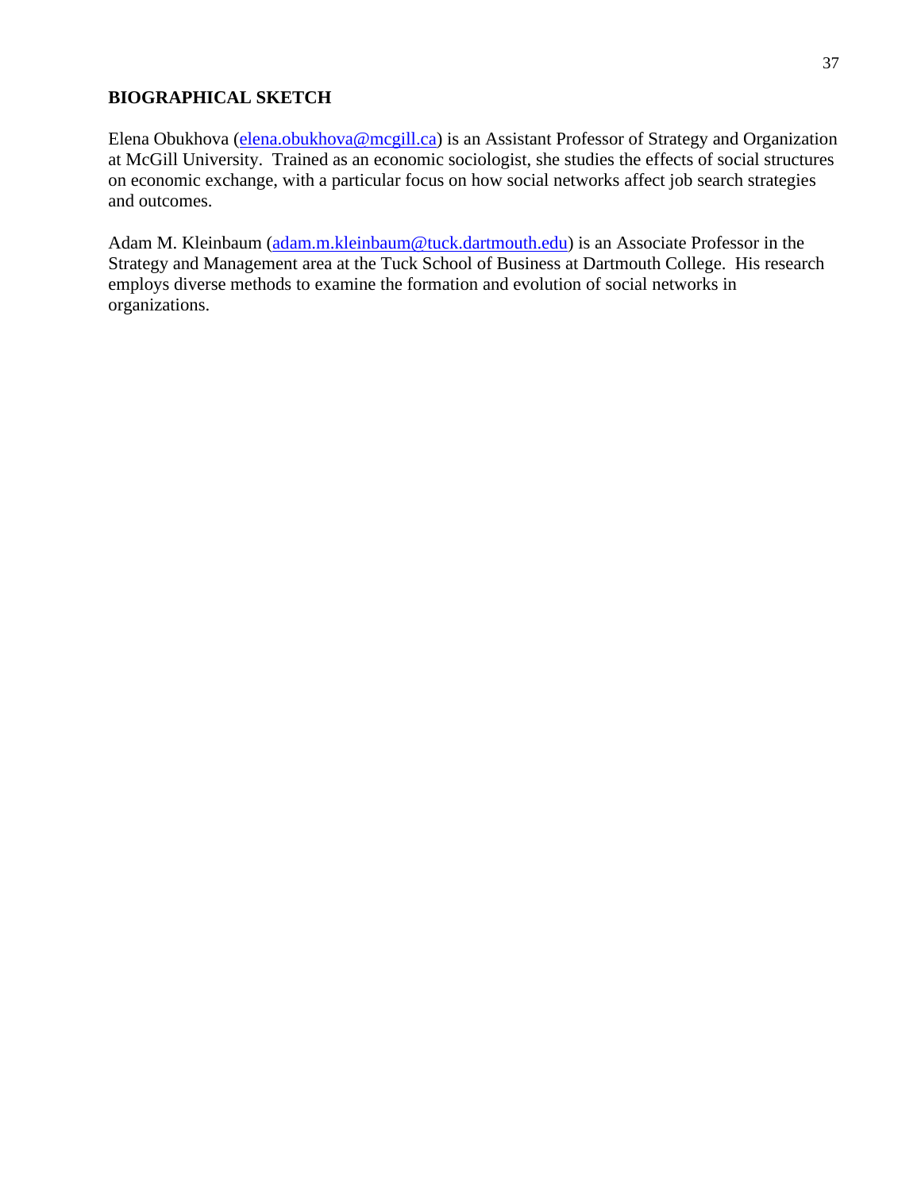## BIOGRAPHICAL SKETCH

Elena Obukhova (elena.obukhova@mcgill.ca) is an Assistant Professor of Strategy and Organization at McGill University. Trained as an economic sociologist, she studies the effects of social structures on economic exchange, with a particular focus on how social networks affect job search strategies and outcomes.

Adam M. Kleinbaum (adam.m.kleinbaum@tuck.dartmouth.edu) is an Associate Professor in the Strategy and Management area at the Tuck School of Business at Dartmouth College. His research employs diverse methods to examine the formation and evolution of social networks in organizations.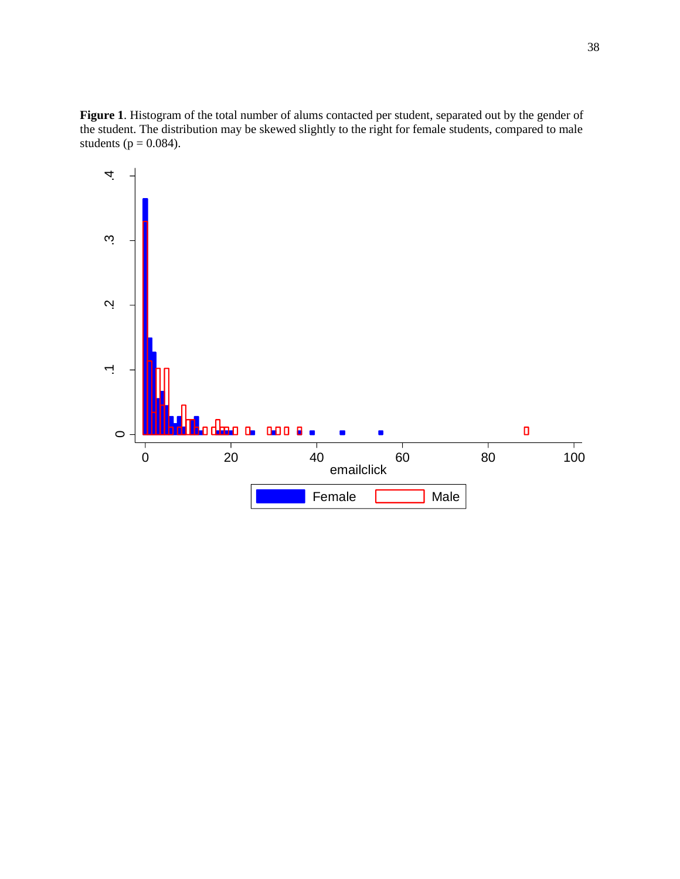**Figure 1**. Histogram of the total number of alums contacted per student, separated out by the gender of the student. The distribution may be skewed slightly to the right for female students, compared to male students (p = 0.084).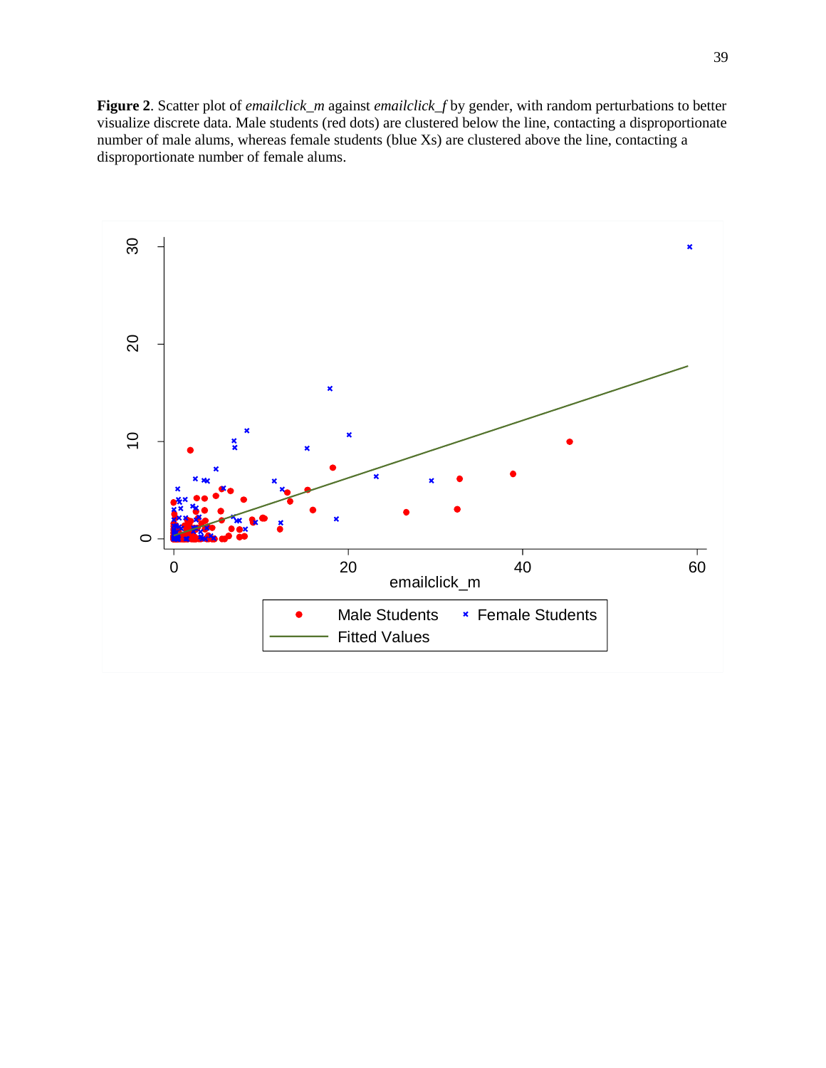**Figure 2**. Scatter plot of *emailclick_m* against *emailclick_f* by gender, with random perturbations to better visualize discrete data. Male students (red dots) are clustered below the line, contacting a disproportionate number of male alums, whereas female students (blue Xs) are clustered above the line, contacting a disproportionate number of female alums.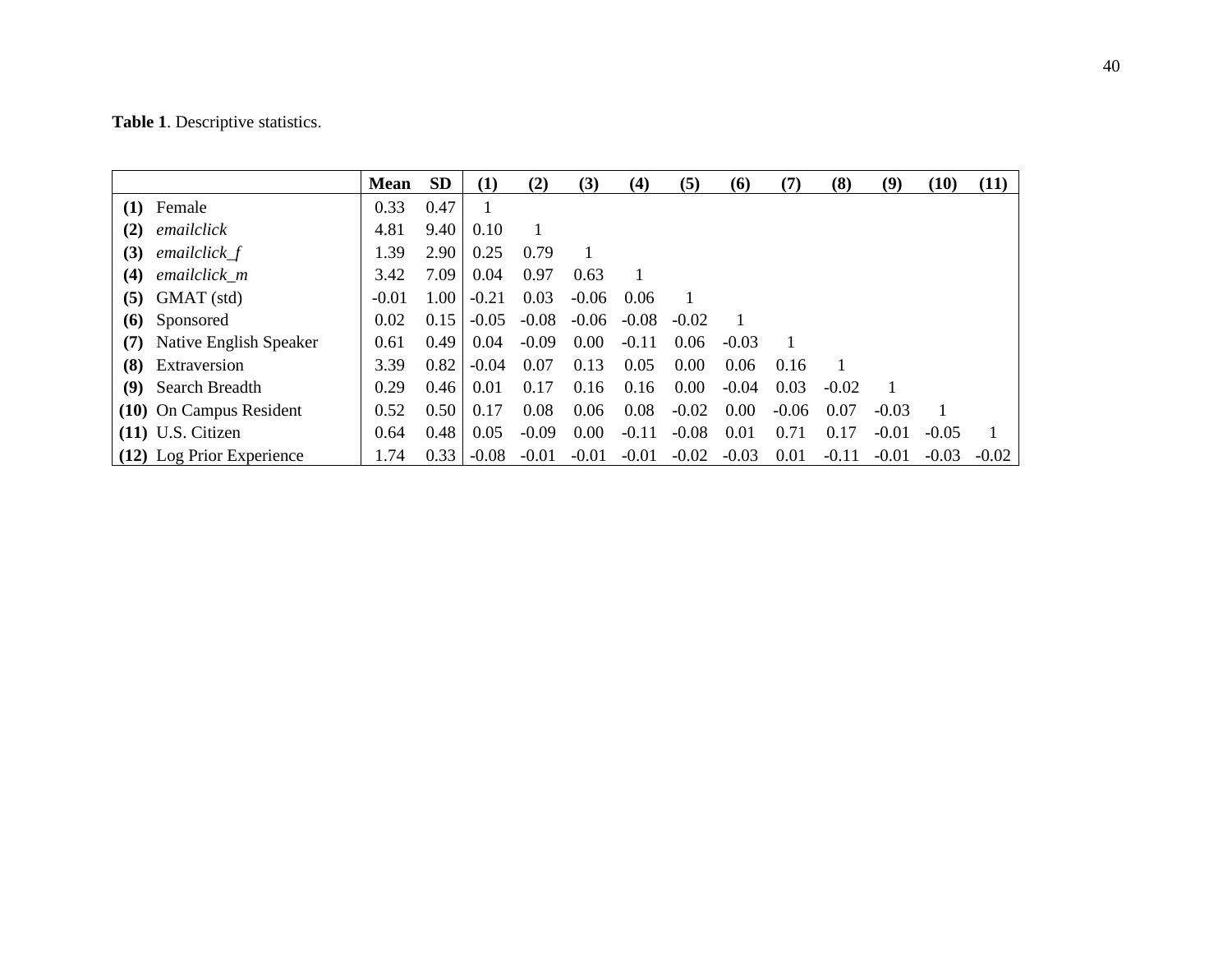**Table 1**. Descriptive statistics.

| | Mean | SD | (1) | (2) | (3) | (4) | (5) | (6) | (7) | (8) | (9) | (10) | (11) |
|---|---|---|---|---|---|---|---|---|---|---|---|---|---|
| **(1)** Female | 0.33 | 0.47 | 1 | | | | | | | | | | |
| **(2)** *emailclick* | 4.81 | 9.40 | 0.10 | 1 | | | | | | | | | |
| **(3)** *emailclick_f* | 1.39 | 2.90 | 0.25 | 0.79 | 1 | | | | | | | | |
| **(4)** *emailclick_m* | 3.42 | 7.09 | 0.04 | 0.97 | 0.63 | 1 | | | | | | | |
| **(5)** GMAT (std) | -0.01 | 1.00 | -0.21 | 0.03 | -0.06 | 0.06 | 1 | | | | | | |
| **(6)** Sponsored | 0.02 | 0.15 | -0.05 | -0.08 | -0.06 | -0.08 | -0.02 | 1 | | | | | |
| **(7)** Native English Speaker | 0.61 | 0.49 | 0.04 | -0.09 | 0.00 | -0.11 | 0.06 | -0.03 | 1 | | | | |
| **(8)** Extraversion | 3.39 | 0.82 | -0.04 | 0.07 | 0.13 | 0.05 | 0.00 | 0.06 | 0.16 | 1 | | | |
| **(9)** Search Breadth | 0.29 | 0.46 | 0.01 | 0.17 | 0.16 | 0.16 | 0.00 | -0.04 | 0.03 | -0.02 | 1 | | |
| **(10)** On Campus Resident | 0.52 | 0.50 | 0.17 | 0.08 | 0.06 | 0.08 | -0.02 | 0.00 | -0.06 | 0.07 | -0.03 | 1 | |
| **(11)** U.S. Citizen | 0.64 | 0.48 | 0.05 | -0.09 | 0.00 | -0.11 | -0.08 | 0.01 | 0.71 | 0.17 | -0.01 | -0.05 | 1 |
| **(12)** Log Prior Experience | 1.74 | 0.33 | -0.08 | -0.01 | -0.01 | -0.01 | -0.02 | -0.03 | 0.01 | -0.11 | -0.01 | -0.03 | -0.02 |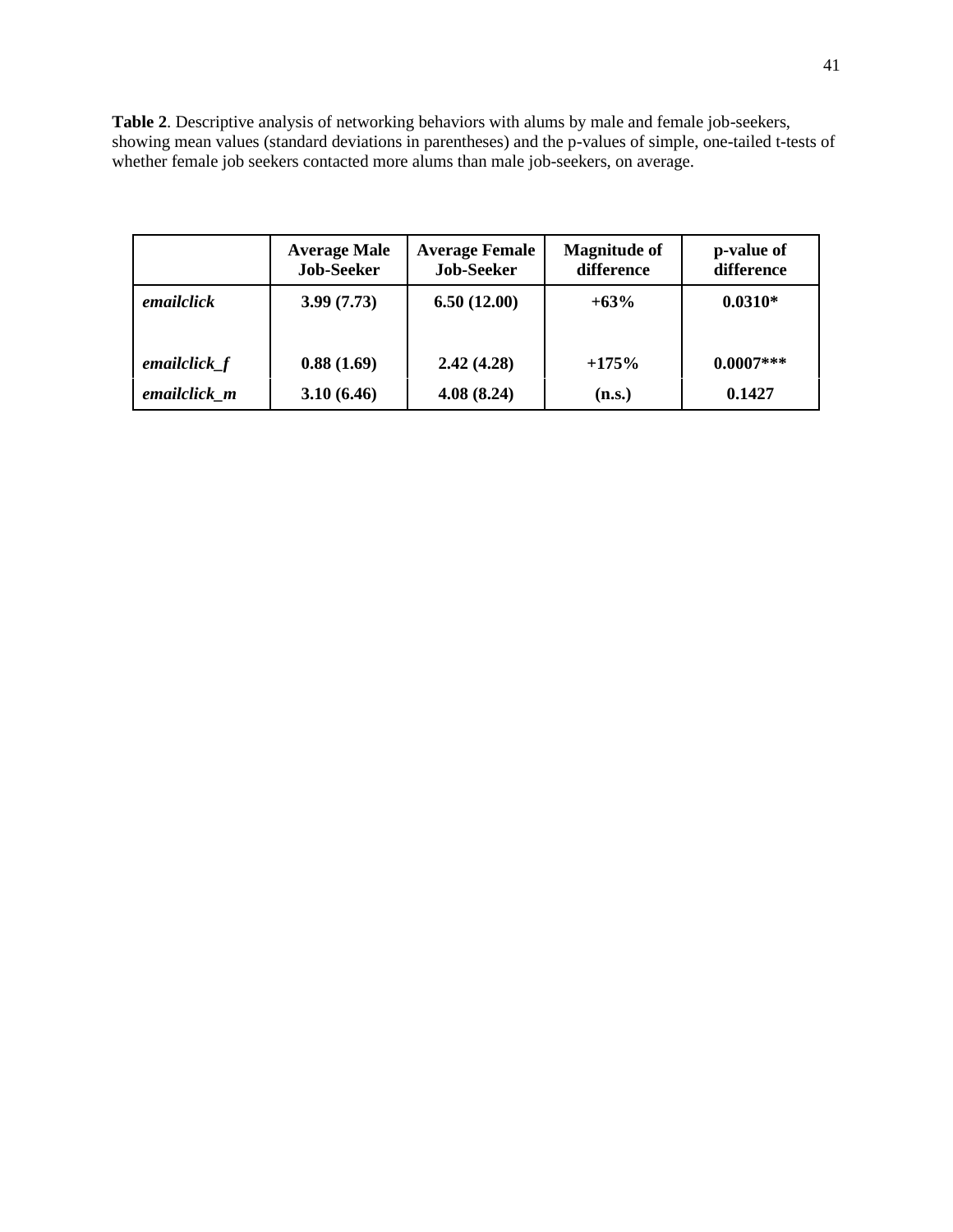**Table 2**. Descriptive analysis of networking behaviors with alums by male and female job-seekers, showing mean values (standard deviations in parentheses) and the p-values of simple, one-tailed t-tests of whether female job seekers contacted more alums than male job-seekers, on average.

| | **Average Male Job-Seeker** | **Average Female Job-Seeker** | **Magnitude of difference** | **p-value of difference** |
|---|---|---|---|---|
| ***emailclick*** | **3.99 (7.73)** | **6.50 (12.00)** | **+63%** | **0.0310*** |
| ***emailclick_f*** | **0.88 (1.69)** | **2.42 (4.28)** | **+175%** | **0.0007***** |
| ***emailclick_m*** | **3.10 (6.46)** | **4.08 (8.24)** | **(n.s.)** | **0.1427** |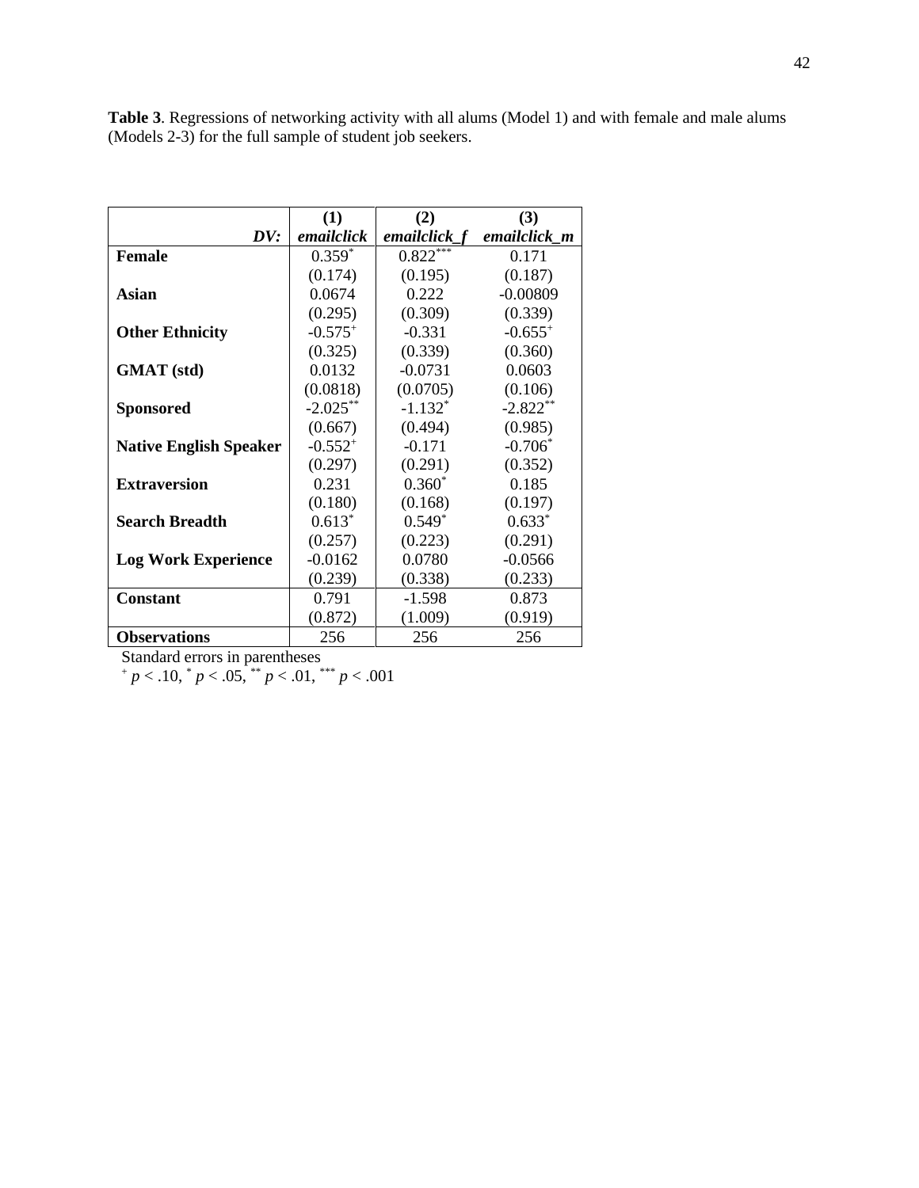**Table 3**. Regressions of networking activity with all alums (Model 1) and with female and male alums (Models 2-3) for the full sample of student job seekers.

| | (1) | (2) | (3) |
|---|---|---|---|
| ***DV:*** | ***emailclick*** | ***emailclick_f*** | ***emailclick_m*** |
| **Female** | $0.359^{*}$ | $0.822^{***}$ | 0.171 |
| | (0.174) | (0.195) | (0.187) |
| **Asian** | 0.0674 | 0.222 | -0.00809 |
| | (0.295) | (0.309) | (0.339) |
| **Other Ethnicity** | $-0.575^{+}$ | -0.331 | $-0.655^{+}$ |
| | (0.325) | (0.339) | (0.360) |
| **GMAT (std)** | 0.0132 | -0.0731 | 0.0603 |
| | (0.0818) | (0.0705) | (0.106) |
| **Sponsored** | $-2.025^{**}$ | $-1.132^{*}$ | $-2.822^{**}$ |
| | (0.667) | (0.494) | (0.985) |
| **Native English Speaker** | $-0.552^{+}$ | -0.171 | $-0.706^{*}$ |
| | (0.297) | (0.291) | (0.352) |
| **Extraversion** | 0.231 | $0.360^{*}$ | 0.185 |
| | (0.180) | (0.168) | (0.197) |
| **Search Breadth** | $0.613^{*}$ | $0.549^{*}$ | $0.633^{*}$ |
| | (0.257) | (0.223) | (0.291) |
| **Log Work Experience** | -0.0162 | 0.0780 | -0.0566 |
| | (0.239) | (0.338) | (0.233) |
| **Constant** | 0.791 | -1.598 | 0.873 |
| | (0.872) | (1.009) | (0.919) |
| **Observations** | 256 | 256 | 256 |

Standard errors in parentheses

$^{+}$ $p < .10$, $^{*}$ $p < .05$, $^{**}$ $p < .01$, $^{***}$ $p < .001$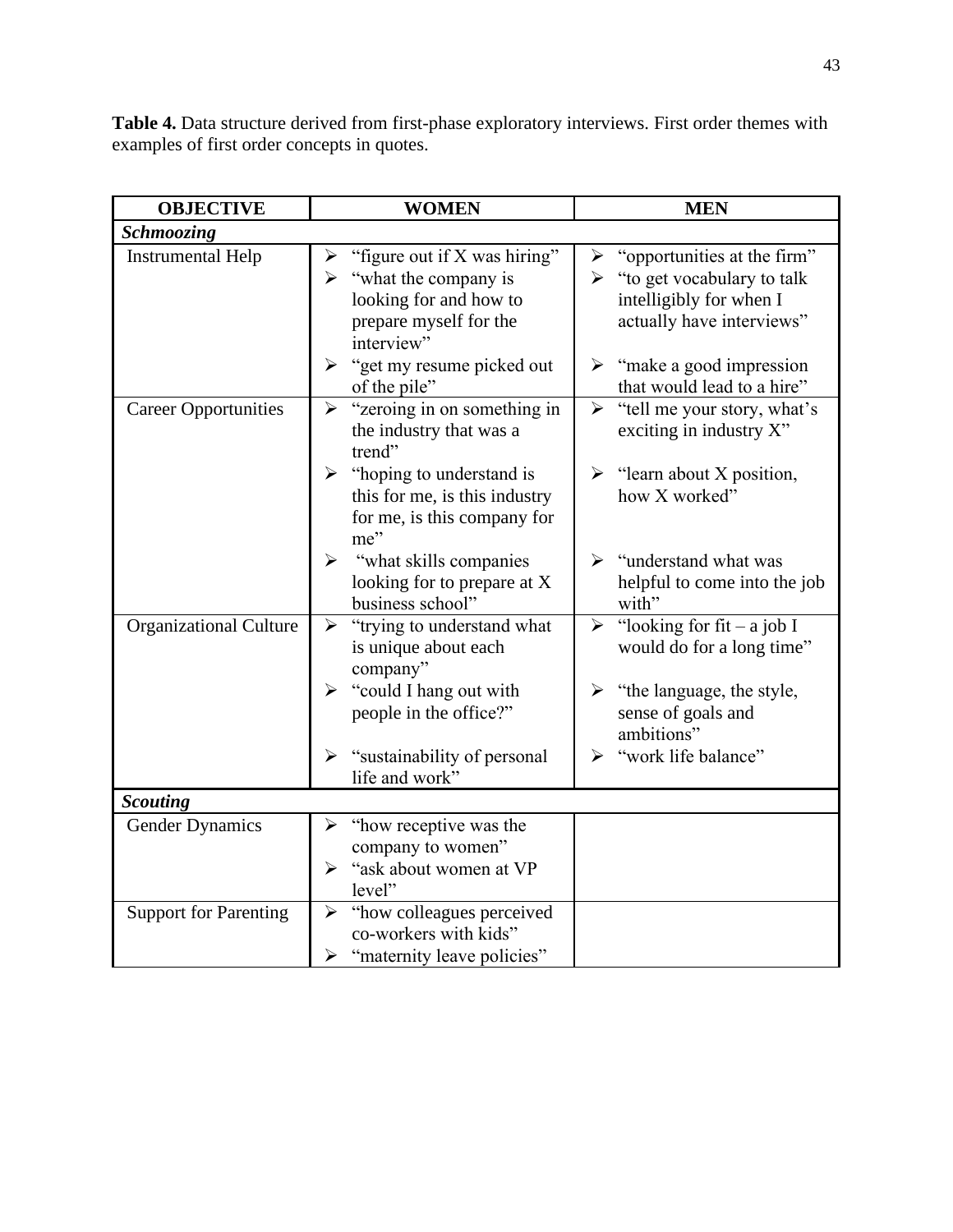**Table 4.** Data structure derived from first-phase exploratory interviews. First order themes with examples of first order concepts in quotes.

| OBJECTIVE | WOMEN | MEN |
|---|---|---|
| ***Schmoozing*** | | |
| Instrumental Help | ➢ "figure out if X was hiring"<br>➢ "what the company is looking for and how to prepare myself for the interview"<br>➢ "get my resume picked out of the pile" | ➢ "opportunities at the firm"<br>➢ "to get vocabulary to talk intelligibly for when I actually have interviews"<br>➢ "make a good impression that would lead to a hire" |
| Career Opportunities | ➢ "zeroing in on something in the industry that was a trend"<br>➢ "hoping to understand is this for me, is this industry for me, is this company for me"<br>➢ "what skills companies looking for to prepare at X business school" | ➢ "tell me your story, what's exciting in industry X"<br>➢ "learn about X position, how X worked"<br>➢ "understand what was helpful to come into the job with" |
| Organizational Culture | ➢ "trying to understand what is unique about each company"<br>➢ "could I hang out with people in the office?"<br>➢ "sustainability of personal life and work" | ➢ "looking for fit – a job I would do for a long time"<br>➢ "the language, the style, sense of goals and ambitions"<br>➢ "work life balance" |
| ***Scouting*** | | |
| Gender Dynamics | ➢ "how receptive was the company to women"<br>➢ "ask about women at VP level" | |
| Support for Parenting | ➢ "how colleagues perceived co-workers with kids"<br>➢ "maternity leave policies" | |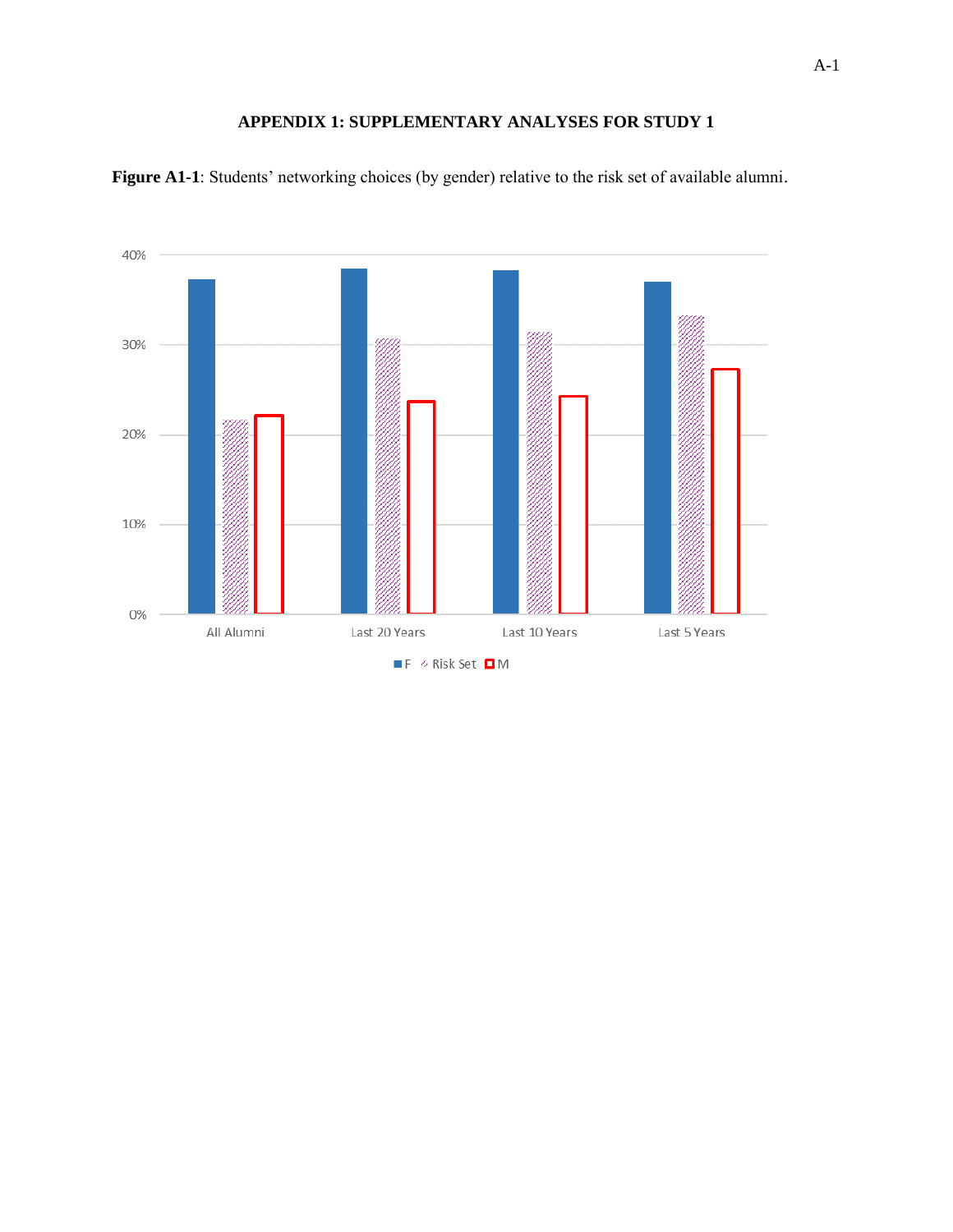# APPENDIX 1: SUPPLEMENTARY ANALYSES FOR STUDY 1

**Figure A1-1**: Students' networking choices (by gender) relative to the risk set of available alumni.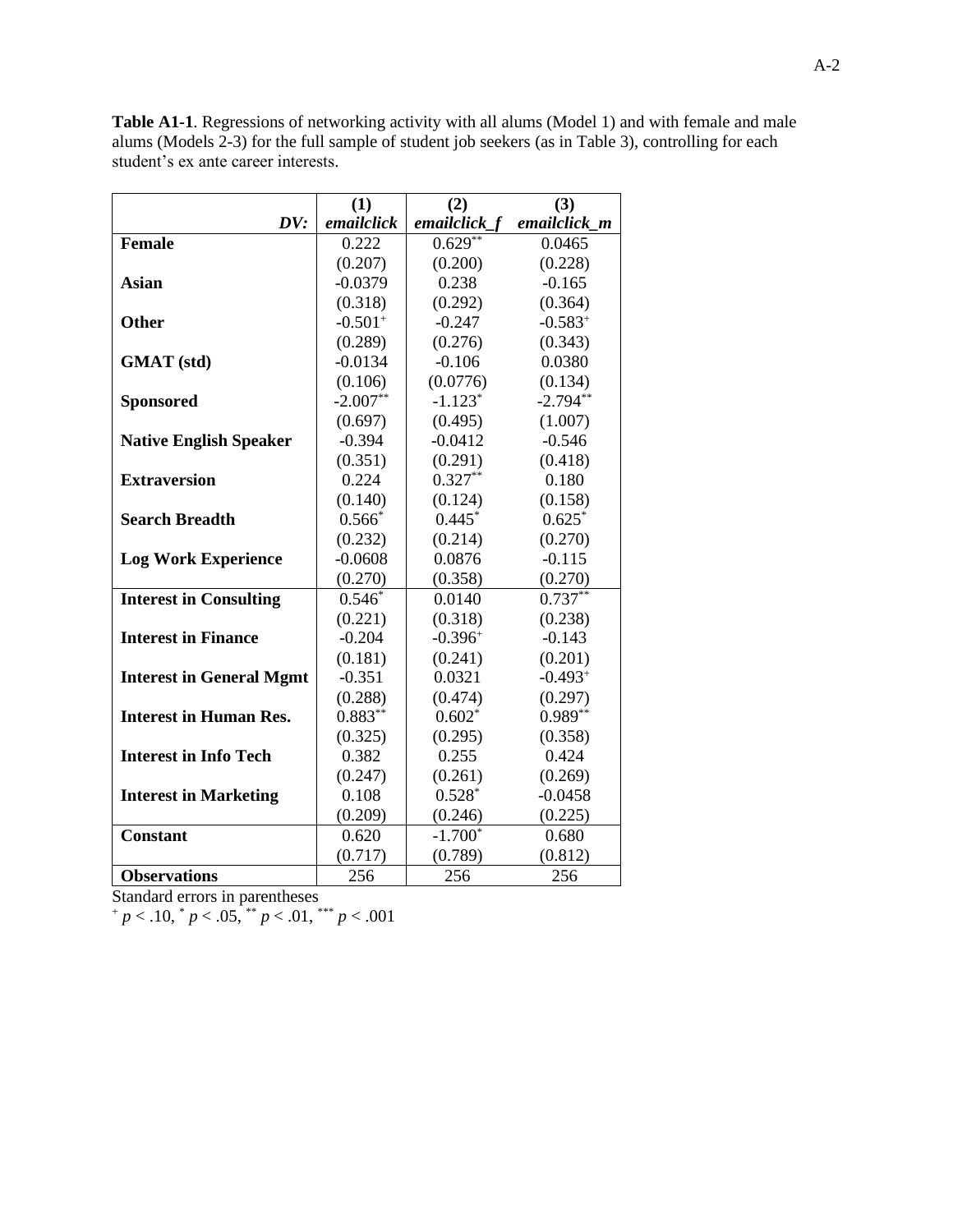**Table A1-1**. Regressions of networking activity with all alums (Model 1) and with female and male alums (Models 2-3) for the full sample of student job seekers (as in Table 3), controlling for each student's ex ante career interests.

| | (1) | (2) | (3) |
|---|---|---|---|
| ***DV:*** | ***emailclick*** | ***emailclick_f*** | ***emailclick_m*** |
| **Female** | 0.222 | 0.629** | 0.0465 |
| | (0.207) | (0.200) | (0.228) |
| **Asian** | -0.0379 | 0.238 | -0.165 |
| | (0.318) | (0.292) | (0.364) |
| **Other** | -0.501+ | -0.247 | -0.583+ |
| | (0.289) | (0.276) | (0.343) |
| **GMAT (std)** | -0.0134 | -0.106 | 0.0380 |
| | (0.106) | (0.0776) | (0.134) |
| **Sponsored** | -2.007** | -1.123* | -2.794** |
| | (0.697) | (0.495) | (1.007) |
| **Native English Speaker** | -0.394 | -0.0412 | -0.546 |
| | (0.351) | (0.291) | (0.418) |
| **Extraversion** | 0.224 | 0.327** | 0.180 |
| | (0.140) | (0.124) | (0.158) |
| **Search Breadth** | 0.566* | 0.445* | 0.625* |
| | (0.232) | (0.214) | (0.270) |
| **Log Work Experience** | -0.0608 | 0.0876 | -0.115 |
| | (0.270) | (0.358) | (0.270) |
| **Interest in Consulting** | 0.546* | 0.0140 | 0.737** |
| | (0.221) | (0.318) | (0.238) |
| **Interest in Finance** | -0.204 | -0.396+ | -0.143 |
| | (0.181) | (0.241) | (0.201) |
| **Interest in General Mgmt** | -0.351 | 0.0321 | -0.493+ |
| | (0.288) | (0.474) | (0.297) |
| **Interest in Human Res.** | 0.883** | 0.602* | 0.989** |
| | (0.325) | (0.295) | (0.358) |
| **Interest in Info Tech** | 0.382 | 0.255 | 0.424 |
| | (0.247) | (0.261) | (0.269) |
| **Interest in Marketing** | 0.108 | 0.528* | -0.0458 |
| | (0.209) | (0.246) | (0.225) |
| **Constant** | 0.620 | -1.700* | 0.680 |
| | (0.717) | (0.789) | (0.812) |
| **Observations** | 256 | 256 | 256 |

Standard errors in parentheses
$^{+}$ $p < .10$, $^{*}$ $p < .05$, $^{**}$ $p < .01$, $^{***}$ $p < .001$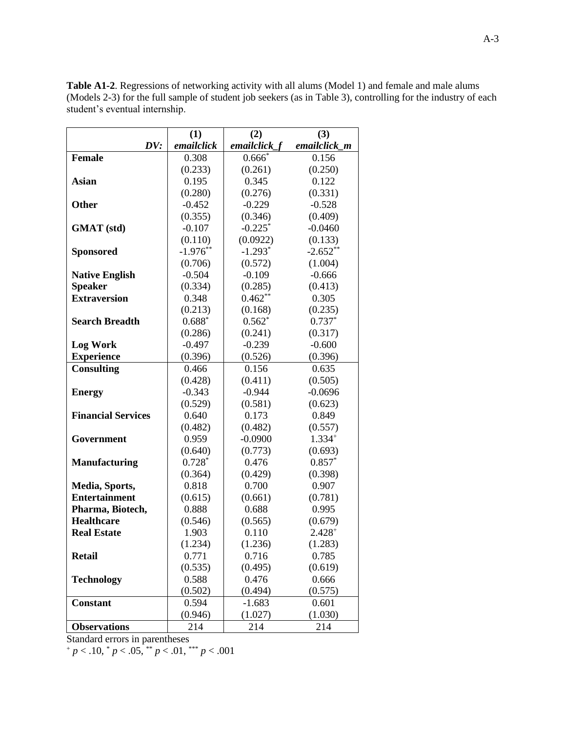**Table A1-2**. Regressions of networking activity with all alums (Model 1) and female and male alums (Models 2-3) for the full sample of student job seekers (as in Table 3), controlling for the industry of each student's eventual internship.

| | (1) | (2) | (3) |
|---|---|---|---|
| *DV:* | *emailclick* | *emailclick_f* | *emailclick_m* |
| **Female** | 0.308 | $0.666^{*}$ | 0.156 |
| | (0.233) | (0.261) | (0.250) |
| **Asian** | 0.195 | 0.345 | 0.122 |
| | (0.280) | (0.276) | (0.331) |
| **Other** | -0.452 | -0.229 | -0.528 |
| | (0.355) | (0.346) | (0.409) |
| **GMAT (std)** | -0.107 | $-0.225^{*}$ | -0.0460 |
| | (0.110) | (0.0922) | (0.133) |
| **Sponsored** | $-1.976^{**}$ | $-1.293^{*}$ | $-2.652^{**}$ |
| | (0.706) | (0.572) | (1.004) |
| **Native English Speaker** | -0.504 | -0.109 | -0.666 |
| | (0.334) | (0.285) | (0.413) |
| **Extraversion** | 0.348 | $0.462^{**}$ | 0.305 |
| | (0.213) | (0.168) | (0.235) |
| **Search Breadth** | $0.688^{*}$ | $0.562^{*}$ | $0.737^{*}$ |
| | (0.286) | (0.241) | (0.317) |
| **Log Work Experience** | -0.497 | -0.239 | -0.600 |
| | (0.396) | (0.526) | (0.396) |
| **Consulting** | 0.466 | 0.156 | 0.635 |
| | (0.428) | (0.411) | (0.505) |
| **Energy** | -0.343 | -0.944 | -0.0696 |
| | (0.529) | (0.581) | (0.623) |
| **Financial Services** | 0.640 | 0.173 | 0.849 |
| | (0.482) | (0.482) | (0.557) |
| **Government** | 0.959 | -0.0900 | $1.334^{+}$ |
| | (0.640) | (0.773) | (0.693) |
| **Manufacturing** | $0.728^{*}$ | 0.476 | $0.857^{*}$ |
| | (0.364) | (0.429) | (0.398) |
| **Media, Sports, Entertainment** | 0.818 | 0.700 | 0.907 |
| | (0.615) | (0.661) | (0.781) |
| **Pharma, Biotech, Healthcare** | 0.888 | 0.688 | 0.995 |
| | (0.546) | (0.565) | (0.679) |
| **Real Estate** | 1.903 | 0.110 | $2.428^{+}$ |
| | (1.234) | (1.236) | (1.283) |
| **Retail** | 0.771 | 0.716 | 0.785 |
| | (0.535) | (0.495) | (0.619) |
| **Technology** | 0.588 | 0.476 | 0.666 |
| | (0.502) | (0.494) | (0.575) |
| **Constant** | 0.594 | -1.683 | 0.601 |
| | (0.946) | (1.027) | (1.030) |
| **Observations** | 214 | 214 | 214 |

Standard errors in parentheses

$^{+}$ $p < .10$, $^{*}$ $p < .05$, $^{**}$ $p < .01$, $^{***}$ $p < .001$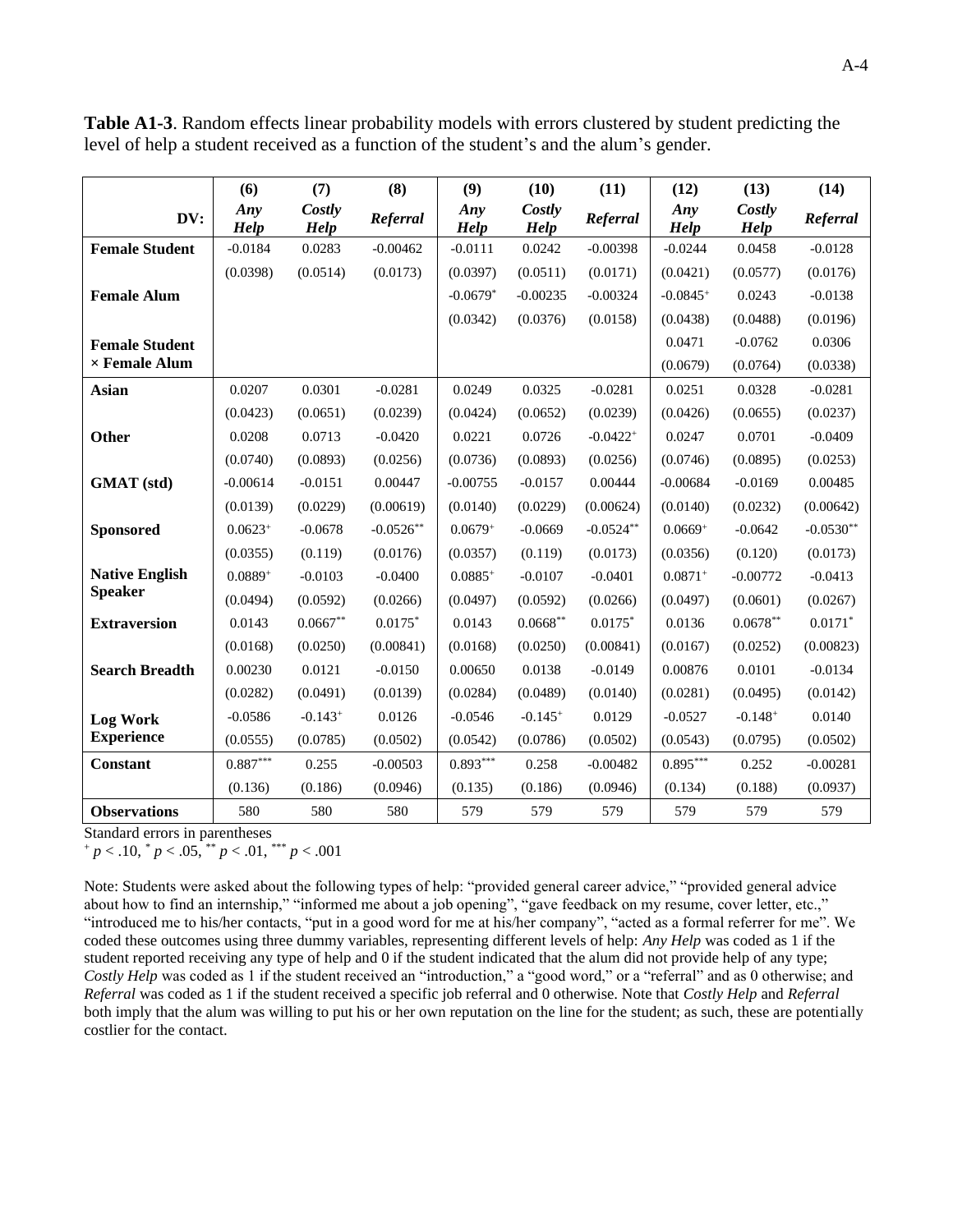**Table A1-3**. Random effects linear probability models with errors clustered by student predicting the level of help a student received as a function of the student's and the alum's gender.

| | (6) | (7) | (8) | (9) | (10) | (11) | (12) | (13) | (14) |
|---|---|---|---|---|---|---|---|---|---|
| **DV:** | ***Any Help*** | ***Costly Help*** | ***Referral*** | ***Any Help*** | ***Costly Help*** | ***Referral*** | ***Any Help*** | ***Costly Help*** | ***Referral*** |
| **Female Student** | -0.0184 | 0.0283 | -0.00462 | -0.0111 | 0.0242 | -0.00398 | -0.0244 | 0.0458 | -0.0128 |
| | (0.0398) | (0.0514) | (0.0173) | (0.0397) | (0.0511) | (0.0171) | (0.0421) | (0.0577) | (0.0176) |
| **Female Alum** | | | | $-0.0679^{*}$ | -0.00235 | -0.00324 | $-0.0845^{+}$ | 0.0243 | -0.0138 |
| | | | | (0.0342) | (0.0376) | (0.0158) | (0.0438) | (0.0488) | (0.0196) |
| **Female Student × Female Alum** | | | | | | | 0.0471 | -0.0762 | 0.0306 |
| | | | | | | | (0.0679) | (0.0764) | (0.0338) |
| **Asian** | 0.0207 | 0.0301 | -0.0281 | 0.0249 | 0.0325 | -0.0281 | 0.0251 | 0.0328 | -0.0281 |
| | (0.0423) | (0.0651) | (0.0239) | (0.0424) | (0.0652) | (0.0239) | (0.0426) | (0.0655) | (0.0237) |
| **Other** | 0.0208 | 0.0713 | -0.0420 | 0.0221 | 0.0726 | $-0.0422^{+}$ | 0.0247 | 0.0701 | -0.0409 |
| | (0.0740) | (0.0893) | (0.0256) | (0.0736) | (0.0893) | (0.0256) | (0.0746) | (0.0895) | (0.0253) |
| **GMAT (std)** | -0.00614 | -0.0151 | 0.00447 | -0.00755 | -0.0157 | 0.00444 | -0.00684 | -0.0169 | 0.00485 |
| | (0.0139) | (0.0229) | (0.00619) | (0.0140) | (0.0229) | (0.00624) | (0.0140) | (0.0232) | (0.00642) |
| **Sponsored** | $0.0623^{+}$ | -0.0678 | $-0.0526^{**}$ | $0.0679^{+}$ | -0.0669 | $-0.0524^{**}$ | $0.0669^{+}$ | -0.0642 | $-0.0530^{**}$ |
| | (0.0355) | (0.119) | (0.0176) | (0.0357) | (0.119) | (0.0173) | (0.0356) | (0.120) | (0.0173) |
| **Native English Speaker** | $0.0889^{+}$ | -0.0103 | -0.0400 | $0.0885^{+}$ | -0.0107 | -0.0401 | $0.0871^{+}$ | -0.00772 | -0.0413 |
| | (0.0494) | (0.0592) | (0.0266) | (0.0497) | (0.0592) | (0.0266) | (0.0497) | (0.0601) | (0.0267) |
| **Extraversion** | 0.0143 | $0.0667^{**}$ | $0.0175^{*}$ | 0.0143 | $0.0668^{**}$ | $0.0175^{*}$ | 0.0136 | $0.0678^{**}$ | $0.0171^{*}$ |
| | (0.0168) | (0.0250) | (0.00841) | (0.0168) | (0.0250) | (0.00841) | (0.0167) | (0.0252) | (0.00823) |
| **Search Breadth** | 0.00230 | 0.0121 | -0.0150 | 0.00650 | 0.0138 | -0.0149 | 0.00876 | 0.0101 | -0.0134 |
| | (0.0282) | (0.0491) | (0.0139) | (0.0284) | (0.0489) | (0.0140) | (0.0281) | (0.0495) | (0.0142) |
| **Log Work Experience** | -0.0586 | $-0.143^{+}$ | 0.0126 | -0.0546 | $-0.145^{+}$ | 0.0129 | -0.0527 | $-0.148^{+}$ | 0.0140 |
| | (0.0555) | (0.0785) | (0.0502) | (0.0542) | (0.0786) | (0.0502) | (0.0543) | (0.0795) | (0.0502) |
| **Constant** | $0.887^{***}$ | 0.255 | -0.00503 | $0.893^{***}$ | 0.258 | -0.00482 | $0.895^{***}$ | 0.252 | -0.00281 |
| | (0.136) | (0.186) | (0.0946) | (0.135) | (0.186) | (0.0946) | (0.134) | (0.188) | (0.0937) |
| **Observations** | 580 | 580 | 580 | 579 | 579 | 579 | 579 | 579 | 579 |

Standard errors in parentheses

$^{+}$ $p < .10$, $^{*}$ $p < .05$, $^{**}$ $p < .01$, $^{***}$ $p < .001$

Note: Students were asked about the following types of help: "provided general career advice," "provided general advice about how to find an internship," "informed me about a job opening", "gave feedback on my resume, cover letter, etc.," "introduced me to his/her contacts, "put in a good word for me at his/her company", "acted as a formal referrer for me". We coded these outcomes using three dummy variables, representing different levels of help: *Any Help* was coded as 1 if the student reported receiving any type of help and 0 if the student indicated that the alum did not provide help of any type; *Costly Help* was coded as 1 if the student received an "introduction," a "good word," or a "referral" and as 0 otherwise; and *Referral* was coded as 1 if the student received a specific job referral and 0 otherwise. Note that *Costly Help* and *Referral* both imply that the alum was willing to put his or her own reputation on the line for the student; as such, these are potentially costlier for the contact.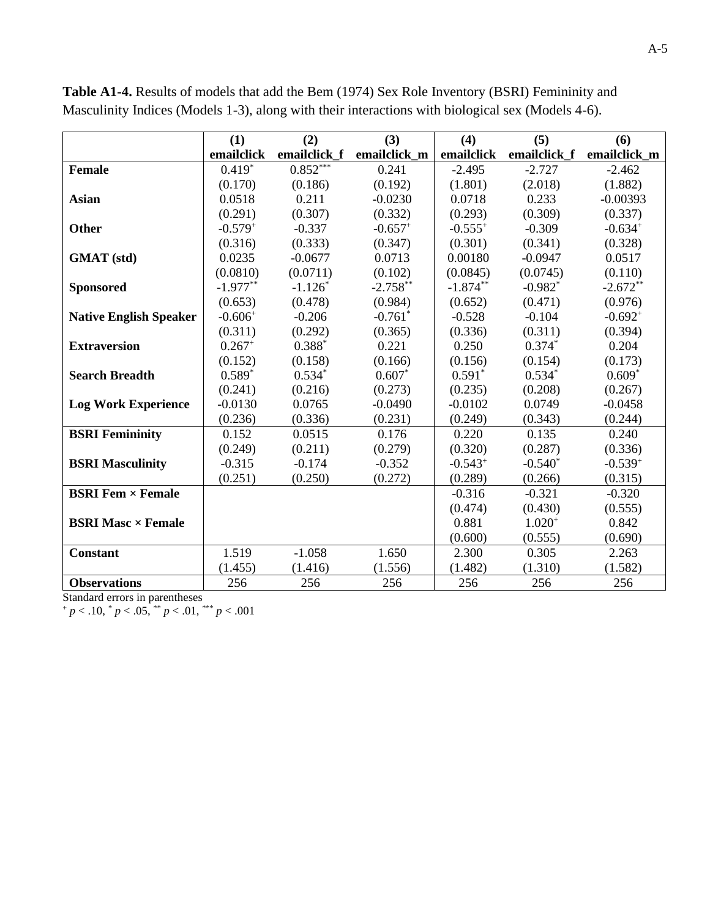**Table A1-4.** Results of models that add the Bem (1974) Sex Role Inventory (BSRI) Femininity and Masculinity Indices (Models 1-3), along with their interactions with biological sex (Models 4-6).

| | (1) | (2) | (3) | (4) | (5) | (6) |
|---|---|---|---|---|---|---|
| | emailclick | emailclick_f | emailclick_m | emailclick | emailclick_f | emailclick_m |
| **Female** | $0.419^{*}$ | $0.852^{***}$ | 0.241 | -2.495 | -2.727 | -2.462 |
| | (0.170) | (0.186) | (0.192) | (1.801) | (2.018) | (1.882) |
| **Asian** | 0.0518 | 0.211 | -0.0230 | 0.0718 | 0.233 | -0.00393 |
| | (0.291) | (0.307) | (0.332) | (0.293) | (0.309) | (0.337) |
| **Other** | $-0.579^{+}$ | -0.337 | $-0.657^{+}$ | $-0.555^{+}$ | -0.309 | $-0.634^{+}$ |
| | (0.316) | (0.333) | (0.347) | (0.301) | (0.341) | (0.328) |
| **GMAT (std)** | 0.0235 | -0.0677 | 0.0713 | 0.00180 | -0.0947 | 0.0517 |
| | (0.0810) | (0.0711) | (0.102) | (0.0845) | (0.0745) | (0.110) |
| **Sponsored** | $-1.977^{**}$ | $-1.126^{*}$ | $-2.758^{**}$ | $-1.874^{**}$ | $-0.982^{*}$ | $-2.672^{**}$ |
| | (0.653) | (0.478) | (0.984) | (0.652) | (0.471) | (0.976) |
| **Native English Speaker** | $-0.606^{+}$ | -0.206 | $-0.761^{*}$ | -0.528 | -0.104 | $-0.692^{+}$ |
| | (0.311) | (0.292) | (0.365) | (0.336) | (0.311) | (0.394) |
| **Extraversion** | $0.267^{+}$ | $0.388^{*}$ | 0.221 | 0.250 | $0.374^{*}$ | 0.204 |
| | (0.152) | (0.158) | (0.166) | (0.156) | (0.154) | (0.173) |
| **Search Breadth** | $0.589^{*}$ | $0.534^{*}$ | $0.607^{*}$ | $0.591^{*}$ | $0.534^{*}$ | $0.609^{*}$ |
| | (0.241) | (0.216) | (0.273) | (0.235) | (0.208) | (0.267) |
| **Log Work Experience** | -0.0130 | 0.0765 | -0.0490 | -0.0102 | 0.0749 | -0.0458 |
| | (0.236) | (0.336) | (0.231) | (0.249) | (0.343) | (0.244) |
| **BSRI Femininity** | 0.152 | 0.0515 | 0.176 | 0.220 | 0.135 | 0.240 |
| | (0.249) | (0.211) | (0.279) | (0.320) | (0.287) | (0.336) |
| **BSRI Masculinity** | -0.315 | -0.174 | -0.352 | $-0.543^{+}$ | $-0.540^{*}$ | $-0.539^{+}$ |
| | (0.251) | (0.250) | (0.272) | (0.289) | (0.266) | (0.315) |
| **BSRI Fem × Female** | | | | -0.316 | -0.321 | -0.320 |
| | | | | (0.474) | (0.430) | (0.555) |
| **BSRI Masc × Female** | | | | 0.881 | $1.020^{+}$ | 0.842 |
| | | | | (0.600) | (0.555) | (0.690) |
| **Constant** | 1.519 | -1.058 | 1.650 | 2.300 | 0.305 | 2.263 |
| | (1.455) | (1.416) | (1.556) | (1.482) | (1.310) | (1.582) |
| **Observations** | 256 | 256 | 256 | 256 | 256 | 256 |

Standard errors in parentheses
$^{+}$ $p < .10$, $^{*}$ $p < .05$, $^{**}$ $p < .01$, $^{***}$ $p < .001$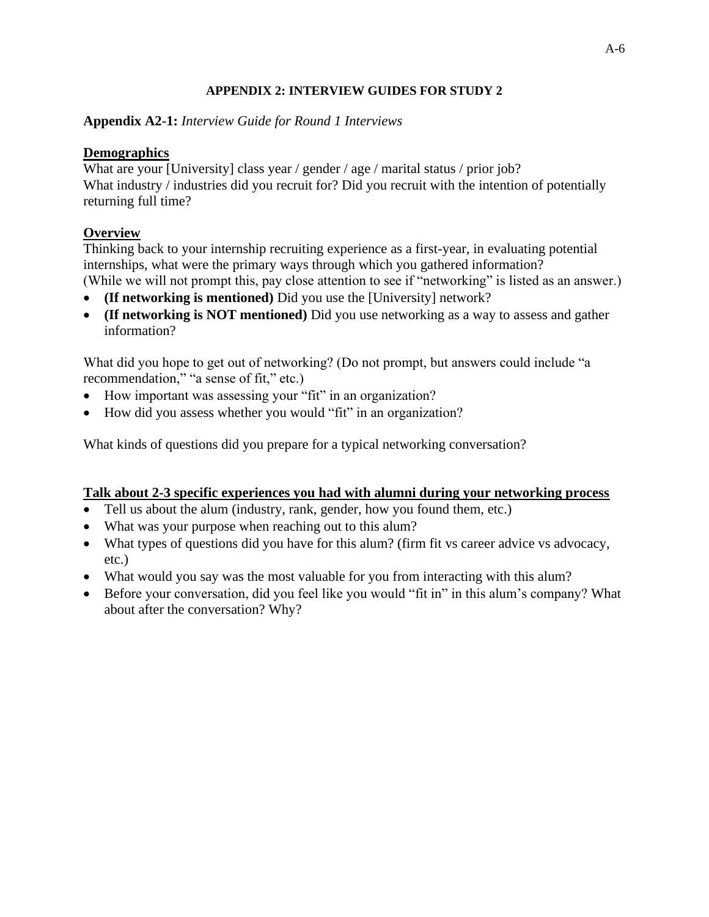## APPENDIX 2: INTERVIEW GUIDES FOR STUDY 2

**Appendix A2-1:** *Interview Guide for Round 1 Interviews*

**Demographics**

What are your [University] class year / gender / age / marital status / prior job?
What industry / industries did you recruit for? Did you recruit with the intention of potentially returning full time?

**Overview**

Thinking back to your internship recruiting experience as a first-year, in evaluating potential internships, what were the primary ways through which you gathered information?
(While we will not prompt this, pay close attention to see if "networking" is listed as an answer.)

- **(If networking is mentioned)** Did you use the [University] network?
- **(If networking is NOT mentioned)** Did you use networking as a way to assess and gather information?

What did you hope to get out of networking? (Do not prompt, but answers could include "a recommendation," "a sense of fit," etc.)

- How important was assessing your "fit" in an organization?
- How did you assess whether you would "fit" in an organization?

What kinds of questions did you prepare for a typical networking conversation?

**Talk about 2-3 specific experiences you had with alumni during your networking process**

- Tell us about the alum (industry, rank, gender, how you found them, etc.)
- What was your purpose when reaching out to this alum?
- What types of questions did you have for this alum? (firm fit vs career advice vs advocacy, etc.)
- What would you say was the most valuable for you from interacting with this alum?
- Before your conversation, did you feel like you would "fit in" in this alum's company? What about after the conversation? Why?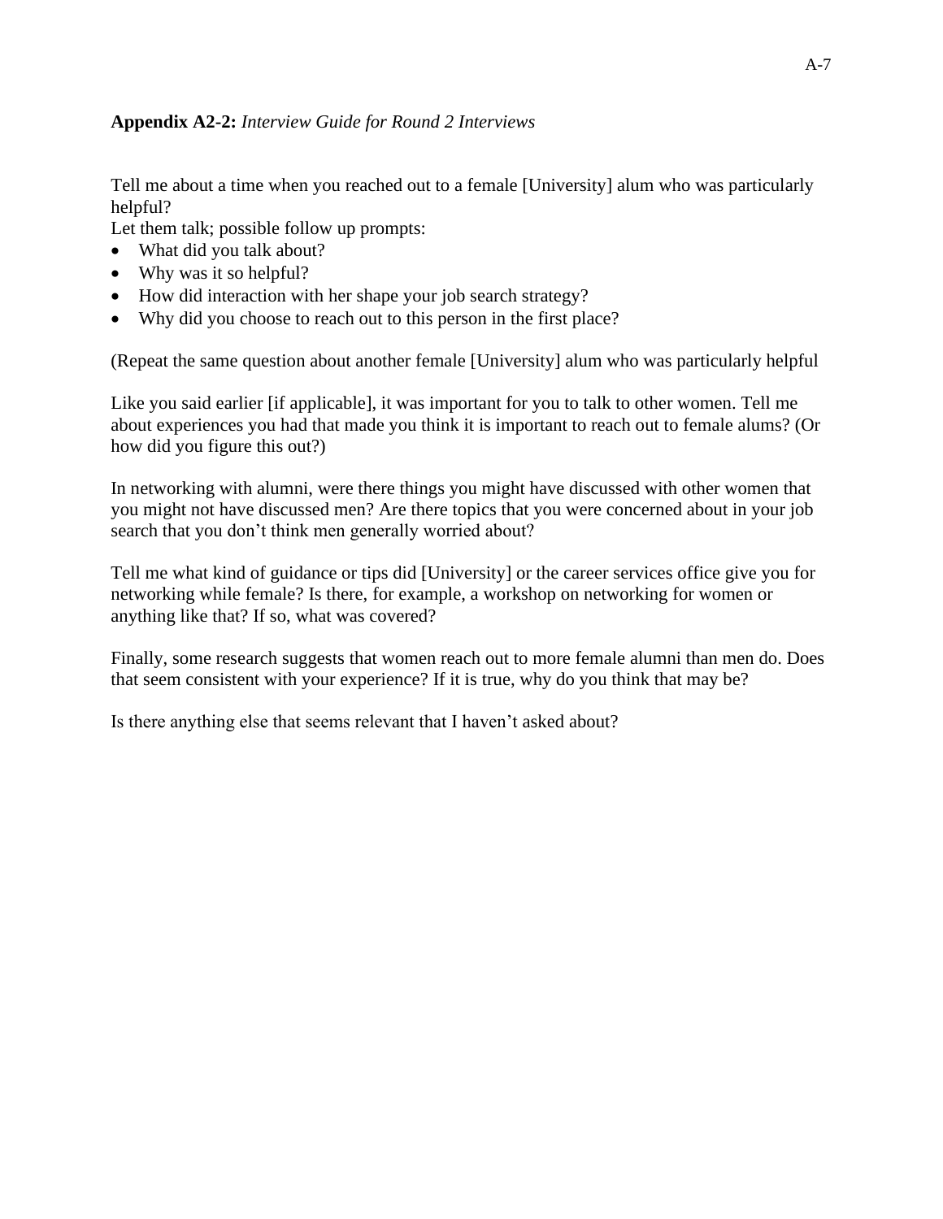**Appendix A2-2:** *Interview Guide for Round 2 Interviews*

Tell me about a time when you reached out to a female [University] alum who was particularly helpful?

Let them talk; possible follow up prompts:

- What did you talk about?
- Why was it so helpful?
- How did interaction with her shape your job search strategy?
- Why did you choose to reach out to this person in the first place?

(Repeat the same question about another female [University] alum who was particularly helpful

Like you said earlier [if applicable], it was important for you to talk to other women. Tell me about experiences you had that made you think it is important to reach out to female alums? (Or how did you figure this out?)

In networking with alumni, were there things you might have discussed with other women that you might not have discussed men? Are there topics that you were concerned about in your job search that you don't think men generally worried about?

Tell me what kind of guidance or tips did [University] or the career services office give you for networking while female? Is there, for example, a workshop on networking for women or anything like that? If so, what was covered?

Finally, some research suggests that women reach out to more female alumni than men do. Does that seem consistent with your experience? If it is true, why do you think that may be?

Is there anything else that seems relevant that I haven't asked about?